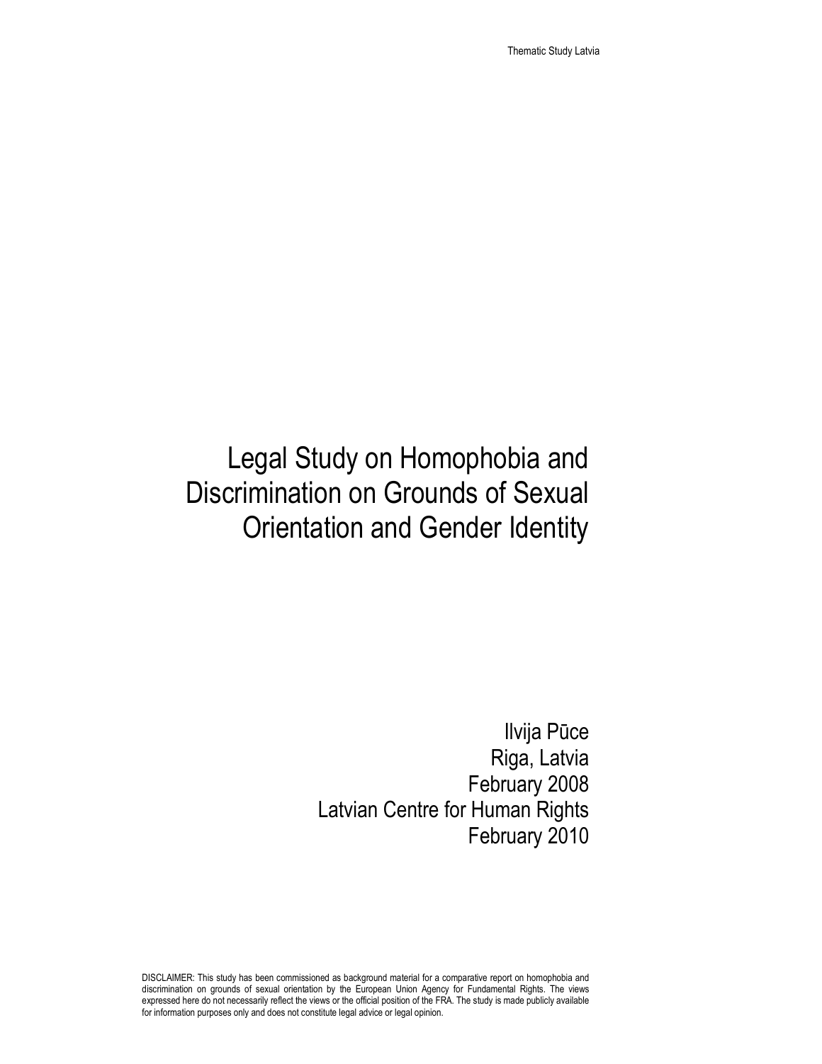# Legal Study on Homophobia and Discrimination on Grounds of Sexual Orientation and Gender Identity

Ilvija Pūce
Riga, Latvia
February 2008
Latvian Centre for Human Rights
February 2010

DISCLAIMER: This study has been commissioned as background material for a comparative report on homophobia and discrimination on grounds of sexual orientation by the European Union Agency for Fundamental Rights. The views expressed here do not necessarily reflect the views or the official position of the FRA. The study is made publicly available for information purposes only and does not constitute legal advice or legal opinion.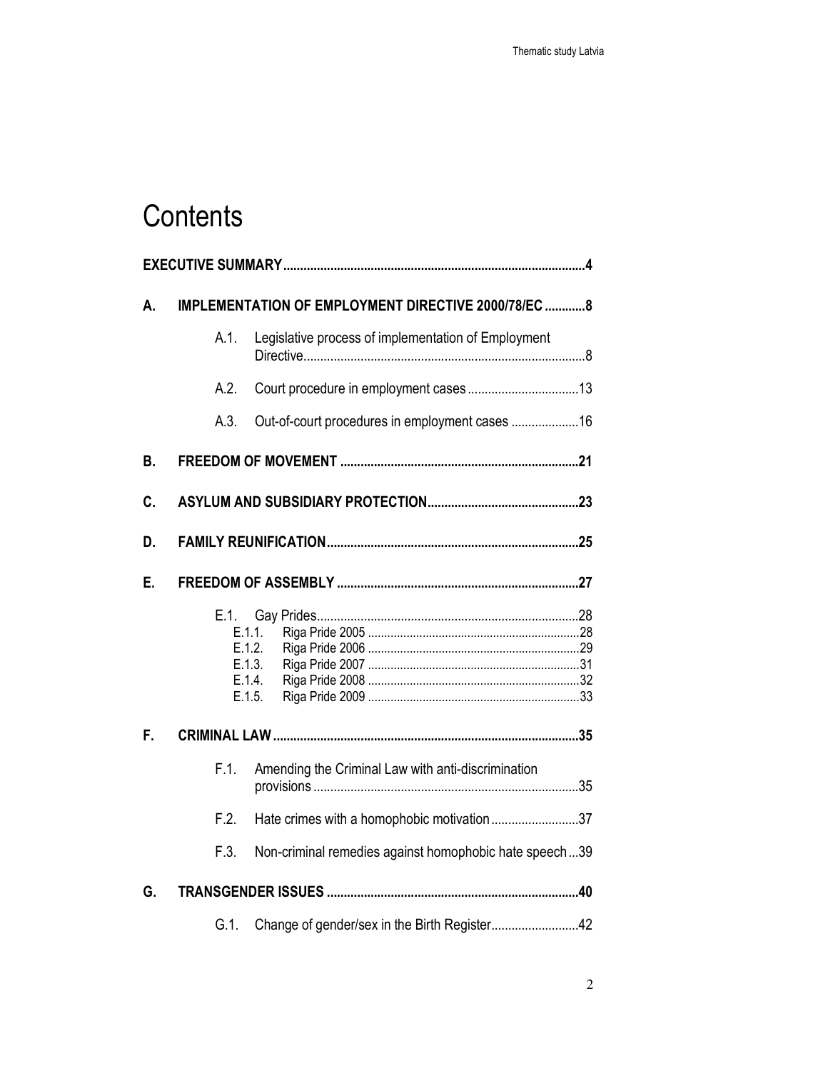# Contents

**EXECUTIVE SUMMARY** ........................................................................................ 4

**A. IMPLEMENTATION OF EMPLOYMENT DIRECTIVE 2000/78/EC** ............ 8

- A.1. Legislative process of implementation of Employment Directive ........................................................................................ 8
- A.2. Court procedure in employment cases ................................. 13
- A.3. Out-of-court procedures in employment cases .................... 16

**B. FREEDOM OF MOVEMENT** ...................................................................... 21

**C. ASYLUM AND SUBSIDIARY PROTECTION** ............................................ 23

**D. FAMILY REUNIFICATION** .......................................................................... 25

**E. FREEDOM OF ASSEMBLY** ....................................................................... 27

- E.1. Gay Prides .............................................................................. 28
  - E.1.1. Riga Pride 2005 ................................................................. 28
  - E.1.2. Riga Pride 2006 ................................................................. 29
  - E.1.3. Riga Pride 2007 ................................................................. 31
  - E.1.4. Riga Pride 2008 ................................................................. 32
  - E.1.5. Riga Pride 2009 ................................................................. 33

**F. CRIMINAL LAW** .......................................................................................... 35

- F.1. Amending the Criminal Law with anti-discrimination provisions ............................................................................... 35
- F.2. Hate crimes with a homophobic motivation .......................... 37
- F.3. Non-criminal remedies against homophobic hate speech ... 39

**G. TRANSGENDER ISSUES** .......................................................................... 40

- G.1. Change of gender/sex in the Birth Register .......................... 42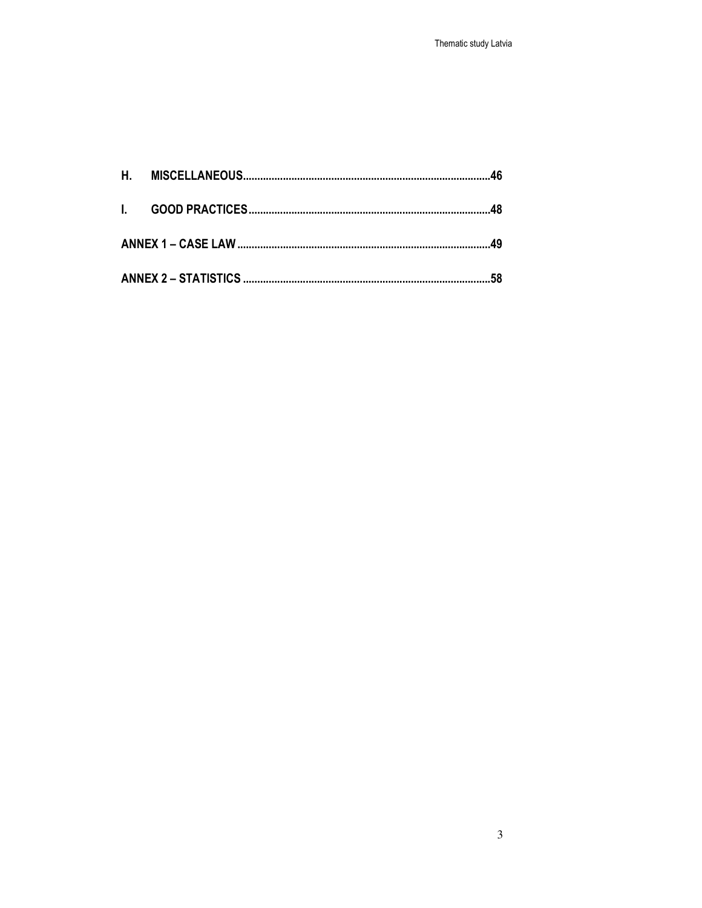**H. MISCELLANEOUS** ..................................................................................... 46

**I. GOOD PRACTICES** ................................................................................... 48

**ANNEX 1 – CASE LAW** ................................................................................. 49

**ANNEX 2 – STATISTICS** ............................................................................... 58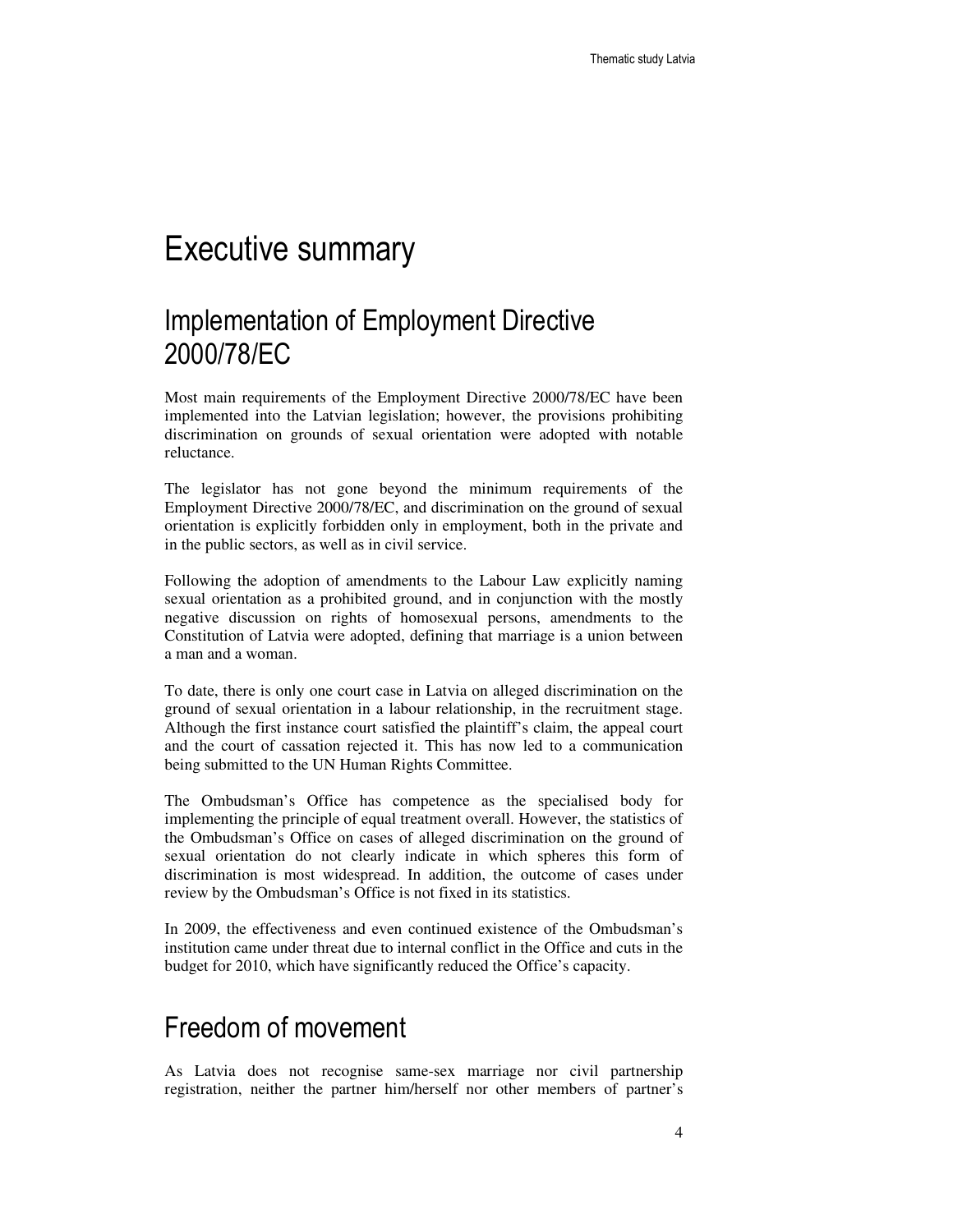# Executive summary

## Implementation of Employment Directive 2000/78/EC

Most main requirements of the Employment Directive 2000/78/EC have been implemented into the Latvian legislation; however, the provisions prohibiting discrimination on grounds of sexual orientation were adopted with notable reluctance.

The legislator has not gone beyond the minimum requirements of the Employment Directive 2000/78/EC, and discrimination on the ground of sexual orientation is explicitly forbidden only in employment, both in the private and in the public sectors, as well as in civil service.

Following the adoption of amendments to the Labour Law explicitly naming sexual orientation as a prohibited ground, and in conjunction with the mostly negative discussion on rights of homosexual persons, amendments to the Constitution of Latvia were adopted, defining that marriage is a union between a man and a woman.

To date, there is only one court case in Latvia on alleged discrimination on the ground of sexual orientation in a labour relationship, in the recruitment stage. Although the first instance court satisfied the plaintiff's claim, the appeal court and the court of cassation rejected it. This has now led to a communication being submitted to the UN Human Rights Committee.

The Ombudsman's Office has competence as the specialised body for implementing the principle of equal treatment overall. However, the statistics of the Ombudsman's Office on cases of alleged discrimination on the ground of sexual orientation do not clearly indicate in which spheres this form of discrimination is most widespread. In addition, the outcome of cases under review by the Ombudsman's Office is not fixed in its statistics.

In 2009, the effectiveness and even continued existence of the Ombudsman's institution came under threat due to internal conflict in the Office and cuts in the budget for 2010, which have significantly reduced the Office's capacity.

## Freedom of movement

As Latvia does not recognise same-sex marriage nor civil partnership registration, neither the partner him/herself nor other members of partner's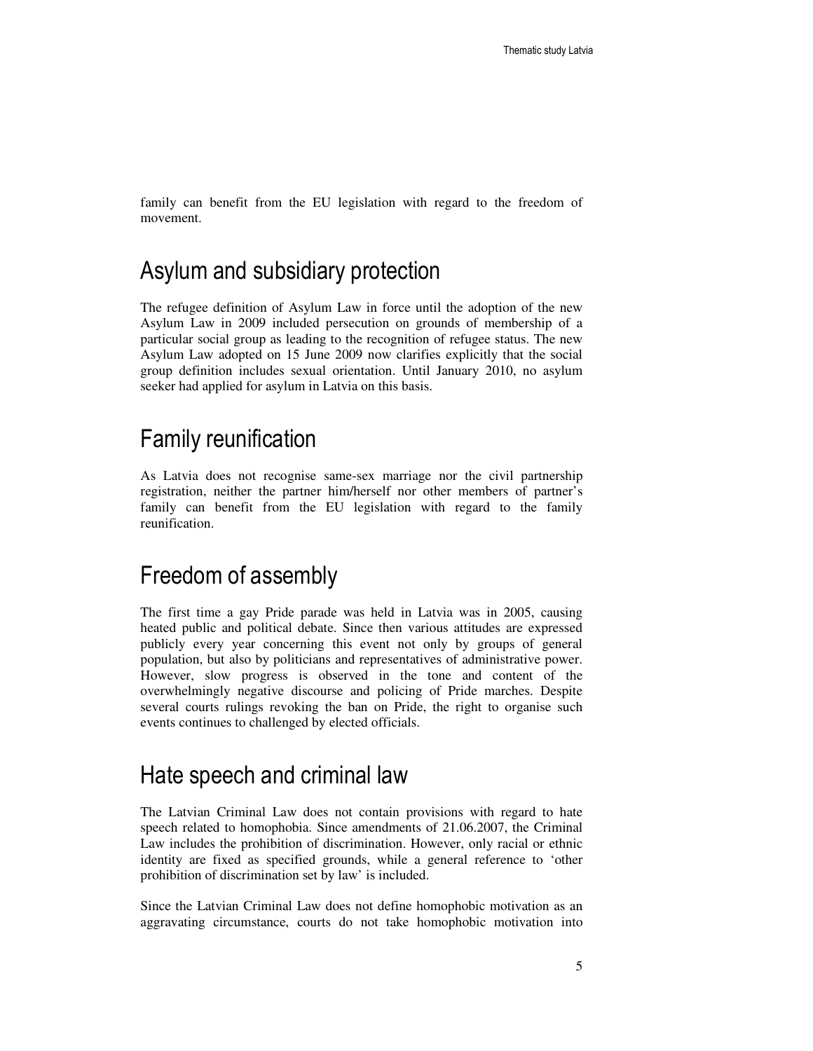family can benefit from the EU legislation with regard to the freedom of movement.

## Asylum and subsidiary protection

The refugee definition of Asylum Law in force until the adoption of the new Asylum Law in 2009 included persecution on grounds of membership of a particular social group as leading to the recognition of refugee status. The new Asylum Law adopted on 15 June 2009 now clarifies explicitly that the social group definition includes sexual orientation. Until January 2010, no asylum seeker had applied for asylum in Latvia on this basis.

## Family reunification

As Latvia does not recognise same-sex marriage nor the civil partnership registration, neither the partner him/herself nor other members of partner's family can benefit from the EU legislation with regard to the family reunification.

## Freedom of assembly

The first time a gay Pride parade was held in Latvia was in 2005, causing heated public and political debate. Since then various attitudes are expressed publicly every year concerning this event not only by groups of general population, but also by politicians and representatives of administrative power. However, slow progress is observed in the tone and content of the overwhelmingly negative discourse and policing of Pride marches. Despite several courts rulings revoking the ban on Pride, the right to organise such events continues to challenged by elected officials.

## Hate speech and criminal law

The Latvian Criminal Law does not contain provisions with regard to hate speech related to homophobia. Since amendments of 21.06.2007, the Criminal Law includes the prohibition of discrimination. However, only racial or ethnic identity are fixed as specified grounds, while a general reference to 'other prohibition of discrimination set by law' is included.

Since the Latvian Criminal Law does not define homophobic motivation as an aggravating circumstance, courts do not take homophobic motivation into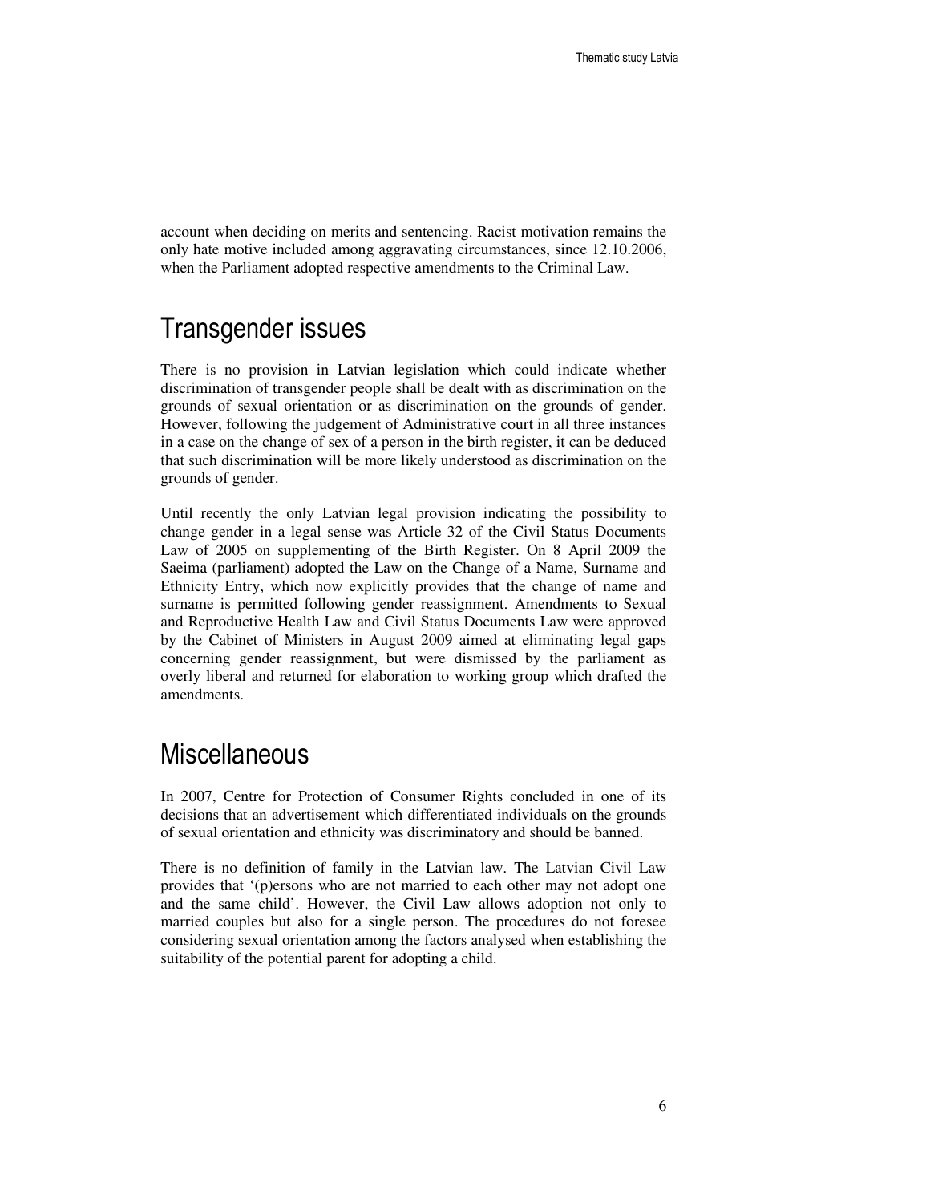account when deciding on merits and sentencing. Racist motivation remains the only hate motive included among aggravating circumstances, since 12.10.2006, when the Parliament adopted respective amendments to the Criminal Law.

# Transgender issues

There is no provision in Latvian legislation which could indicate whether discrimination of transgender people shall be dealt with as discrimination on the grounds of sexual orientation or as discrimination on the grounds of gender. However, following the judgement of Administrative court in all three instances in a case on the change of sex of a person in the birth register, it can be deduced that such discrimination will be more likely understood as discrimination on the grounds of gender.

Until recently the only Latvian legal provision indicating the possibility to change gender in a legal sense was Article 32 of the Civil Status Documents Law of 2005 on supplementing of the Birth Register. On 8 April 2009 the Saeima (parliament) adopted the Law on the Change of a Name, Surname and Ethnicity Entry, which now explicitly provides that the change of name and surname is permitted following gender reassignment. Amendments to Sexual and Reproductive Health Law and Civil Status Documents Law were approved by the Cabinet of Ministers in August 2009 aimed at eliminating legal gaps concerning gender reassignment, but were dismissed by the parliament as overly liberal and returned for elaboration to working group which drafted the amendments.

# Miscellaneous

In 2007, Centre for Protection of Consumer Rights concluded in one of its decisions that an advertisement which differentiated individuals on the grounds of sexual orientation and ethnicity was discriminatory and should be banned.

There is no definition of family in the Latvian law. The Latvian Civil Law provides that '(p)ersons who are not married to each other may not adopt one and the same child'. However, the Civil Law allows adoption not only to married couples but also for a single person. The procedures do not foresee considering sexual orientation among the factors analysed when establishing the suitability of the potential parent for adopting a child.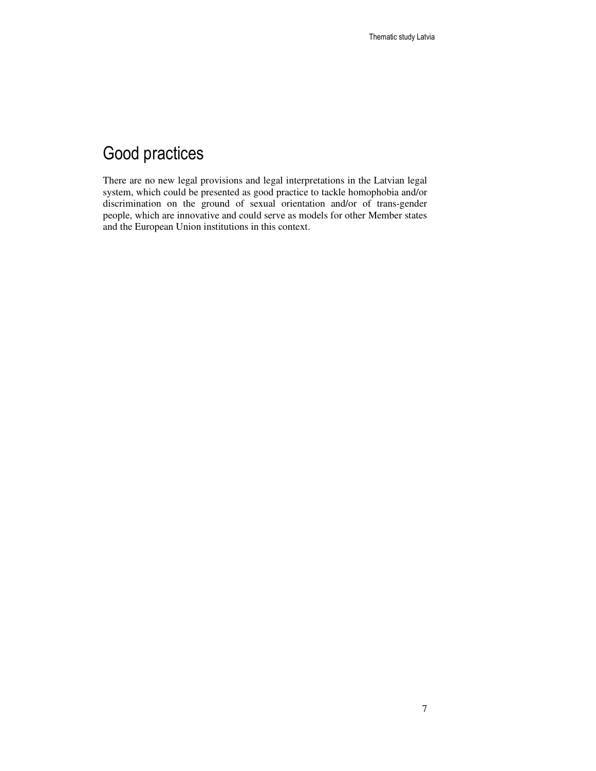# Good practices

There are no new legal provisions and legal interpretations in the Latvian legal system, which could be presented as good practice to tackle homophobia and/or discrimination on the ground of sexual orientation and/or of trans-gender people, which are innovative and could serve as models for other Member states and the European Union institutions in this context.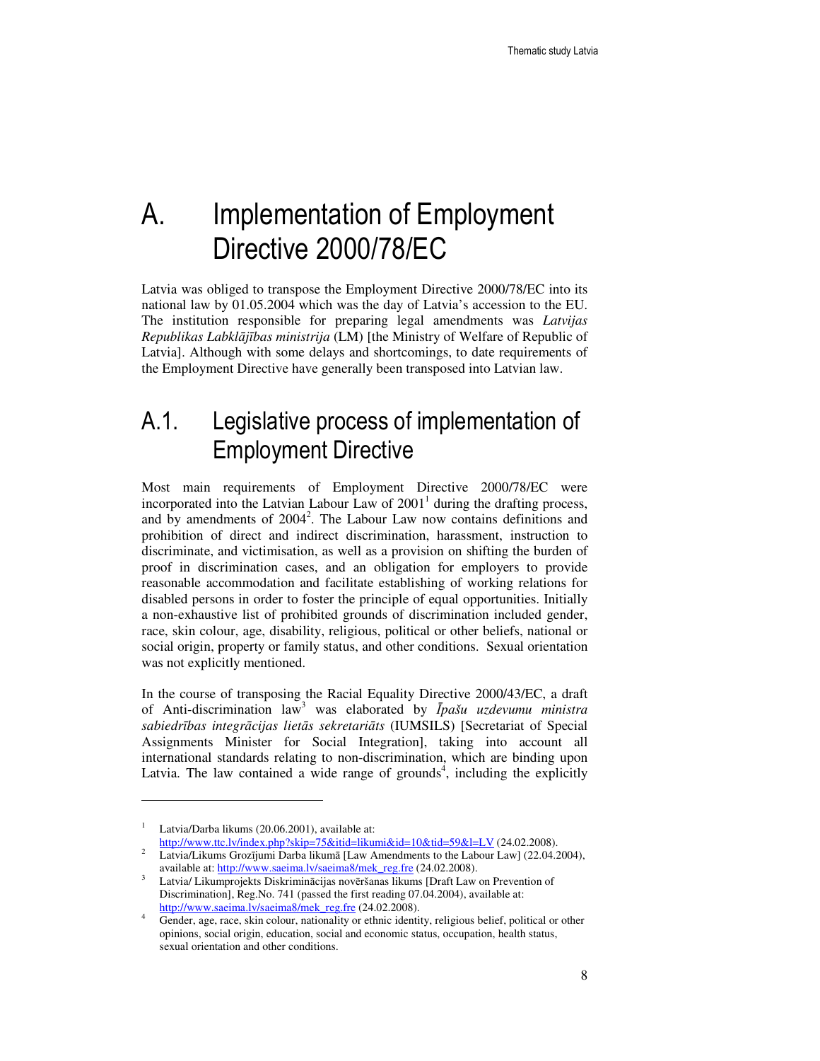# A. Implementation of Employment Directive 2000/78/EC

Latvia was obliged to transpose the Employment Directive 2000/78/EC into its national law by 01.05.2004 which was the day of Latvia's accession to the EU. The institution responsible for preparing legal amendments was *Latvijas Republikas Labklājības ministrija* (LM) [the Ministry of Welfare of Republic of Latvia]. Although with some delays and shortcomings, to date requirements of the Employment Directive have generally been transposed into Latvian law.

## A.1. Legislative process of implementation of Employment Directive

Most main requirements of Employment Directive 2000/78/EC were incorporated into the Latvian Labour Law of 2001[1] during the drafting process, and by amendments of 2004[2]. The Labour Law now contains definitions and prohibition of direct and indirect discrimination, harassment, instruction to discriminate, and victimisation, as well as a provision on shifting the burden of proof in discrimination cases, and an obligation for employers to provide reasonable accommodation and facilitate establishing of working relations for disabled persons in order to foster the principle of equal opportunities. Initially a non-exhaustive list of prohibited grounds of discrimination included gender, race, skin colour, age, disability, religious, political or other beliefs, national or social origin, property or family status, and other conditions. Sexual orientation was not explicitly mentioned.

In the course of transposing the Racial Equality Directive 2000/43/EC, a draft of Anti-discrimination law[3] was elaborated by *Īpašu uzdevumu ministra sabiedrības integrācijas lietās sekretariāts* (IUMSILS) [Secretariat of Special Assignments Minister for Social Integration], taking into account all international standards relating to non-discrimination, which are binding upon Latvia. The law contained a wide range of grounds[4], including the explicitly

---

[1] Latvia/Darba likums (20.06.2001), available at: http://www.ttc.lv/index.php?skip=75&itid=likumi&id=10&tid=59&l=LV (24.02.2008).

[2] Latvia/Likums Grozījumi Darba likumā [Law Amendments to the Labour Law] (22.04.2004), available at: http://www.saeima.lv/saeima8/mek_reg.fre (24.02.2008).

[3] Latvia/ Likumprojekts Diskriminācijas novēršanas likums [Draft Law on Prevention of Discrimination], Reg.No. 741 (passed the first reading 07.04.2004), available at: http://www.saeima.lv/saeima8/mek_reg.fre (24.02.2008).

[4] Gender, age, race, skin colour, nationality or ethnic identity, religious belief, political or other opinions, social origin, education, social and economic status, occupation, health status, sexual orientation and other conditions.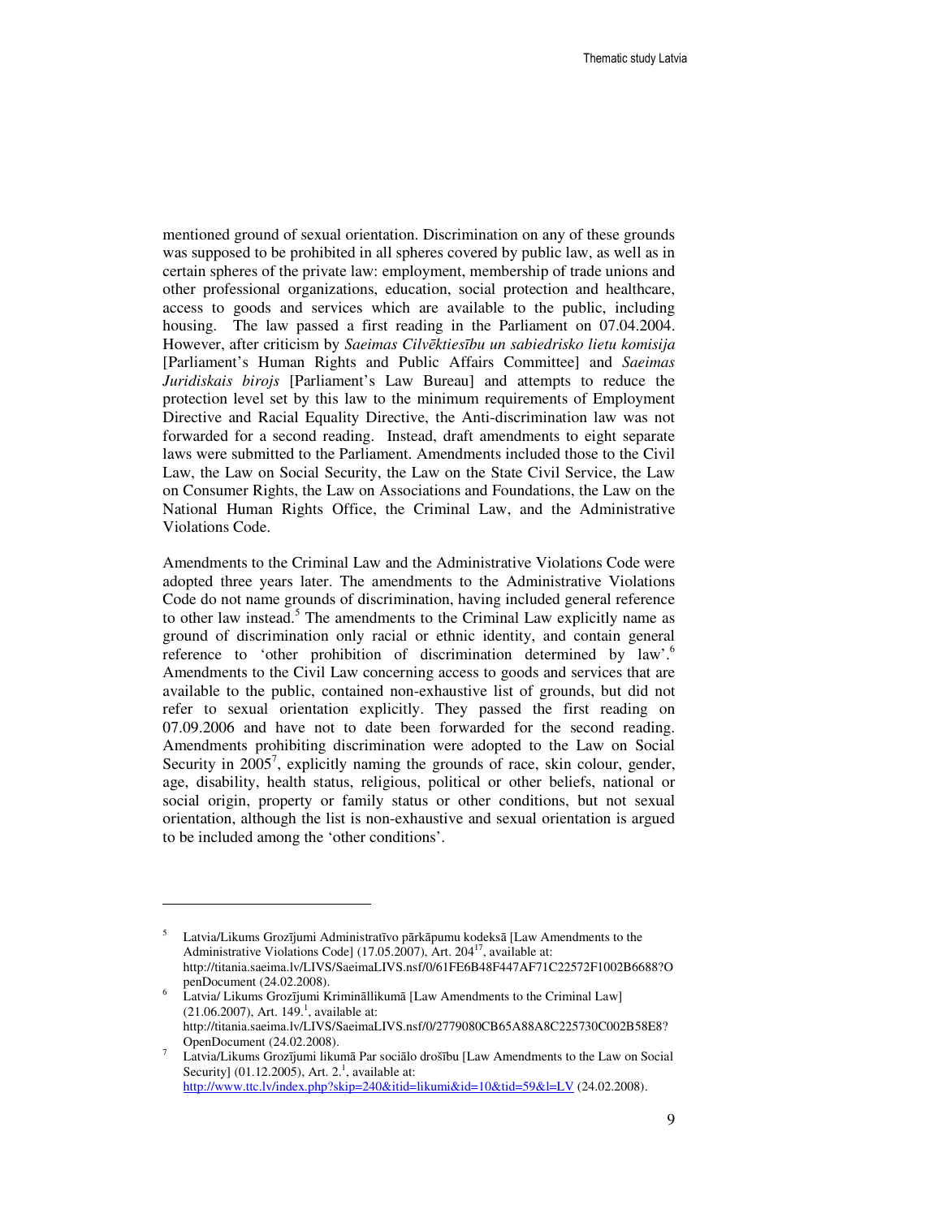mentioned ground of sexual orientation. Discrimination on any of these grounds was supposed to be prohibited in all spheres covered by public law, as well as in certain spheres of the private law: employment, membership of trade unions and other professional organizations, education, social protection and healthcare, access to goods and services which are available to the public, including housing. The law passed a first reading in the Parliament on 07.04.2004. However, after criticism by *Saeimas Cilvēktiesību un sabiedrisko lietu komisija* [Parliament's Human Rights and Public Affairs Committee] and *Saeimas Juridiskais birojs* [Parliament's Law Bureau] and attempts to reduce the protection level set by this law to the minimum requirements of Employment Directive and Racial Equality Directive, the Anti-discrimination law was not forwarded for a second reading. Instead, draft amendments to eight separate laws were submitted to the Parliament. Amendments included those to the Civil Law, the Law on Social Security, the Law on the State Civil Service, the Law on Consumer Rights, the Law on Associations and Foundations, the Law on the National Human Rights Office, the Criminal Law, and the Administrative Violations Code.

Amendments to the Criminal Law and the Administrative Violations Code were adopted three years later. The amendments to the Administrative Violations Code do not name grounds of discrimination, having included general reference to other law instead.[5] The amendments to the Criminal Law explicitly name as ground of discrimination only racial or ethnic identity, and contain general reference to 'other prohibition of discrimination determined by law'.[6] Amendments to the Civil Law concerning access to goods and services that are available to the public, contained non-exhaustive list of grounds, but did not refer to sexual orientation explicitly. They passed the first reading on 07.09.2006 and have not to date been forwarded for the second reading. Amendments prohibiting discrimination were adopted to the Law on Social Security in 2005[7], explicitly naming the grounds of race, skin colour, gender, age, disability, health status, religious, political or other beliefs, national or social origin, property or family status or other conditions, but not sexual orientation, although the list is non-exhaustive and sexual orientation is argued to be included among the 'other conditions'.

---

[5] Latvia/Likums Grozījumi Administratīvo pārkāpumu kodeksā [Law Amendments to the Administrative Violations Code] (17.05.2007), Art. 204[17], available at: http://titania.saeima.lv/LIVS/SaeimaLIVS.nsf/0/61FE6B48F447AF71C22572F1002B6688?OpenDocument (24.02.2008).

[6] Latvia/ Likums Grozījumi Krimināllikumā [Law Amendments to the Criminal Law] (21.06.2007), Art. 149.[1], available at: http://titania.saeima.lv/LIVS/SaeimaLIVS.nsf/0/2779080CB65A88A8C225730C002B58E8?OpenDocument (24.02.2008).

[7] Latvia/Likums Grozījumi likumā Par sociālo drošību [Law Amendments to the Law on Social Security] (01.12.2005), Art. 2.[1], available at: http://www.ttc.lv/index.php?skip=240&itid=likumi&id=10&tid=59&l=LV (24.02.2008).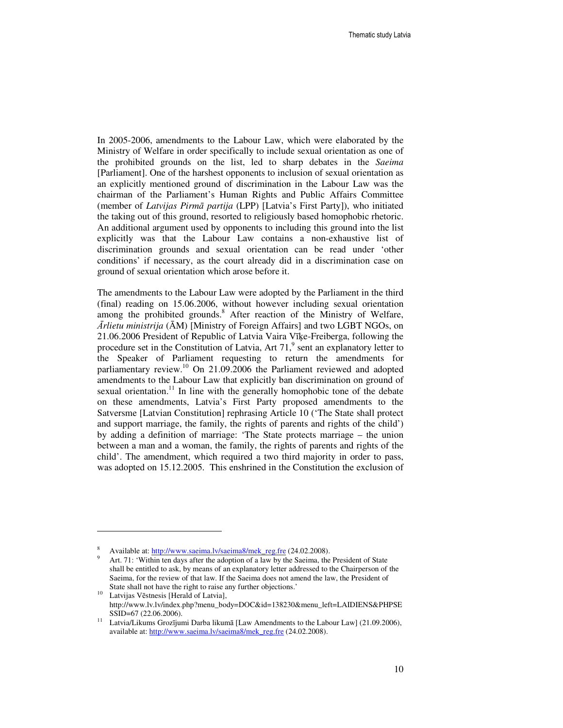In 2005-2006, amendments to the Labour Law, which were elaborated by the Ministry of Welfare in order specifically to include sexual orientation as one of the prohibited grounds on the list, led to sharp debates in the *Saeima* [Parliament]. One of the harshest opponents to inclusion of sexual orientation as an explicitly mentioned ground of discrimination in the Labour Law was the chairman of the Parliament's Human Rights and Public Affairs Committee (member of *Latvijas Pirmā partija* (LPP) [Latvia's First Party]), who initiated the taking out of this ground, resorted to religiously based homophobic rhetoric. An additional argument used by opponents to including this ground into the list explicitly was that the Labour Law contains a non-exhaustive list of discrimination grounds and sexual orientation can be read under 'other conditions' if necessary, as the court already did in a discrimination case on ground of sexual orientation which arose before it.

The amendments to the Labour Law were adopted by the Parliament in the third (final) reading on 15.06.2006, without however including sexual orientation among the prohibited grounds.[8] After reaction of the Ministry of Welfare, *Ārlietu ministrija* (ĀM) [Ministry of Foreign Affairs] and two LGBT NGOs, on 21.06.2006 President of Republic of Latvia Vaira Vīķe-Freiberga, following the procedure set in the Constitution of Latvia, Art 71,[9] sent an explanatory letter to the Speaker of Parliament requesting to return the amendments for parliamentary review.[10] On 21.09.2006 the Parliament reviewed and adopted amendments to the Labour Law that explicitly ban discrimination on ground of sexual orientation.[11] In line with the generally homophobic tone of the debate on these amendments, Latvia's First Party proposed amendments to the Satversme [Latvian Constitution] rephrasing Article 10 ('The State shall protect and support marriage, the family, the rights of parents and rights of the child') by adding a definition of marriage: 'The State protects marriage – the union between a man and a woman, the family, the rights of parents and rights of the child'. The amendment, which required a two third majority in order to pass, was adopted on 15.12.2005. This enshrined in the Constitution the exclusion of

---

[8] Available at: http://www.saeima.lv/saeima8/mek_reg.fre (24.02.2008).

[9] Art. 71: 'Within ten days after the adoption of a law by the Saeima, the President of State shall be entitled to ask, by means of an explanatory letter addressed to the Chairperson of the Saeima, for the review of that law. If the Saeima does not amend the law, the President of State shall not have the right to raise any further objections.'

[10] Latvijas Vēstnesis [Herald of Latvia], http://www.lv.lv/index.php?menu_body=DOC&id=138230&menu_left=LAIDIENS&PHPSESSID=67 (22.06.2006).

[11] Latvia/Likums Grozījumi Darba likumā [Law Amendments to the Labour Law] (21.09.2006), available at: http://www.saeima.lv/saeima8/mek_reg.fre (24.02.2008).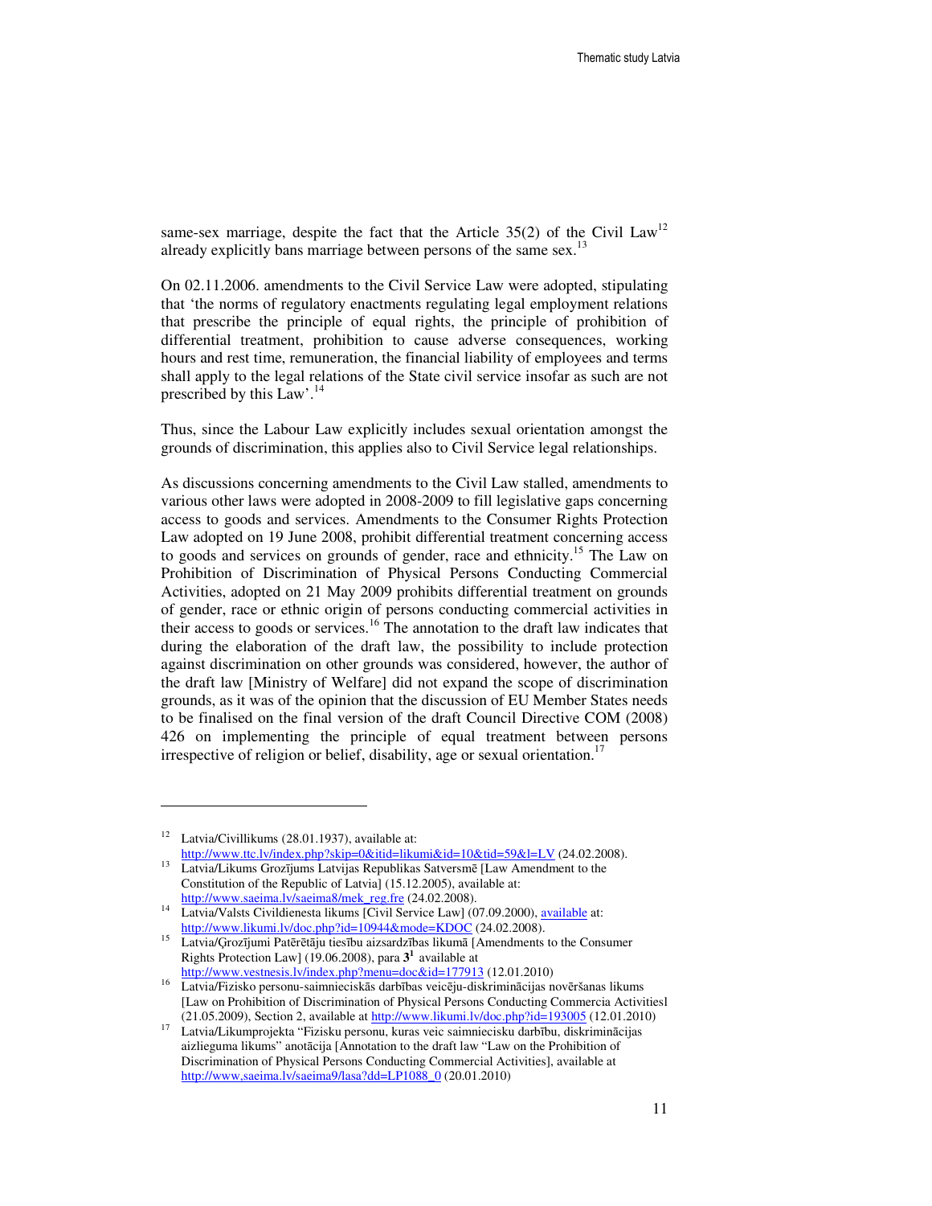same-sex marriage, despite the fact that the Article 35(2) of the Civil Law[12] already explicitly bans marriage between persons of the same sex.[13]

On 02.11.2006. amendments to the Civil Service Law were adopted, stipulating that 'the norms of regulatory enactments regulating legal employment relations that prescribe the principle of equal rights, the principle of prohibition of differential treatment, prohibition to cause adverse consequences, working hours and rest time, remuneration, the financial liability of employees and terms shall apply to the legal relations of the State civil service insofar as such are not prescribed by this Law'.[14]

Thus, since the Labour Law explicitly includes sexual orientation amongst the grounds of discrimination, this applies also to Civil Service legal relationships.

As discussions concerning amendments to the Civil Law stalled, amendments to various other laws were adopted in 2008-2009 to fill legislative gaps concerning access to goods and services. Amendments to the Consumer Rights Protection Law adopted on 19 June 2008, prohibit differential treatment concerning access to goods and services on grounds of gender, race and ethnicity.[15] The Law on Prohibition of Discrimination of Physical Persons Conducting Commercial Activities, adopted on 21 May 2009 prohibits differential treatment on grounds of gender, race or ethnic origin of persons conducting commercial activities in their access to goods or services.[16] The annotation to the draft law indicates that during the elaboration of the draft law, the possibility to include protection against discrimination on other grounds was considered, however, the author of the draft law [Ministry of Welfare] did not expand the scope of discrimination grounds, as it was of the opinion that the discussion of EU Member States needs to be finalised on the final version of the draft Council Directive COM (2008) 426 on implementing the principle of equal treatment between persons irrespective of religion or belief, disability, age or sexual orientation.[17]

---

[12] Latvia/Civillikums (28.01.1937), available at: http://www.ttc.lv/index.php?skip=0&itid=likumi&id=10&tid=59&l=LV (24.02.2008).

[13] Latvia/Likums Grozījums Latvijas Republikas Satversmē [Law Amendment to the Constitution of the Republic of Latvia] (15.12.2005), available at: http://www.saeima.lv/saeima8/mek_reg.fre (24.02.2008).

[14] Latvia/Valsts Civildienesta likums [Civil Service Law] (07.09.2000), available at: http://www.likumi.lv/doc.php?id=10944&mode=KDOC (24.02.2008).

[15] Latvia/Ģrozījumi Patērētāju tiesību aizsardzības likumā [Amendments to the Consumer Rights Protection Law] (19.06.2008), para **3**[1] available at http://www.vestnesis.lv/index.php?menu=doc&id=177913 (12.01.2010)

[16] Latvia/Fizisko personu-saimnieciskās darbības veicēju-diskriminācijas novēršanas likums [Law on Prohibition of Discrimination of Physical Persons Conducting Commercia Activitiesl (21.05.2009), Section 2, available at http://www.likumi.lv/doc.php?id=193005 (12.01.2010)

[17] Latvia/Likumprojekta "Fizisku personu, kuras veic saimniecisku darbību, diskriminācijas aizlieguma likums" anotācija [Annotation to the draft law "Law on the Prohibition of Discrimination of Physical Persons Conducting Commercial Activities], available at http://www,saeima.lv/saeima9/lasa?dd=LP1088_0 (20.01.2010)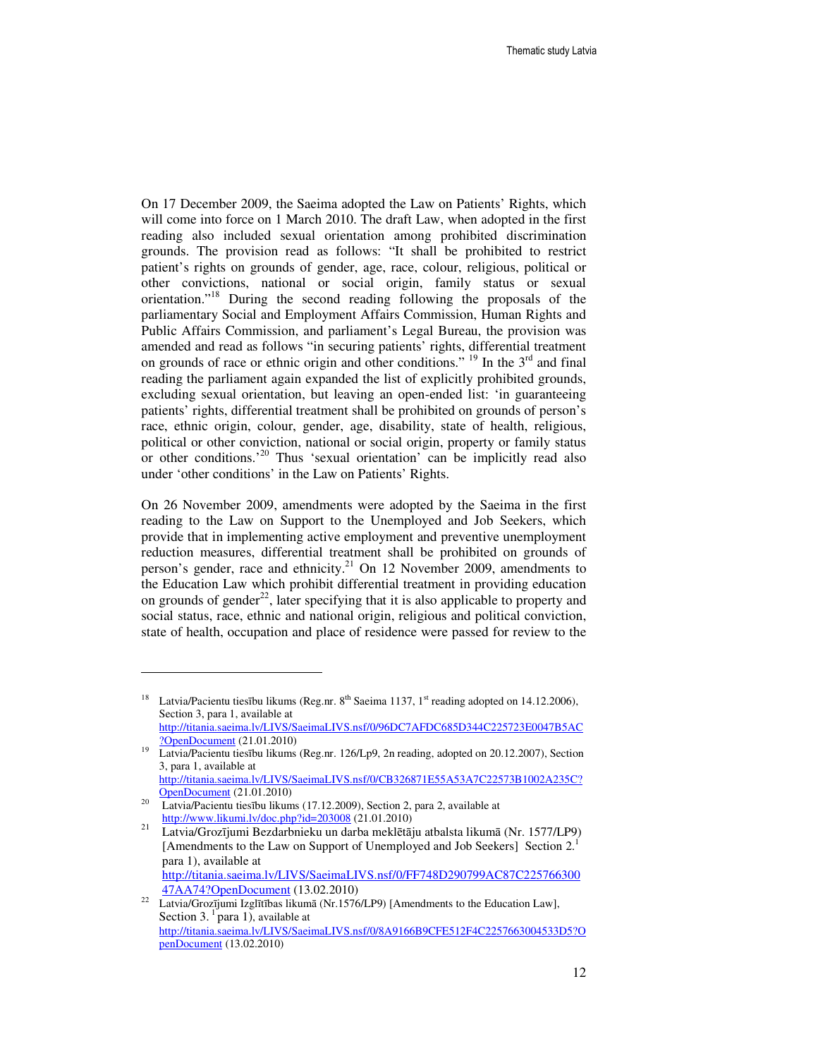On 17 December 2009, the Saeima adopted the Law on Patients' Rights, which will come into force on 1 March 2010. The draft Law, when adopted in the first reading also included sexual orientation among prohibited discrimination grounds. The provision read as follows: "It shall be prohibited to restrict patient's rights on grounds of gender, age, race, colour, religious, political or other convictions, national or social origin, family status or sexual orientation."[18] During the second reading following the proposals of the parliamentary Social and Employment Affairs Commission, Human Rights and Public Affairs Commission, and parliament's Legal Bureau, the provision was amended and read as follows "in securing patients' rights, differential treatment on grounds of race or ethnic origin and other conditions." [19] In the 3rd and final reading the parliament again expanded the list of explicitly prohibited grounds, excluding sexual orientation, but leaving an open-ended list: 'in guaranteeing patients' rights, differential treatment shall be prohibited on grounds of person's race, ethnic origin, colour, gender, age, disability, state of health, religious, political or other conviction, national or social origin, property or family status or other conditions.'[20] Thus 'sexual orientation' can be implicitly read also under 'other conditions' in the Law on Patients' Rights.

On 26 November 2009, amendments were adopted by the Saeima in the first reading to the Law on Support to the Unemployed and Job Seekers, which provide that in implementing active employment and preventive unemployment reduction measures, differential treatment shall be prohibited on grounds of person's gender, race and ethnicity.[21] On 12 November 2009, amendments to the Education Law which prohibit differential treatment in providing education on grounds of gender[22], later specifying that it is also applicable to property and social status, race, ethnic and national origin, religious and political conviction, state of health, occupation and place of residence were passed for review to the

---

[18] Latvia/Pacientu tiesību likums (Reg.nr. 8th Saeima 1137, 1st reading adopted on 14.12.2006), Section 3, para 1, available at http://titania.saeima.lv/LIVS/SaeimaLIVS.nsf/0/96DC7AFDC685D344C225723E0047B5AC?OpenDocument (21.01.2010)

[19] Latvia/Pacientu tiesību likums (Reg.nr. 126/Lp9, 2n reading, adopted on 20.12.2007), Section 3, para 1, available at http://titania.saeima.lv/LIVS/SaeimaLIVS.nsf/0/CB326871E55A53A7C22573B1002A235C?OpenDocument (21.01.2010)

[20] Latvia/Pacientu tiesību likums (17.12.2009), Section 2, para 2, available at http://www.likumi.lv/doc.php?id=203008 (21.01.2010)

[21] Latvia/Grozījumi Bezdarbnieku un darba meklētāju atbalsta likumā (Nr. 1577/LP9) [Amendments to the Law on Support of Unemployed and Job Seekers] Section 2.[1] para 1), available at http://titania.saeima.lv/LIVS/SaeimaLIVS.nsf/0/FF748D290799AC87C22576630047AA74?OpenDocument (13.02.2010)

[22] Latvia/Grozījumi Izglītības likumā (Nr.1576/LP9) [Amendments to the Education Law], Section 3.[1] para 1), available at http://titania.saeima.lv/LIVS/SaeimaLIVS.nsf/0/8A9166B9CFE512F4C2257663004533D5?OpenDocument (13.02.2010)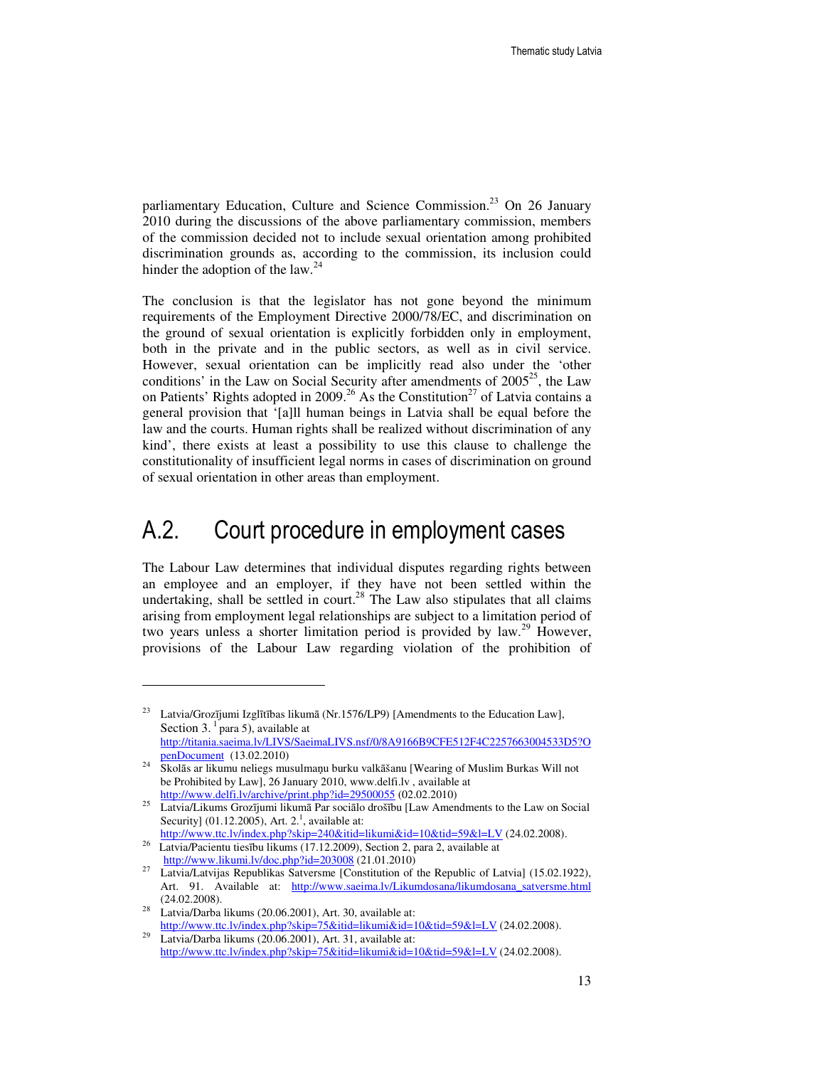parliamentary Education, Culture and Science Commission.[23] On 26 January 2010 during the discussions of the above parliamentary commission, members of the commission decided not to include sexual orientation among prohibited discrimination grounds as, according to the commission, its inclusion could hinder the adoption of the law.[24]

The conclusion is that the legislator has not gone beyond the minimum requirements of the Employment Directive 2000/78/EC, and discrimination on the ground of sexual orientation is explicitly forbidden only in employment, both in the private and in the public sectors, as well as in civil service. However, sexual orientation can be implicitly read also under the 'other conditions' in the Law on Social Security after amendments of 2005[25], the Law on Patients' Rights adopted in 2009.[26] As the Constitution[27] of Latvia contains a general provision that '[a]ll human beings in Latvia shall be equal before the law and the courts. Human rights shall be realized without discrimination of any kind', there exists at least a possibility to use this clause to challenge the constitutionality of insufficient legal norms in cases of discrimination on ground of sexual orientation in other areas than employment.

## A.2. Court procedure in employment cases

The Labour Law determines that individual disputes regarding rights between an employee and an employer, if they have not been settled within the undertaking, shall be settled in court.[28] The Law also stipulates that all claims arising from employment legal relationships are subject to a limitation period of two years unless a shorter limitation period is provided by law.[29] However, provisions of the Labour Law regarding violation of the prohibition of

---

[23] Latvia/Grozījumi Izglītības likumā (Nr.1576/LP9) [Amendments to the Education Law], Section 3.[1] para 5), available at http://titania.saeima.lv/LIVS/SaeimaLIVS.nsf/0/8A9166B9CFE512F4C2257663004533D5?OpenDocument (13.02.2010)

[24] Skolās ar likumu neliegs musulmaņu burku valkāšanu [Wearing of Muslim Burkas Will not be Prohibited by Law], 26 January 2010, www.delfi.lv , available at http://www.delfi.lv/archive/print.php?id=29500055 (02.02.2010)

[25] Latvia/Likums Grozījumi likumā Par sociālo drošību [Law Amendments to the Law on Social Security] (01.12.2005), Art. 2.[1], available at: http://www.ttc.lv/index.php?skip=240&itid=likumi&id=10&tid=59&l=LV (24.02.2008).

[26] Latvia/Pacientu tiesību likums (17.12.2009), Section 2, para 2, available at http://www.likumi.lv/doc.php?id=203008 (21.01.2010)

[27] Latvia/Latvijas Republikas Satversme [Constitution of the Republic of Latvia] (15.02.1922), Art. 91. Available at: http://www.saeima.lv/Likumdosana/likumdosana_satversme.html (24.02.2008).

[28] Latvia/Darba likums (20.06.2001), Art. 30, available at: http://www.ttc.lv/index.php?skip=75&itid=likumi&id=10&tid=59&l=LV (24.02.2008).

[29] Latvia/Darba likums (20.06.2001), Art. 31, available at: http://www.ttc.lv/index.php?skip=75&itid=likumi&id=10&tid=59&l=LV (24.02.2008).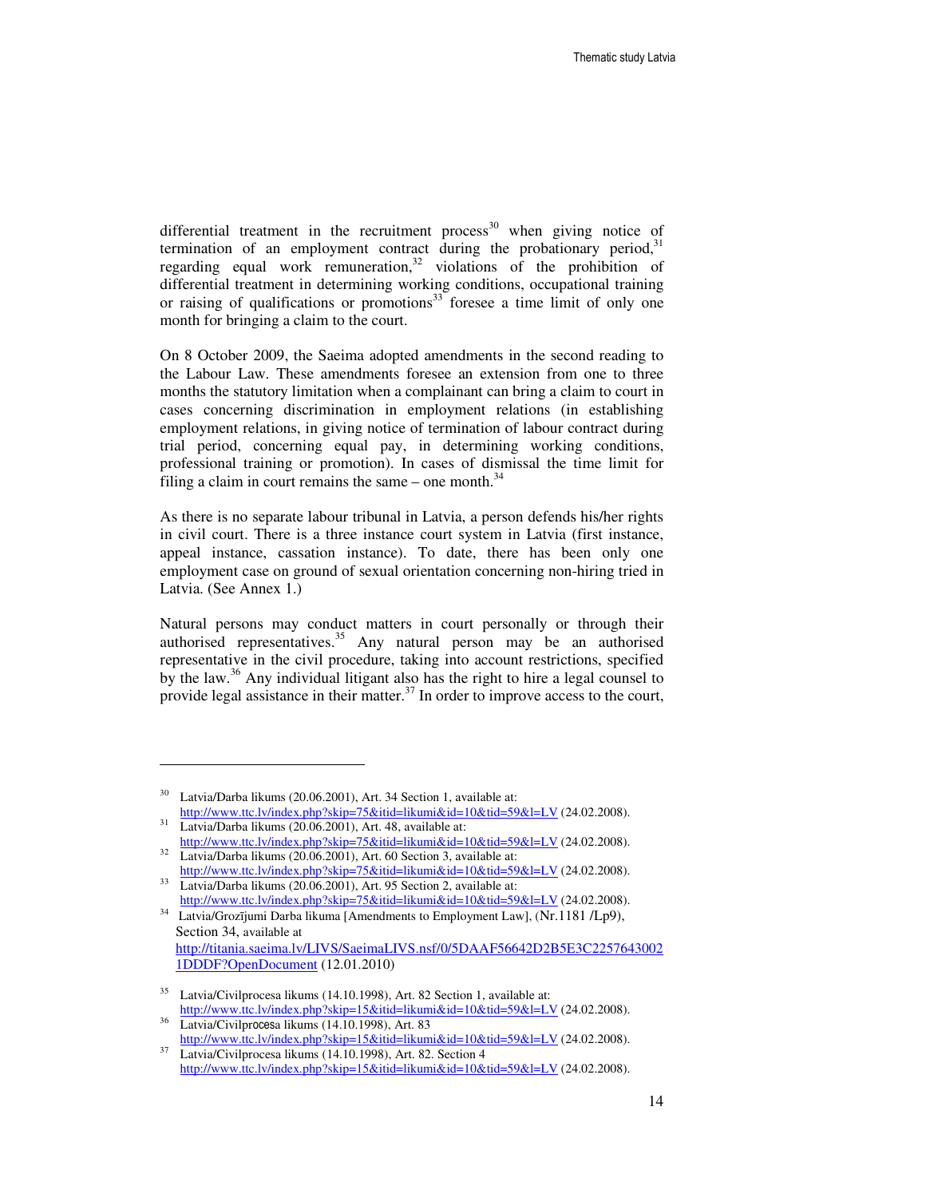differential treatment in the recruitment process[30] when giving notice of termination of an employment contract during the probationary period,[31] regarding equal work remuneration,[32] violations of the prohibition of differential treatment in determining working conditions, occupational training or raising of qualifications or promotions[33] foresee a time limit of only one month for bringing a claim to the court.

On 8 October 2009, the Saeima adopted amendments in the second reading to the Labour Law. These amendments foresee an extension from one to three months the statutory limitation when a complainant can bring a claim to court in cases concerning discrimination in employment relations (in establishing employment relations, in giving notice of termination of labour contract during trial period, concerning equal pay, in determining working conditions, professional training or promotion). In cases of dismissal the time limit for filing a claim in court remains the same – one month.[34]

As there is no separate labour tribunal in Latvia, a person defends his/her rights in civil court. There is a three instance court system in Latvia (first instance, appeal instance, cassation instance). To date, there has been only one employment case on ground of sexual orientation concerning non-hiring tried in Latvia. (See Annex 1.)

Natural persons may conduct matters in court personally or through their authorised representatives.[35] Any natural person may be an authorised representative in the civil procedure, taking into account restrictions, specified by the law.[36] Any individual litigant also has the right to hire a legal counsel to provide legal assistance in their matter.[37] In order to improve access to the court,

---

[30] Latvia/Darba likums (20.06.2001), Art. 34 Section 1, available at: http://www.ttc.lv/index.php?skip=75&itid=likumi&id=10&tid=59&l=LV (24.02.2008).

[31] Latvia/Darba likums (20.06.2001), Art. 48, available at: http://www.ttc.lv/index.php?skip=75&itid=likumi&id=10&tid=59&l=LV (24.02.2008).

[32] Latvia/Darba likums (20.06.2001), Art. 60 Section 3, available at: http://www.ttc.lv/index.php?skip=75&itid=likumi&id=10&tid=59&l=LV (24.02.2008).

[33] Latvia/Darba likums (20.06.2001), Art. 95 Section 2, available at: http://www.ttc.lv/index.php?skip=75&itid=likumi&id=10&tid=59&l=LV (24.02.2008).

[34] Latvia/Grozījumi Darba likuma [Amendments to Employment Law], (Nr.1181 /Lp9), Section 34, available at http://titania.saeima.lv/LIVS/SaeimaLIVS.nsf/0/5DAAF56642D2B5E3C22576430021DDDF?OpenDocument (12.01.2010)

[35] Latvia/Civilprocesa likums (14.10.1998), Art. 82 Section 1, available at: http://www.ttc.lv/index.php?skip=15&itid=likumi&id=10&tid=59&l=LV (24.02.2008).

[36] Latvia/Civilprocesa likums (14.10.1998), Art. 83 http://www.ttc.lv/index.php?skip=15&itid=likumi&id=10&tid=59&l=LV (24.02.2008).

[37] Latvia/Civilprocesa likums (14.10.1998), Art. 82. Section 4 http://www.ttc.lv/index.php?skip=15&itid=likumi&id=10&tid=59&l=LV (24.02.2008).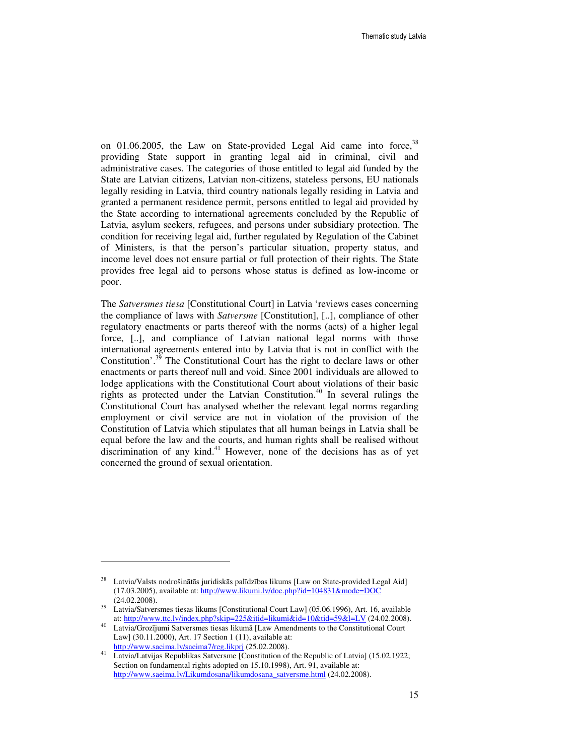on 01.06.2005, the Law on State-provided Legal Aid came into force,[38] providing State support in granting legal aid in criminal, civil and administrative cases. The categories of those entitled to legal aid funded by the State are Latvian citizens, Latvian non-citizens, stateless persons, EU nationals legally residing in Latvia, third country nationals legally residing in Latvia and granted a permanent residence permit, persons entitled to legal aid provided by the State according to international agreements concluded by the Republic of Latvia, asylum seekers, refugees, and persons under subsidiary protection. The condition for receiving legal aid, further regulated by Regulation of the Cabinet of Ministers, is that the person's particular situation, property status, and income level does not ensure partial or full protection of their rights. The State provides free legal aid to persons whose status is defined as low-income or poor.

The *Satversmes tiesa* [Constitutional Court] in Latvia 'reviews cases concerning the compliance of laws with *Satversme* [Constitution], [..], compliance of other regulatory enactments or parts thereof with the norms (acts) of a higher legal force, [..], and compliance of Latvian national legal norms with those international agreements entered into by Latvia that is not in conflict with the Constitution'.[39] The Constitutional Court has the right to declare laws or other enactments or parts thereof null and void. Since 2001 individuals are allowed to lodge applications with the Constitutional Court about violations of their basic rights as protected under the Latvian Constitution.[40] In several rulings the Constitutional Court has analysed whether the relevant legal norms regarding employment or civil service are not in violation of the provision of the Constitution of Latvia which stipulates that all human beings in Latvia shall be equal before the law and the courts, and human rights shall be realised without discrimination of any kind.[41] However, none of the decisions has as of yet concerned the ground of sexual orientation.

---

[38] Latvia/Valsts nodrošinātās juridiskās palīdzības likums [Law on State-provided Legal Aid] (17.03.2005), available at: http://www.likumi.lv/doc.php?id=104831&mode=DOC (24.02.2008).

[39] Latvia/Satversmes tiesas likums [Constitutional Court Law] (05.06.1996), Art. 16, available at: http://www.ttc.lv/index.php?skip=225&itid=likumi&id=10&tid=59&l=LV (24.02.2008).

[40] Latvia/Grozījumi Satversmes tiesas likumā [Law Amendments to the Constitutional Court Law] (30.11.2000), Art. 17 Section 1 (11), available at: http://www.saeima.lv/saeima7/reg.likprj (25.02.2008).

[41] Latvia/Latvijas Republikas Satversme [Constitution of the Republic of Latvia] (15.02.1922; Section on fundamental rights adopted on 15.10.1998), Art. 91, available at: http://www.saeima.lv/Likumdosana/likumdosana_satversme.html (24.02.2008).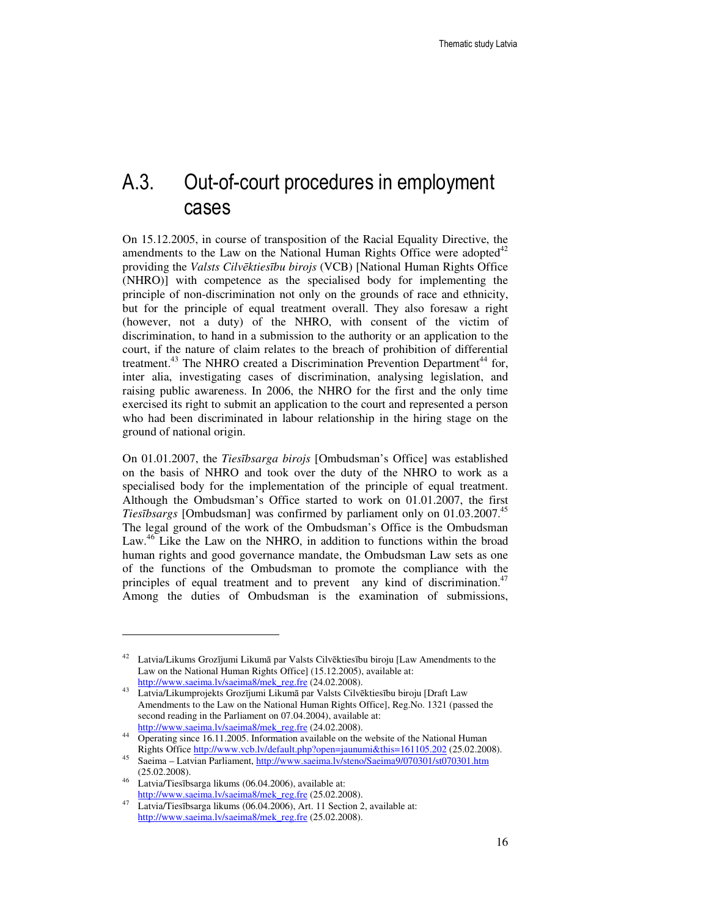## A.3. Out-of-court procedures in employment cases

On 15.12.2005, in course of transposition of the Racial Equality Directive, the amendments to the Law on the National Human Rights Office were adopted[42] providing the *Valsts Cilvēktiesību birojs* (VCB) [National Human Rights Office (NHRO)] with competence as the specialised body for implementing the principle of non-discrimination not only on the grounds of race and ethnicity, but for the principle of equal treatment overall. They also foresaw a right (however, not a duty) of the NHRO, with consent of the victim of discrimination, to hand in a submission to the authority or an application to the court, if the nature of claim relates to the breach of prohibition of differential treatment.[43] The NHRO created a Discrimination Prevention Department[44] for, inter alia, investigating cases of discrimination, analysing legislation, and raising public awareness. In 2006, the NHRO for the first and the only time exercised its right to submit an application to the court and represented a person who had been discriminated in labour relationship in the hiring stage on the ground of national origin.

On 01.01.2007, the *Tiesībsarga birojs* [Ombudsman's Office] was established on the basis of NHRO and took over the duty of the NHRO to work as a specialised body for the implementation of the principle of equal treatment. Although the Ombudsman's Office started to work on 01.01.2007, the first *Tiesībsargs* [Ombudsman] was confirmed by parliament only on 01.03.2007.[45] The legal ground of the work of the Ombudsman's Office is the Ombudsman Law.[46] Like the Law on the NHRO, in addition to functions within the broad human rights and good governance mandate, the Ombudsman Law sets as one of the functions of the Ombudsman to promote the compliance with the principles of equal treatment and to prevent any kind of discrimination.[47] Among the duties of Ombudsman is the examination of submissions,

---

[42] Latvia/Likums Grozījumi Likumā par Valsts Cilvēktiesību biroju [Law Amendments to the Law on the National Human Rights Office] (15.12.2005), available at: http://www.saeima.lv/saeima8/mek_reg.fre (24.02.2008).

[43] Latvia/Likumprojekts Grozījumi Likumā par Valsts Cilvēktiesību biroju [Draft Law Amendments to the Law on the National Human Rights Office], Reg.No. 1321 (passed the second reading in the Parliament on 07.04.2004), available at: http://www.saeima.lv/saeima8/mek_reg.fre (24.02.2008).

[44] Operating since 16.11.2005. Information available on the website of the National Human Rights Office http://www.vcb.lv/default.php?open=jaunumi&this=161105.202 (25.02.2008).

[45] Saeima – Latvian Parliament, http://www.saeima.lv/steno/Saeima9/070301/st070301.htm (25.02.2008).

[46] Latvia/Tiesībsarga likums (06.04.2006), available at: http://www.saeima.lv/saeima8/mek_reg.fre (25.02.2008).

[47] Latvia/Tiesībsarga likums (06.04.2006), Art. 11 Section 2, available at: http://www.saeima.lv/saeima8/mek_reg.fre (25.02.2008).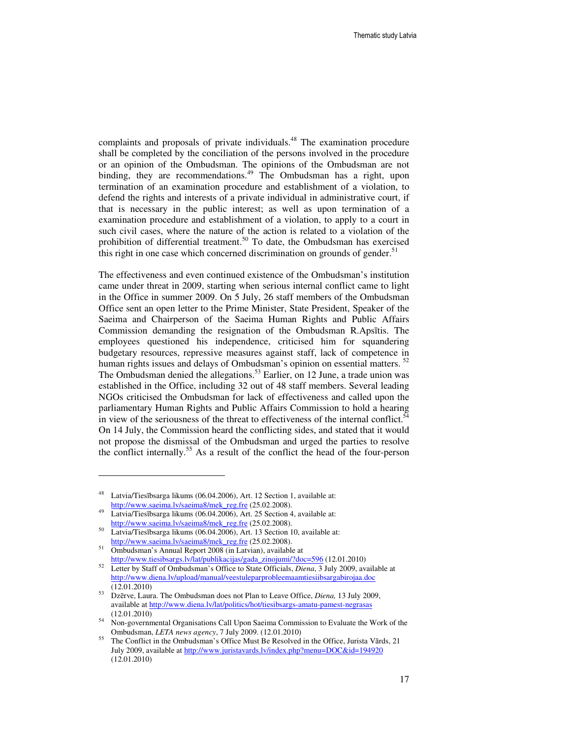complaints and proposals of private individuals.[48] The examination procedure shall be completed by the conciliation of the persons involved in the procedure or an opinion of the Ombudsman. The opinions of the Ombudsman are not binding, they are recommendations.[49] The Ombudsman has a right, upon termination of an examination procedure and establishment of a violation, to defend the rights and interests of a private individual in administrative court, if that is necessary in the public interest; as well as upon termination of a examination procedure and establishment of a violation, to apply to a court in such civil cases, where the nature of the action is related to a violation of the prohibition of differential treatment.[50] To date, the Ombudsman has exercised this right in one case which concerned discrimination on grounds of gender.[51]

The effectiveness and even continued existence of the Ombudsman's institution came under threat in 2009, starting when serious internal conflict came to light in the Office in summer 2009. On 5 July, 26 staff members of the Ombudsman Office sent an open letter to the Prime Minister, State President, Speaker of the Saeima and Chairperson of the Saeima Human Rights and Public Affairs Commission demanding the resignation of the Ombudsman R.Apsītis. The employees questioned his independence, criticised him for squandering budgetary resources, repressive measures against staff, lack of competence in human rights issues and delays of Ombudsman's opinion on essential matters. [52] The Ombudsman denied the allegations.[53] Earlier, on 12 June, a trade union was established in the Office, including 32 out of 48 staff members. Several leading NGOs criticised the Ombudsman for lack of effectiveness and called upon the parliamentary Human Rights and Public Affairs Commission to hold a hearing in view of the seriousness of the threat to effectiveness of the internal conflict.[54] On 14 July, the Commission heard the conflicting sides, and stated that it would not propose the dismissal of the Ombudsman and urged the parties to resolve the conflict internally.[55] As a result of the conflict the head of the four-person

---

[48] Latvia/Tiesībsarga likums (06.04.2006), Art. 12 Section 1, available at: http://www.saeima.lv/saeima8/mek_reg.fre (25.02.2008).

[49] Latvia/Tiesībsarga likums (06.04.2006), Art. 25 Section 4, available at: http://www.saeima.lv/saeima8/mek_reg.fre (25.02.2008).

[50] Latvia/Tiesībsarga likums (06.04.2006), Art. 13 Section 10, available at: http://www.saeima.lv/saeima8/mek_reg.fre (25.02.2008).

[51] Ombudsman's Annual Report 2008 (in Latvian), available at http://www.tiesibsargs.lv/lat/publikacijas/gada_zinojumi/?doc=596 (12.01.2010)

[52] Letter by Staff of Ombudsman's Office to State Officials, *Diena*, 3 July 2009, available at http://www.diena.lv/upload/manual/veestuleparproblemaamtiesiibsargabirojaa.doc (12.01.2010)

[53] Dzērve, Laura. The Ombudsman does not Plan to Leave Office, *Diena,* 13 July 2009, available at http://www.diena.lv/lat/politics/hot/tiesibsargs-amatu-pamest-negrasas (12.01.2010)

[54] Non-governmental Organisations Call Upon Saeima Commission to Evaluate the Work of the Ombudsman, *LETA news agency*, 7 July 2009. (12.01.2010)

[55] The Conflict in the Ombudsman's Office Must Be Resolved in the Office, Jurista Vārds, 21 July 2009, available at http://www.juristavards.lv/index.php?menu=DOC&id=194920 (12.01.2010)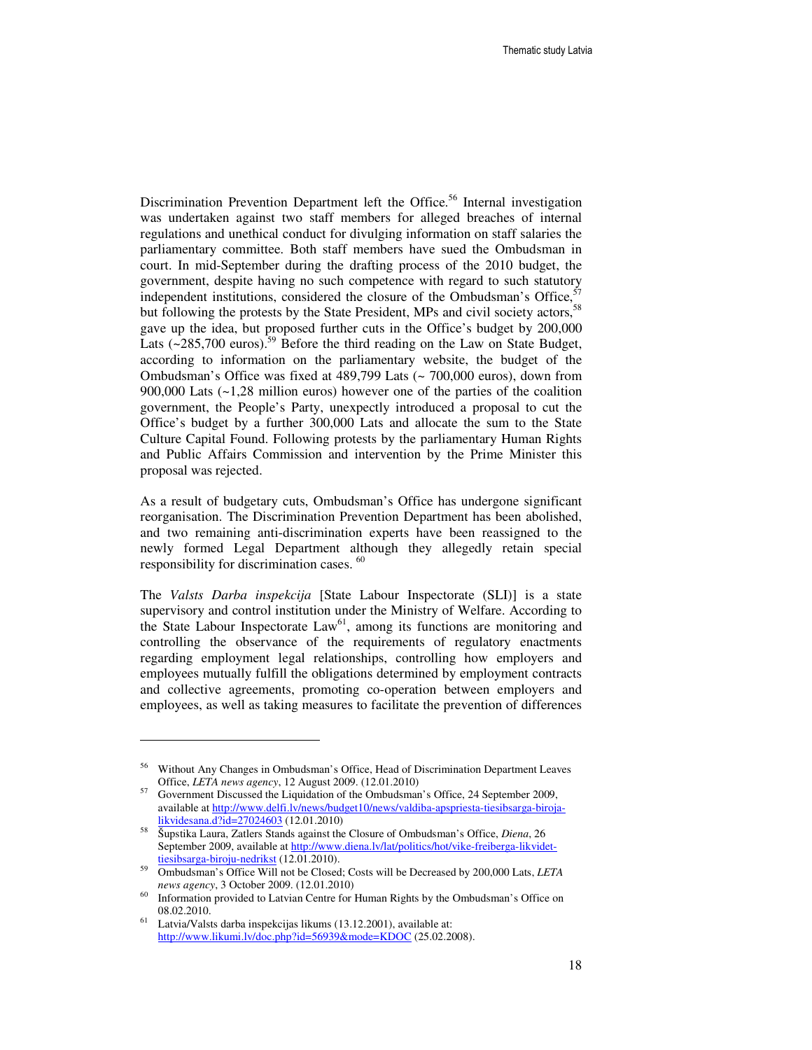Discrimination Prevention Department left the Office.[56] Internal investigation was undertaken against two staff members for alleged breaches of internal regulations and unethical conduct for divulging information on staff salaries the parliamentary committee. Both staff members have sued the Ombudsman in court. In mid-September during the drafting process of the 2010 budget, the government, despite having no such competence with regard to such statutory independent institutions, considered the closure of the Ombudsman's Office,[57] but following the protests by the State President, MPs and civil society actors,[58] gave up the idea, but proposed further cuts in the Office's budget by 200,000 Lats (~285,700 euros).[59] Before the third reading on the Law on State Budget, according to information on the parliamentary website, the budget of the Ombudsman's Office was fixed at 489,799 Lats (~ 700,000 euros), down from 900,000 Lats (~1,28 million euros) however one of the parties of the coalition government, the People's Party, unexpectly introduced a proposal to cut the Office's budget by a further 300,000 Lats and allocate the sum to the State Culture Capital Found. Following protests by the parliamentary Human Rights and Public Affairs Commission and intervention by the Prime Minister this proposal was rejected.

As a result of budgetary cuts, Ombudsman's Office has undergone significant reorganisation. The Discrimination Prevention Department has been abolished, and two remaining anti-discrimination experts have been reassigned to the newly formed Legal Department although they allegedly retain special responsibility for discrimination cases. [60]

The *Valsts Darba inspekcija* [State Labour Inspectorate (SLI)] is a state supervisory and control institution under the Ministry of Welfare. According to the State Labour Inspectorate Law[61], among its functions are monitoring and controlling the observance of the requirements of regulatory enactments regarding employment legal relationships, controlling how employers and employees mutually fulfill the obligations determined by employment contracts and collective agreements, promoting co-operation between employers and employees, as well as taking measures to facilitate the prevention of differences

---

[56] Without Any Changes in Ombudsman's Office, Head of Discrimination Department Leaves Office, *LETA news agency*, 12 August 2009. (12.01.2010)

[57] Government Discussed the Liquidation of the Ombudsman's Office, 24 September 2009, available at http://www.delfi.lv/news/budget10/news/valdiba-apspriesta-tiesibsarga-biroja-likvidesana.d?id=27024603 (12.01.2010)

[58] Šupstika Laura, Zatlers Stands against the Closure of Ombudsman's Office, *Diena*, 26 September 2009, available at http://www.diena.lv/lat/politics/hot/vike-freiberga-likvidet-tiesibsarga-biroju-nedrikst (12.01.2010).

[59] Ombudsman's Office Will not be Closed; Costs will be Decreased by 200,000 Lats, *LETA news agency*, 3 October 2009. (12.01.2010)

[60] Information provided to Latvian Centre for Human Rights by the Ombudsman's Office on 08.02.2010.

[61] Latvia/Valsts darba inspekcijas likums (13.12.2001), available at: http://www.likumi.lv/doc.php?id=56939&mode=KDOC (25.02.2008).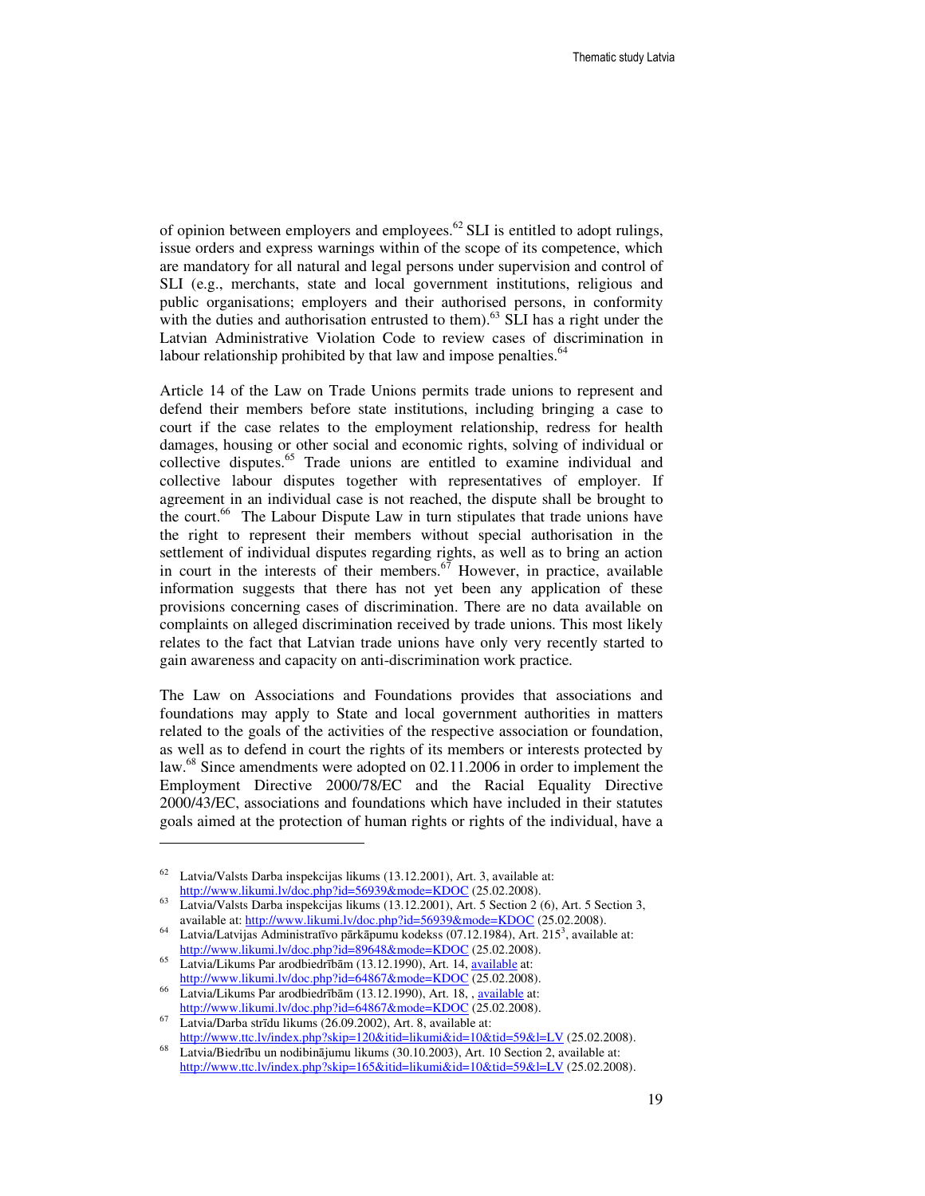of opinion between employers and employees.[62] SLI is entitled to adopt rulings, issue orders and express warnings within of the scope of its competence, which are mandatory for all natural and legal persons under supervision and control of SLI (e.g., merchants, state and local government institutions, religious and public organisations; employers and their authorised persons, in conformity with the duties and authorisation entrusted to them).[63] SLI has a right under the Latvian Administrative Violation Code to review cases of discrimination in labour relationship prohibited by that law and impose penalties.[64]

Article 14 of the Law on Trade Unions permits trade unions to represent and defend their members before state institutions, including bringing a case to court if the case relates to the employment relationship, redress for health damages, housing or other social and economic rights, solving of individual or collective disputes.[65] Trade unions are entitled to examine individual and collective labour disputes together with representatives of employer. If agreement in an individual case is not reached, the dispute shall be brought to the court.[66] The Labour Dispute Law in turn stipulates that trade unions have the right to represent their members without special authorisation in the settlement of individual disputes regarding rights, as well as to bring an action in court in the interests of their members.[67] However, in practice, available information suggests that there has not yet been any application of these provisions concerning cases of discrimination. There are no data available on complaints on alleged discrimination received by trade unions. This most likely relates to the fact that Latvian trade unions have only very recently started to gain awareness and capacity on anti-discrimination work practice.

The Law on Associations and Foundations provides that associations and foundations may apply to State and local government authorities in matters related to the goals of the activities of the respective association or foundation, as well as to defend in court the rights of its members or interests protected by law.[68] Since amendments were adopted on 02.11.2006 in order to implement the Employment Directive 2000/78/EC and the Racial Equality Directive 2000/43/EC, associations and foundations which have included in their statutes goals aimed at the protection of human rights or rights of the individual, have a

---

[62] Latvia/Valsts Darba inspekcijas likums (13.12.2001), Art. 3, available at: http://www.likumi.lv/doc.php?id=56939&mode=KDOC (25.02.2008).

[63] Latvia/Valsts Darba inspekcijas likums (13.12.2001), Art. 5 Section 2 (6), Art. 5 Section 3, available at: http://www.likumi.lv/doc.php?id=56939&mode=KDOC (25.02.2008).

[64] Latvia/Latvijas Administratīvo pārkāpumu kodekss (07.12.1984), Art. 215$^3$, available at: http://www.likumi.lv/doc.php?id=89648&mode=KDOC (25.02.2008).

[65] Latvia/Likums Par arodbiedrībām (13.12.1990), Art. 14, available at: http://www.likumi.lv/doc.php?id=64867&mode=KDOC (25.02.2008).

[66] Latvia/Likums Par arodbiedrībām (13.12.1990), Art. 18, , available at: http://www.likumi.lv/doc.php?id=64867&mode=KDOC (25.02.2008).

[67] Latvia/Darba strīdu likums (26.09.2002), Art. 8, available at: http://www.ttc.lv/index.php?skip=120&itid=likumi&id=10&tid=59&l=LV (25.02.2008).

[68] Latvia/Biedrību un nodibinājumu likums (30.10.2003), Art. 10 Section 2, available at: http://www.ttc.lv/index.php?skip=165&itid=likumi&id=10&tid=59&l=LV (25.02.2008).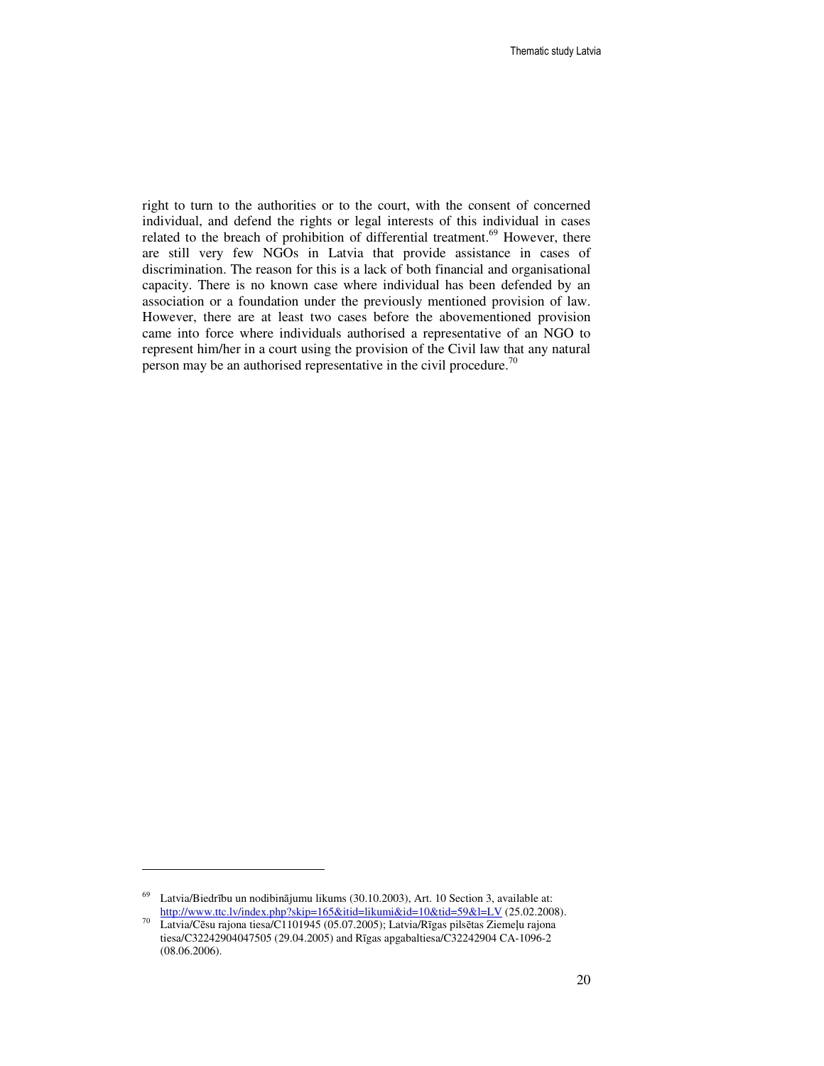right to turn to the authorities or to the court, with the consent of concerned individual, and defend the rights or legal interests of this individual in cases related to the breach of prohibition of differential treatment.[69] However, there are still very few NGOs in Latvia that provide assistance in cases of discrimination. The reason for this is a lack of both financial and organisational capacity. There is no known case where individual has been defended by an association or a foundation under the previously mentioned provision of law. However, there are at least two cases before the abovementioned provision came into force where individuals authorised a representative of an NGO to represent him/her in a court using the provision of the Civil law that any natural person may be an authorised representative in the civil procedure.[70]

---

[69] Latvia/Biedrību un nodibinājumu likums (30.10.2003), Art. 10 Section 3, available at: http://www.ttc.lv/index.php?skip=165&itid=likumi&id=10&tid=59&l=LV (25.02.2008).

[70] Latvia/Cēsu rajona tiesa/C1101945 (05.07.2005); Latvia/Rīgas pilsētas Ziemeļu rajona tiesa/C32242904047505 (29.04.2005) and Rīgas apgabaltiesa/C32242904 CA-1096-2 (08.06.2006).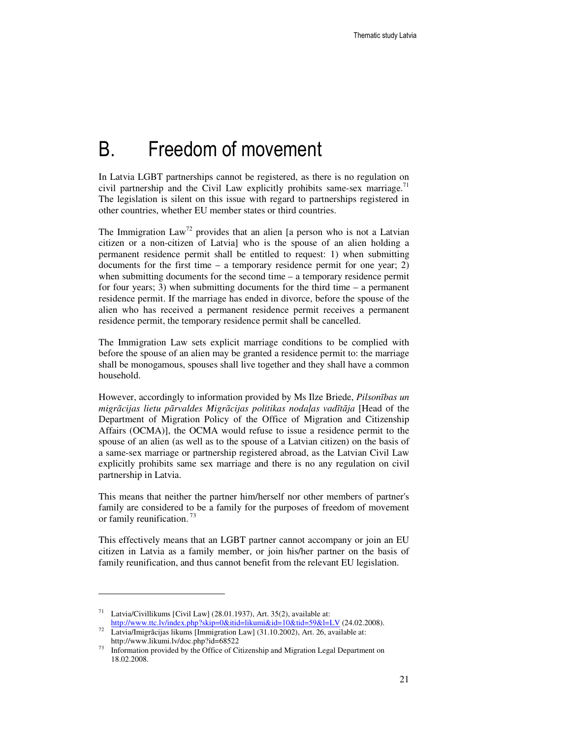# B. Freedom of movement

In Latvia LGBT partnerships cannot be registered, as there is no regulation on civil partnership and the Civil Law explicitly prohibits same-sex marriage.[71] The legislation is silent on this issue with regard to partnerships registered in other countries, whether EU member states or third countries.

The Immigration Law[72] provides that an alien [a person who is not a Latvian citizen or a non-citizen of Latvia] who is the spouse of an alien holding a permanent residence permit shall be entitled to request: 1) when submitting documents for the first time – a temporary residence permit for one year; 2) when submitting documents for the second time – a temporary residence permit for four years; 3) when submitting documents for the third time – a permanent residence permit. If the marriage has ended in divorce, before the spouse of the alien who has received a permanent residence permit receives a permanent residence permit, the temporary residence permit shall be cancelled.

The Immigration Law sets explicit marriage conditions to be complied with before the spouse of an alien may be granted a residence permit to: the marriage shall be monogamous, spouses shall live together and they shall have a common household.

However, accordingly to information provided by Ms Ilze Briede, *Pilsonības un migrācijas lietu pārvaldes Migrācijas politikas nodaļas vadītāja* [Head of the Department of Migration Policy of the Office of Migration and Citizenship Affairs (OCMA)], the OCMA would refuse to issue a residence permit to the spouse of an alien (as well as to the spouse of a Latvian citizen) on the basis of a same-sex marriage or partnership registered abroad, as the Latvian Civil Law explicitly prohibits same sex marriage and there is no any regulation on civil partnership in Latvia.

This means that neither the partner him/herself nor other members of partner's family are considered to be a family for the purposes of freedom of movement or family reunification.[73]

This effectively means that an LGBT partner cannot accompany or join an EU citizen in Latvia as a family member, or join his/her partner on the basis of family reunification, and thus cannot benefit from the relevant EU legislation.

---

[71] Latvia/Civillikums [Civil Law] (28.01.1937), Art. 35(2), available at: http://www.ttc.lv/index.php?skip=0&itid=likumi&id=10&tid=59&l=LV (24.02.2008).

[72] Latvia/Imigrācijas likums [Immigration Law] (31.10.2002), Art. 26, available at: http://www.likumi.lv/doc.php?id=68522

[73] Information provided by the Office of Citizenship and Migration Legal Department on 18.02.2008.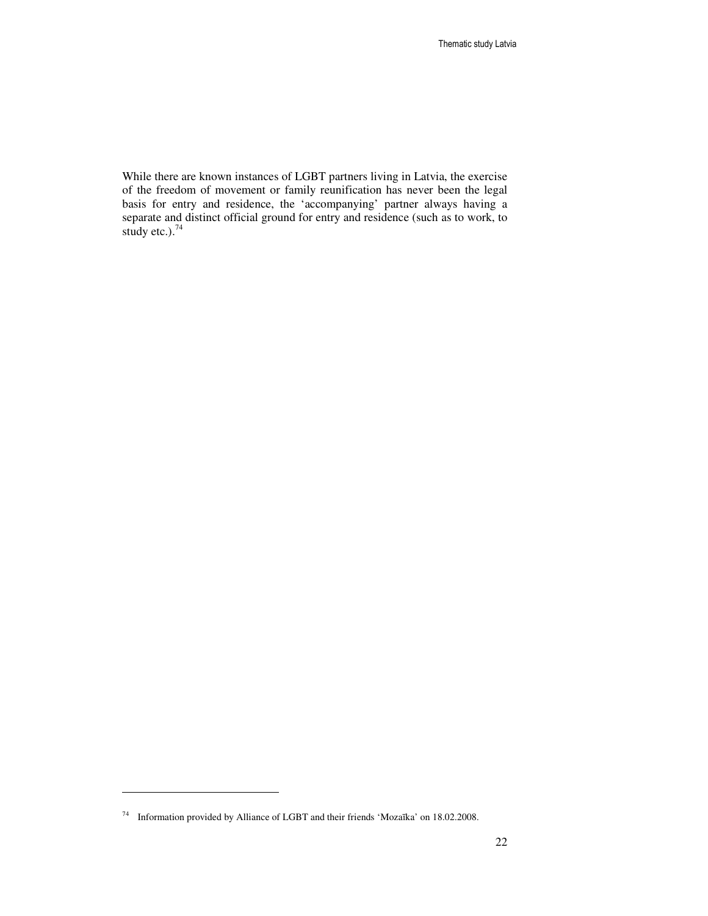While there are known instances of LGBT partners living in Latvia, the exercise of the freedom of movement or family reunification has never been the legal basis for entry and residence, the 'accompanying' partner always having a separate and distinct official ground for entry and residence (such as to work, to study etc.).[74]

---

[74] Information provided by Alliance of LGBT and their friends 'Mozaīka' on 18.02.2008.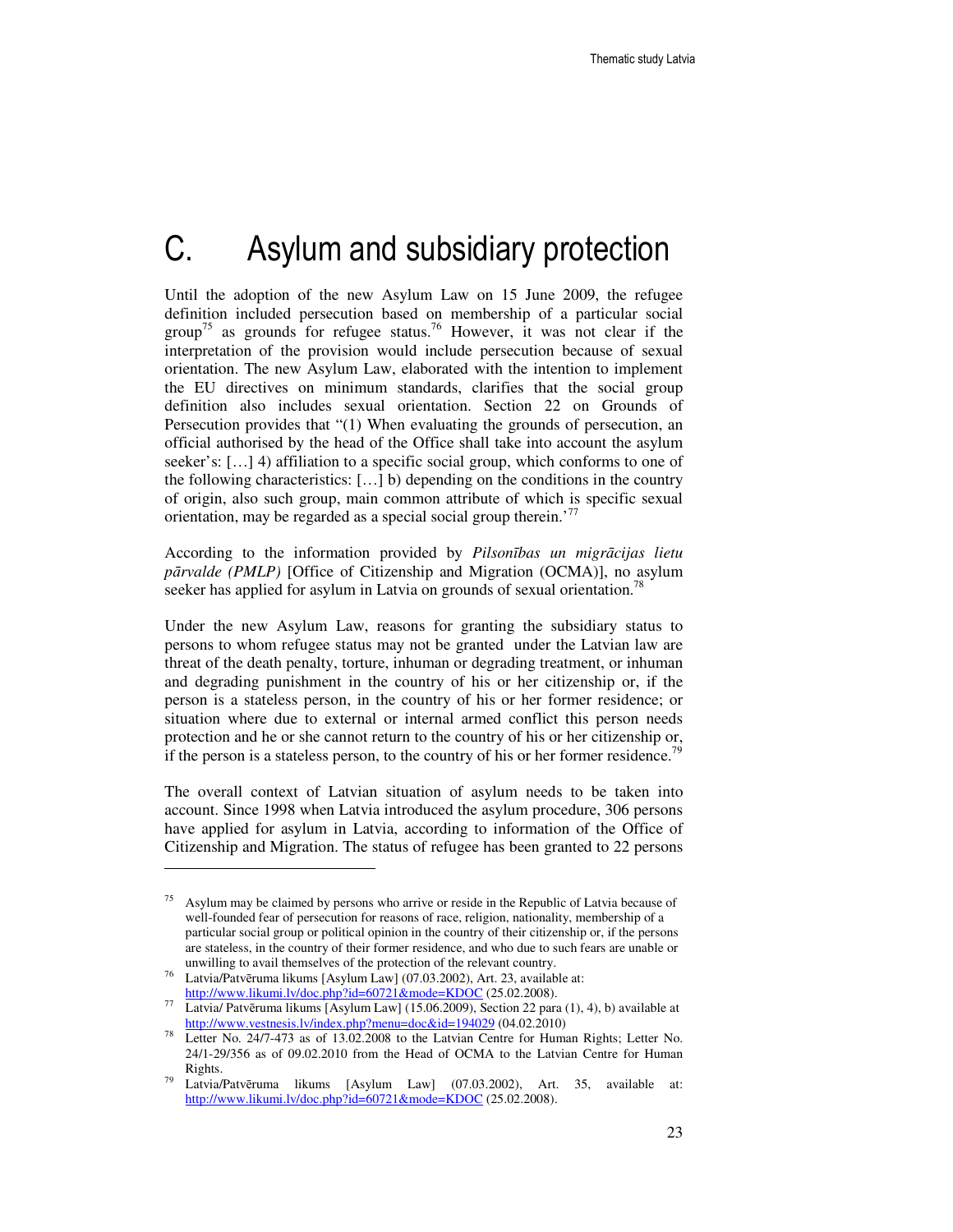# C. Asylum and subsidiary protection

Until the adoption of the new Asylum Law on 15 June 2009, the refugee definition included persecution based on membership of a particular social group[75] as grounds for refugee status.[76] However, it was not clear if the interpretation of the provision would include persecution because of sexual orientation. The new Asylum Law, elaborated with the intention to implement the EU directives on minimum standards, clarifies that the social group definition also includes sexual orientation. Section 22 on Grounds of Persecution provides that "(1) When evaluating the grounds of persecution, an official authorised by the head of the Office shall take into account the asylum seeker's: […] 4) affiliation to a specific social group, which conforms to one of the following characteristics: […] b) depending on the conditions in the country of origin, also such group, main common attribute of which is specific sexual orientation, may be regarded as a special social group therein.'[77]

According to the information provided by *Pilsonības un migrācijas lietu pārvalde (PMLP)* [Office of Citizenship and Migration (OCMA)], no asylum seeker has applied for asylum in Latvia on grounds of sexual orientation.[78]

Under the new Asylum Law, reasons for granting the subsidiary status to persons to whom refugee status may not be granted under the Latvian law are threat of the death penalty, torture, inhuman or degrading treatment, or inhuman and degrading punishment in the country of his or her citizenship or, if the person is a stateless person, in the country of his or her former residence; or situation where due to external or internal armed conflict this person needs protection and he or she cannot return to the country of his or her citizenship or, if the person is a stateless person, to the country of his or her former residence.[79]

The overall context of Latvian situation of asylum needs to be taken into account. Since 1998 when Latvia introduced the asylum procedure, 306 persons have applied for asylum in Latvia, according to information of the Office of Citizenship and Migration. The status of refugee has been granted to 22 persons

---

[75] Asylum may be claimed by persons who arrive or reside in the Republic of Latvia because of well-founded fear of persecution for reasons of race, religion, nationality, membership of a particular social group or political opinion in the country of their citizenship or, if the persons are stateless, in the country of their former residence, and who due to such fears are unable or unwilling to avail themselves of the protection of the relevant country.

[76] Latvia/Patvēruma likums [Asylum Law] (07.03.2002), Art. 23, available at: http://www.likumi.lv/doc.php?id=60721&mode=KDOC (25.02.2008).

[77] Latvia/ Patvēruma likums [Asylum Law] (15.06.2009), Section 22 para (1), 4), b) available at http://www.vestnesis.lv/index.php?menu=doc&id=194029 (04.02.2010)

[78] Letter No. 24/7-473 as of 13.02.2008 to the Latvian Centre for Human Rights; Letter No. 24/1-29/356 as of 09.02.2010 from the Head of OCMA to the Latvian Centre for Human Rights.

[79] Latvia/Patvēruma likums [Asylum Law] (07.03.2002), Art. 35, available at: http://www.likumi.lv/doc.php?id=60721&mode=KDOC (25.02.2008).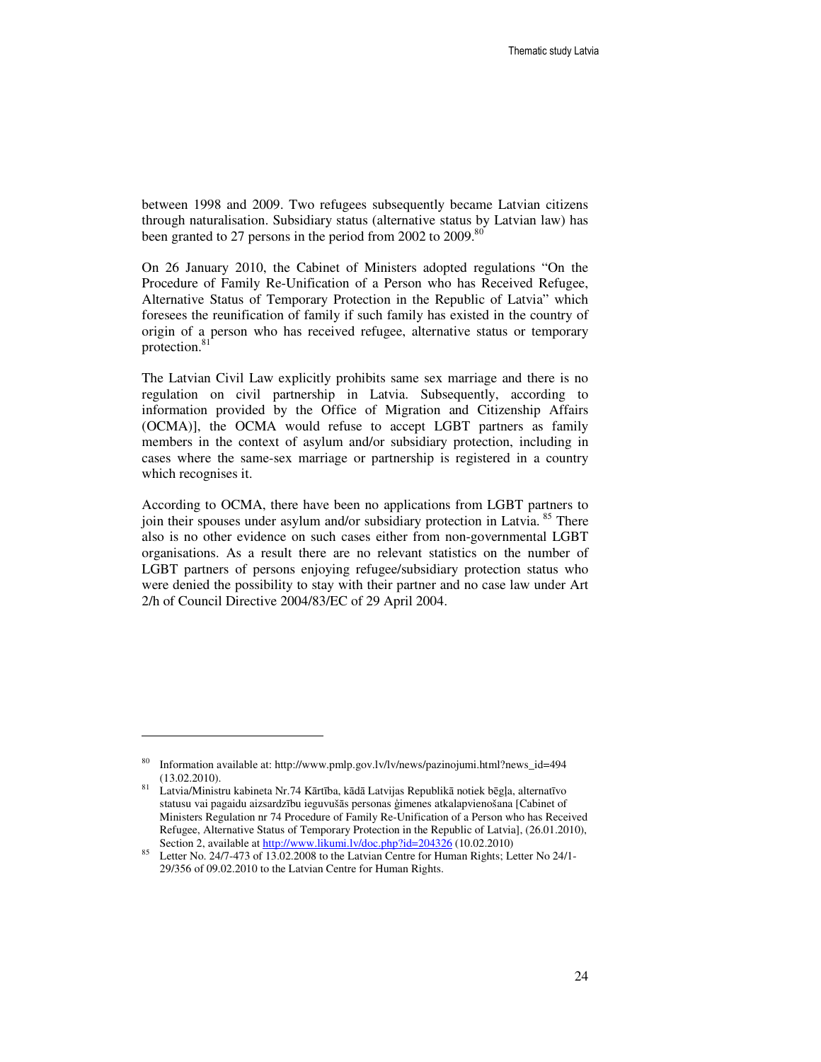between 1998 and 2009. Two refugees subsequently became Latvian citizens through naturalisation. Subsidiary status (alternative status by Latvian law) has been granted to 27 persons in the period from 2002 to 2009.[80]

On 26 January 2010, the Cabinet of Ministers adopted regulations "On the Procedure of Family Re-Unification of a Person who has Received Refugee, Alternative Status of Temporary Protection in the Republic of Latvia" which foresees the reunification of family if such family has existed in the country of origin of a person who has received refugee, alternative status or temporary protection.[81]

The Latvian Civil Law explicitly prohibits same sex marriage and there is no regulation on civil partnership in Latvia. Subsequently, according to information provided by the Office of Migration and Citizenship Affairs (OCMA)], the OCMA would refuse to accept LGBT partners as family members in the context of asylum and/or subsidiary protection, including in cases where the same-sex marriage or partnership is registered in a country which recognises it.

According to OCMA, there have been no applications from LGBT partners to join their spouses under asylum and/or subsidiary protection in Latvia.[85] There also is no other evidence on such cases either from non-governmental LGBT organisations. As a result there are no relevant statistics on the number of LGBT partners of persons enjoying refugee/subsidiary protection status who were denied the possibility to stay with their partner and no case law under Art 2/h of Council Directive 2004/83/EC of 29 April 2004.

---

[80] Information available at: http://www.pmlp.gov.lv/lv/news/pazinojumi.html?news_id=494 (13.02.2010).

[81] Latvia/Ministru kabineta Nr.74 Kārtība, kādā Latvijas Republikā notiek bēgļa, alternatīvo statusu vai pagaidu aizsardzību ieguvušās personas ģimenes atkalapvienošana [Cabinet of Ministers Regulation nr 74 Procedure of Family Re-Unification of a Person who has Received Refugee, Alternative Status of Temporary Protection in the Republic of Latvia], (26.01.2010), Section 2, available at http://www.likumi.lv/doc.php?id=204326 (10.02.2010)

[85] Letter No. 24/7-473 of 13.02.2008 to the Latvian Centre for Human Rights; Letter No 24/1-29/356 of 09.02.2010 to the Latvian Centre for Human Rights.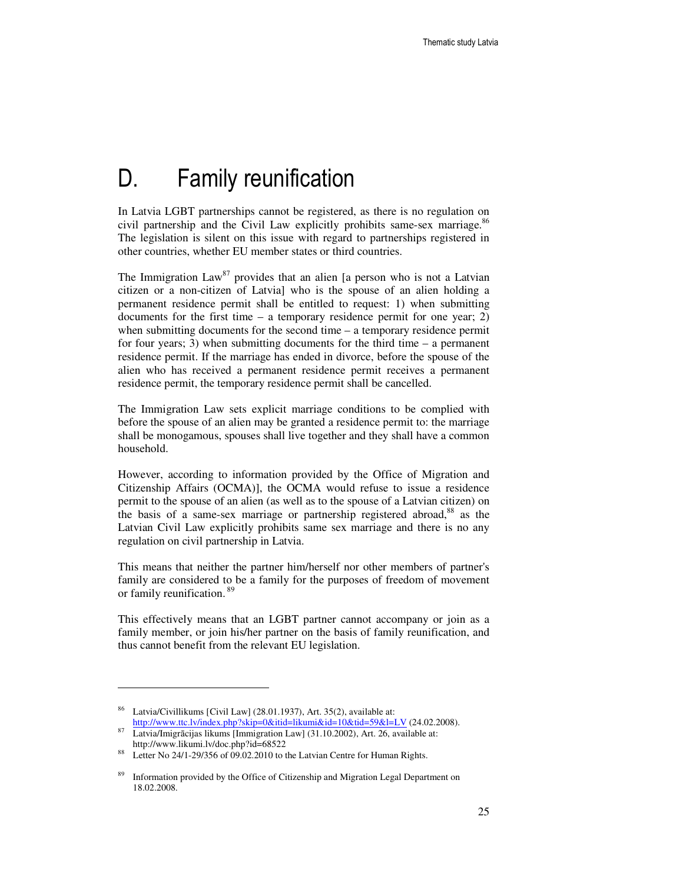# D. Family reunification

In Latvia LGBT partnerships cannot be registered, as there is no regulation on civil partnership and the Civil Law explicitly prohibits same-sex marriage.[86] The legislation is silent on this issue with regard to partnerships registered in other countries, whether EU member states or third countries.

The Immigration Law[87] provides that an alien [a person who is not a Latvian citizen or a non-citizen of Latvia] who is the spouse of an alien holding a permanent residence permit shall be entitled to request: 1) when submitting documents for the first time – a temporary residence permit for one year; 2) when submitting documents for the second time – a temporary residence permit for four years; 3) when submitting documents for the third time – a permanent residence permit. If the marriage has ended in divorce, before the spouse of the alien who has received a permanent residence permit receives a permanent residence permit, the temporary residence permit shall be cancelled.

The Immigration Law sets explicit marriage conditions to be complied with before the spouse of an alien may be granted a residence permit to: the marriage shall be monogamous, spouses shall live together and they shall have a common household.

However, according to information provided by the Office of Migration and Citizenship Affairs (OCMA)], the OCMA would refuse to issue a residence permit to the spouse of an alien (as well as to the spouse of a Latvian citizen) on the basis of a same-sex marriage or partnership registered abroad,[88] as the Latvian Civil Law explicitly prohibits same sex marriage and there is no any regulation on civil partnership in Latvia.

This means that neither the partner him/herself nor other members of partner's family are considered to be a family for the purposes of freedom of movement or family reunification. [89]

This effectively means that an LGBT partner cannot accompany or join as a family member, or join his/her partner on the basis of family reunification, and thus cannot benefit from the relevant EU legislation.

---

[86] Latvia/Civillikums [Civil Law] (28.01.1937), Art. 35(2), available at: http://www.ttc.lv/index.php?skip=0&itid=likumi&id=10&tid=59&l=LV (24.02.2008).

[87] Latvia/Imigrācijas likums [Immigration Law] (31.10.2002), Art. 26, available at: http://www.likumi.lv/doc.php?id=68522

[88] Letter No 24/1-29/356 of 09.02.2010 to the Latvian Centre for Human Rights.

[89] Information provided by the Office of Citizenship and Migration Legal Department on 18.02.2008.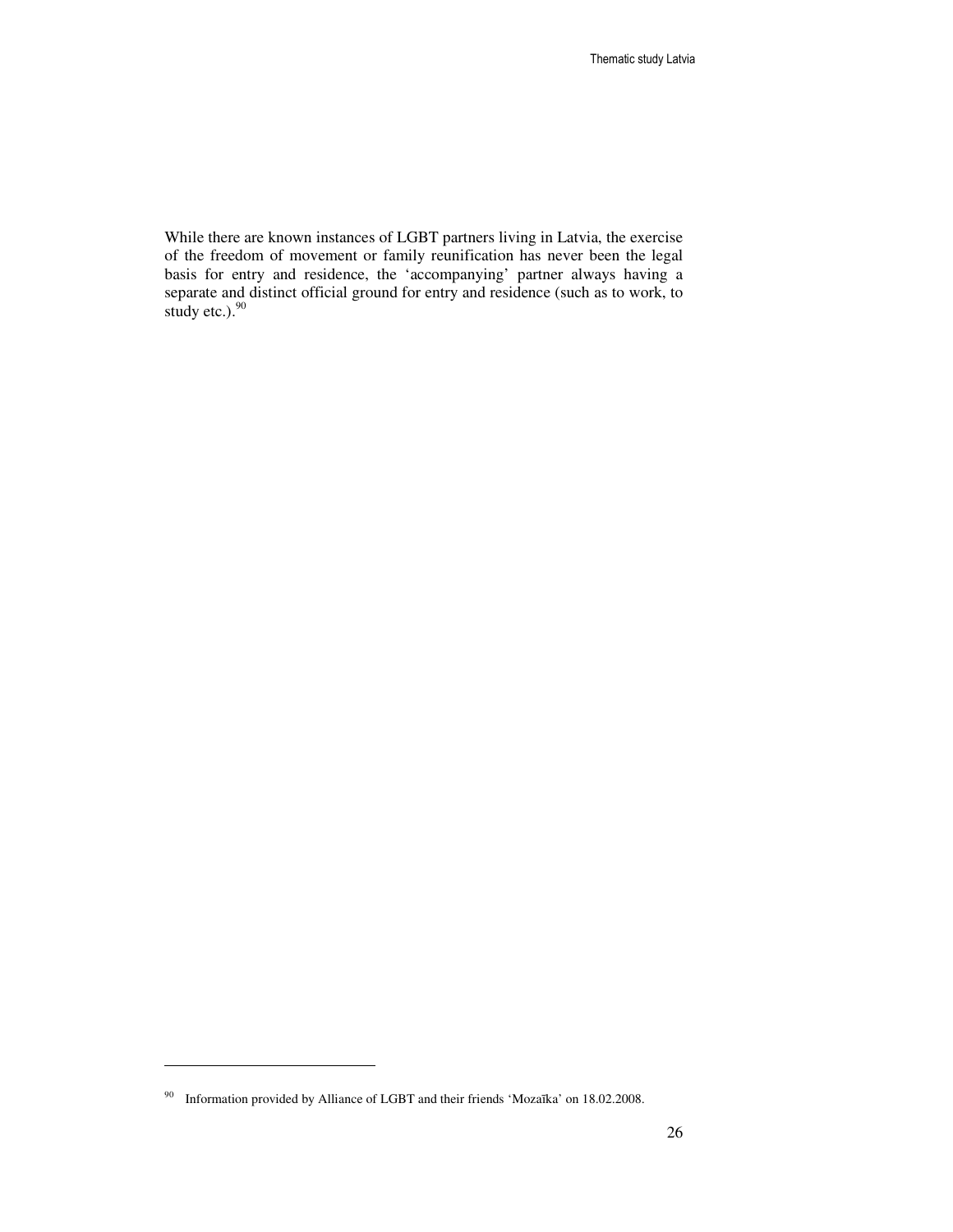While there are known instances of LGBT partners living in Latvia, the exercise of the freedom of movement or family reunification has never been the legal basis for entry and residence, the 'accompanying' partner always having a separate and distinct official ground for entry and residence (such as to work, to study etc.).[90]

[90] Information provided by Alliance of LGBT and their friends 'Mozaīka' on 18.02.2008.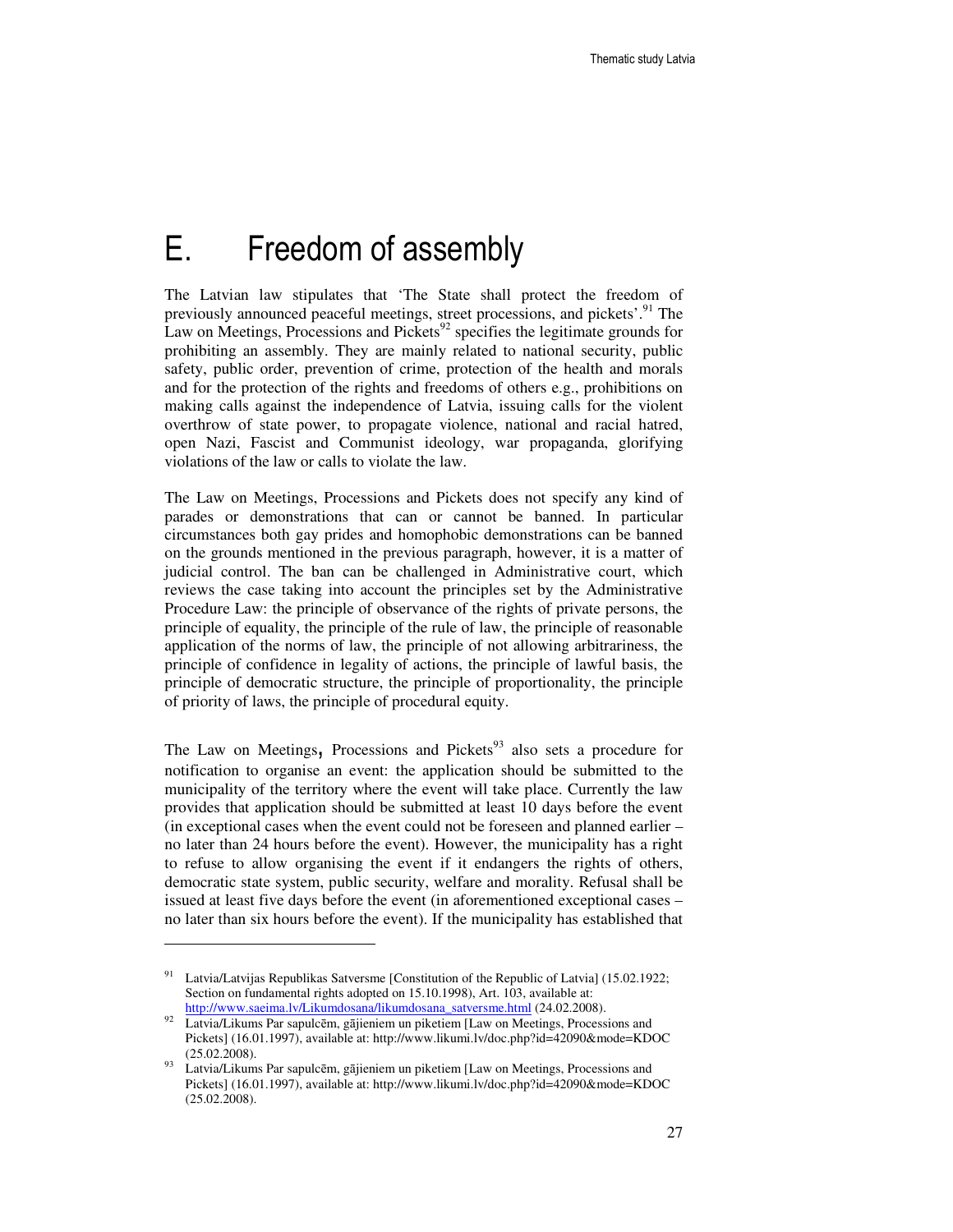# E. Freedom of assembly

The Latvian law stipulates that 'The State shall protect the freedom of previously announced peaceful meetings, street processions, and pickets'.[91] The Law on Meetings, Processions and Pickets[92] specifies the legitimate grounds for prohibiting an assembly. They are mainly related to national security, public safety, public order, prevention of crime, protection of the health and morals and for the protection of the rights and freedoms of others e.g., prohibitions on making calls against the independence of Latvia, issuing calls for the violent overthrow of state power, to propagate violence, national and racial hatred, open Nazi, Fascist and Communist ideology, war propaganda, glorifying violations of the law or calls to violate the law.

The Law on Meetings, Processions and Pickets does not specify any kind of parades or demonstrations that can or cannot be banned. In particular circumstances both gay prides and homophobic demonstrations can be banned on the grounds mentioned in the previous paragraph, however, it is a matter of judicial control. The ban can be challenged in Administrative court, which reviews the case taking into account the principles set by the Administrative Procedure Law: the principle of observance of the rights of private persons, the principle of equality, the principle of the rule of law, the principle of reasonable application of the norms of law, the principle of not allowing arbitrariness, the principle of confidence in legality of actions, the principle of lawful basis, the principle of democratic structure, the principle of proportionality, the principle of priority of laws, the principle of procedural equity.

The Law on Meetings**,** Processions and Pickets[93] also sets a procedure for notification to organise an event: the application should be submitted to the municipality of the territory where the event will take place. Currently the law provides that application should be submitted at least 10 days before the event (in exceptional cases when the event could not be foreseen and planned earlier – no later than 24 hours before the event). However, the municipality has a right to refuse to allow organising the event if it endangers the rights of others, democratic state system, public security, welfare and morality. Refusal shall be issued at least five days before the event (in aforementioned exceptional cases – no later than six hours before the event). If the municipality has established that

---

[91] Latvia/Latvijas Republikas Satversme [Constitution of the Republic of Latvia] (15.02.1922; Section on fundamental rights adopted on 15.10.1998), Art. 103, available at: http://www.saeima.lv/Likumdosana/likumdosana_satversme.html (24.02.2008).

[92] Latvia/Likums Par sapulcēm, gājieniem un piketiem [Law on Meetings, Processions and Pickets] (16.01.1997), available at: http://www.likumi.lv/doc.php?id=42090&mode=KDOC (25.02.2008).

[93] Latvia/Likums Par sapulcēm, gājieniem un piketiem [Law on Meetings, Processions and Pickets] (16.01.1997), available at: http://www.likumi.lv/doc.php?id=42090&mode=KDOC (25.02.2008).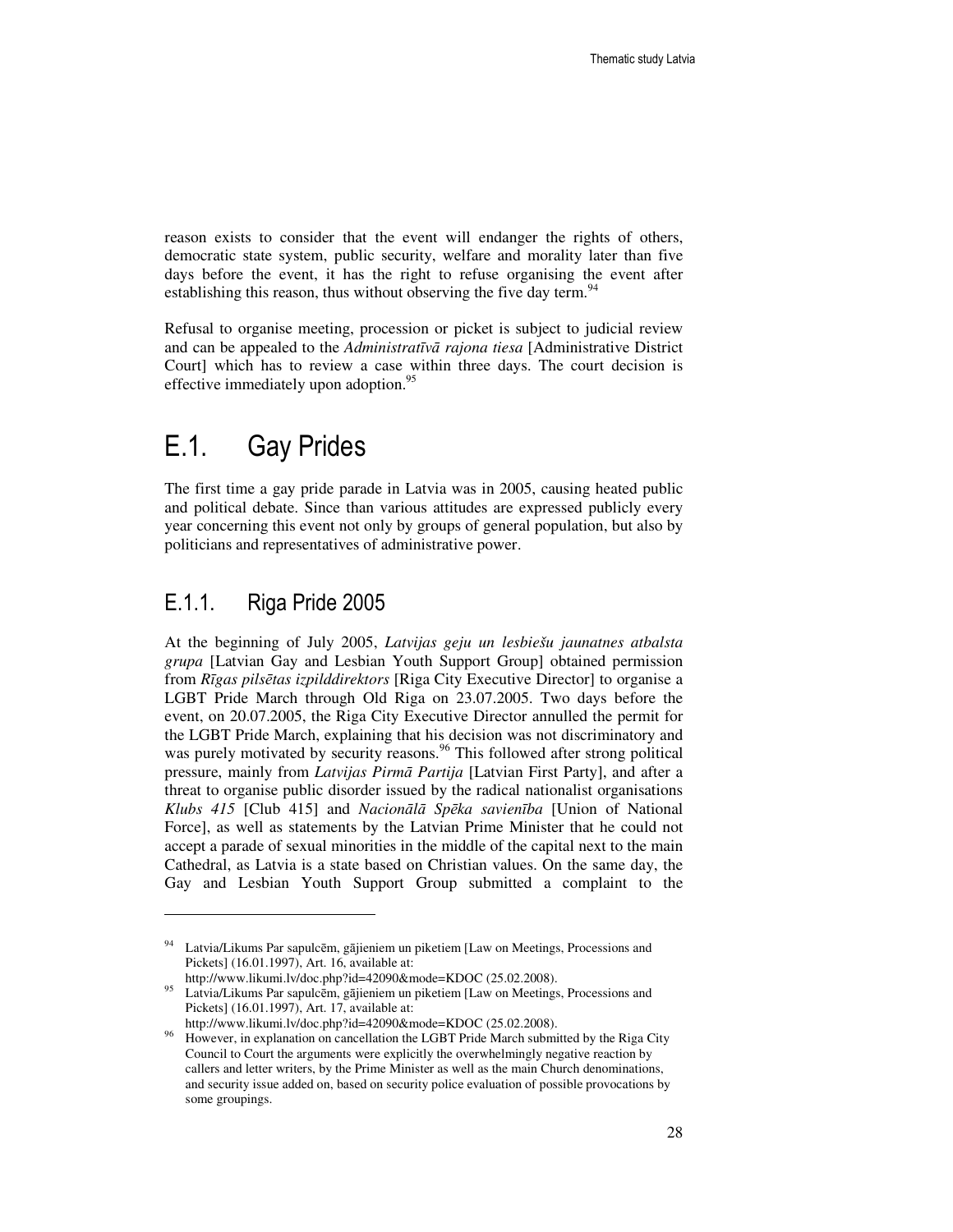reason exists to consider that the event will endanger the rights of others, democratic state system, public security, welfare and morality later than five days before the event, it has the right to refuse organising the event after establishing this reason, thus without observing the five day term.[94]

Refusal to organise meeting, procession or picket is subject to judicial review and can be appealed to the *Administratīvā rajona tiesa* [Administrative District Court] which has to review a case within three days. The court decision is effective immediately upon adoption.[95]

## E.1. Gay Prides

The first time a gay pride parade in Latvia was in 2005, causing heated public and political debate. Since than various attitudes are expressed publicly every year concerning this event not only by groups of general population, but also by politicians and representatives of administrative power.

### E.1.1. Riga Pride 2005

At the beginning of July 2005, *Latvijas geju un lesbiešu jaunatnes atbalsta grupa* [Latvian Gay and Lesbian Youth Support Group] obtained permission from *Rīgas pilsētas izpilddirektors* [Riga City Executive Director] to organise a LGBT Pride March through Old Riga on 23.07.2005. Two days before the event, on 20.07.2005, the Riga City Executive Director annulled the permit for the LGBT Pride March, explaining that his decision was not discriminatory and was purely motivated by security reasons.[96] This followed after strong political pressure, mainly from *Latvijas Pirmā Partija* [Latvian First Party], and after a threat to organise public disorder issued by the radical nationalist organisations *Klubs 415* [Club 415] and *Nacionālā Spēka savienība* [Union of National Force], as well as statements by the Latvian Prime Minister that he could not accept a parade of sexual minorities in the middle of the capital next to the main Cathedral, as Latvia is a state based on Christian values. On the same day, the Gay and Lesbian Youth Support Group submitted a complaint to the

---

[94] Latvia/Likums Par sapulcēm, gājieniem un piketiem [Law on Meetings, Processions and Pickets] (16.01.1997), Art. 16, available at: http://www.likumi.lv/doc.php?id=42090&mode=KDOC (25.02.2008).

[95] Latvia/Likums Par sapulcēm, gājieniem un piketiem [Law on Meetings, Processions and Pickets] (16.01.1997), Art. 17, available at: http://www.likumi.lv/doc.php?id=42090&mode=KDOC (25.02.2008).

[96] However, in explanation on cancellation the LGBT Pride March submitted by the Riga City Council to Court the arguments were explicitly the overwhelmingly negative reaction by callers and letter writers, by the Prime Minister as well as the main Church denominations, and security issue added on, based on security police evaluation of possible provocations by some groupings.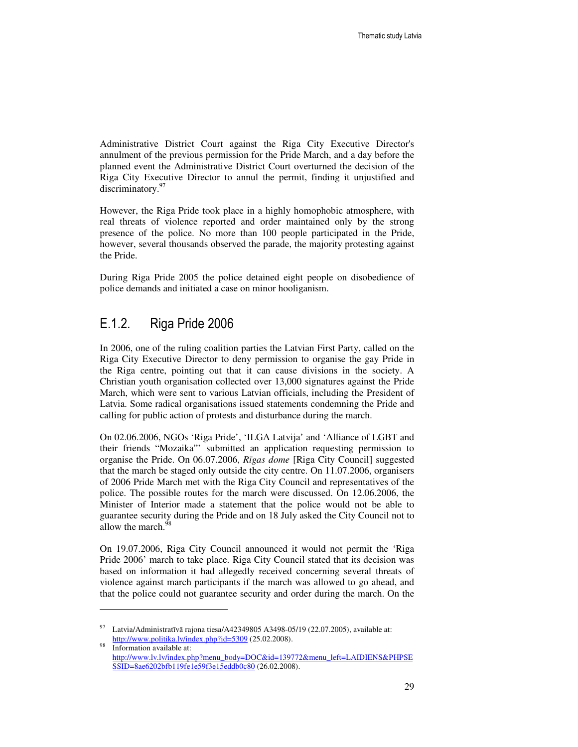Administrative District Court against the Riga City Executive Director's annulment of the previous permission for the Pride March, and a day before the planned event the Administrative District Court overturned the decision of the Riga City Executive Director to annul the permit, finding it unjustified and discriminatory.[97]

However, the Riga Pride took place in a highly homophobic atmosphere, with real threats of violence reported and order maintained only by the strong presence of the police. No more than 100 people participated in the Pride, however, several thousands observed the parade, the majority protesting against the Pride.

During Riga Pride 2005 the police detained eight people on disobedience of police demands and initiated a case on minor hooliganism.

## E.1.2. Riga Pride 2006

In 2006, one of the ruling coalition parties the Latvian First Party, called on the Riga City Executive Director to deny permission to organise the gay Pride in the Riga centre, pointing out that it can cause divisions in the society. A Christian youth organisation collected over 13,000 signatures against the Pride March, which were sent to various Latvian officials, including the President of Latvia. Some radical organisations issued statements condemning the Pride and calling for public action of protests and disturbance during the march.

On 02.06.2006, NGOs 'Riga Pride', 'ILGA Latvija' and 'Alliance of LGBT and their friends "Mozaika"' submitted an application requesting permission to organise the Pride. On 06.07.2006, *Rīgas dome* [Riga City Council] suggested that the march be staged only outside the city centre. On 11.07.2006, organisers of 2006 Pride March met with the Riga City Council and representatives of the police. The possible routes for the march were discussed. On 12.06.2006, the Minister of Interior made a statement that the police would not be able to guarantee security during the Pride and on 18 July asked the City Council not to allow the march.[98]

On 19.07.2006, Riga City Council announced it would not permit the 'Riga Pride 2006' march to take place. Riga City Council stated that its decision was based on information it had allegedly received concerning several threats of violence against march participants if the march was allowed to go ahead, and that the police could not guarantee security and order during the march. On the

---

[97] Latvia/Administratīvā rajona tiesa/A42349805 A3498-05/19 (22.07.2005), available at: http://www.politika.lv/index.php?id=5309 (25.02.2008).

[98] Information available at: http://www.lv.lv/index.php?menu_body=DOC&id=139772&menu_left=LAIDIENS&PHPSESSID=8ae6202bfb119fe1e59f3e15eddb0c80 (26.02.2008).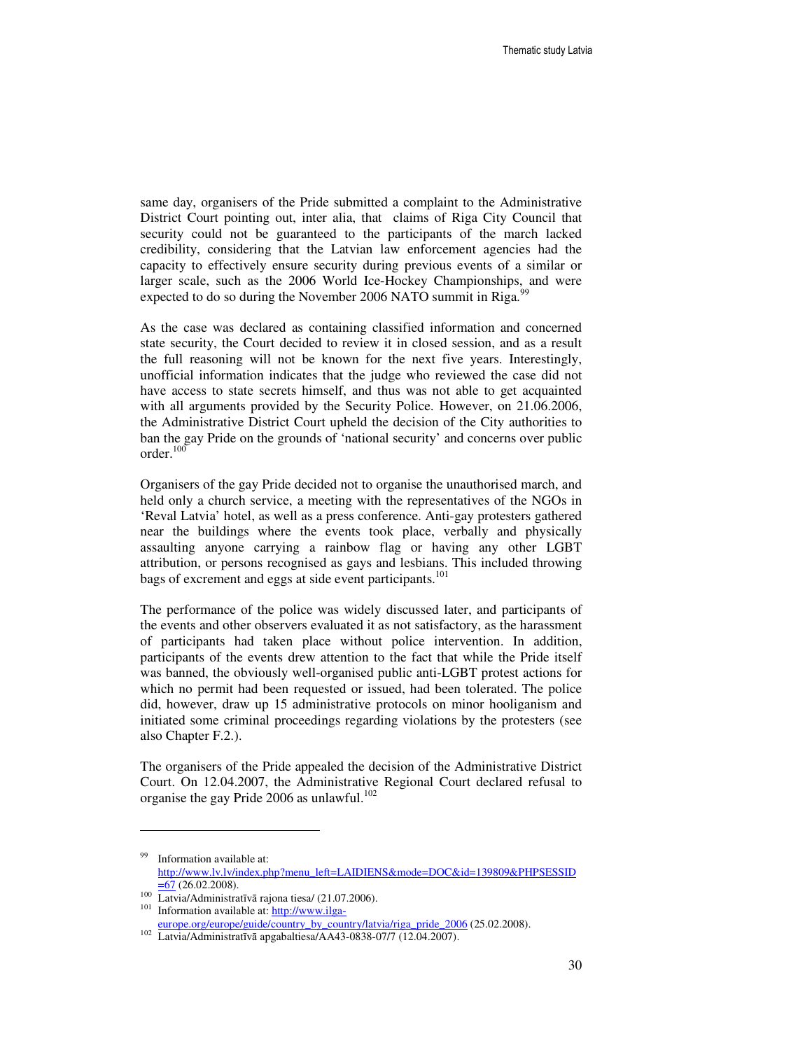same day, organisers of the Pride submitted a complaint to the Administrative District Court pointing out, inter alia, that claims of Riga City Council that security could not be guaranteed to the participants of the march lacked credibility, considering that the Latvian law enforcement agencies had the capacity to effectively ensure security during previous events of a similar or larger scale, such as the 2006 World Ice-Hockey Championships, and were expected to do so during the November 2006 NATO summit in Riga.[99]

As the case was declared as containing classified information and concerned state security, the Court decided to review it in closed session, and as a result the full reasoning will not be known for the next five years. Interestingly, unofficial information indicates that the judge who reviewed the case did not have access to state secrets himself, and thus was not able to get acquainted with all arguments provided by the Security Police. However, on 21.06.2006, the Administrative District Court upheld the decision of the City authorities to ban the gay Pride on the grounds of 'national security' and concerns over public order.[100]

Organisers of the gay Pride decided not to organise the unauthorised march, and held only a church service, a meeting with the representatives of the NGOs in 'Reval Latvia' hotel, as well as a press conference. Anti-gay protesters gathered near the buildings where the events took place, verbally and physically assaulting anyone carrying a rainbow flag or having any other LGBT attribution, or persons recognised as gays and lesbians. This included throwing bags of excrement and eggs at side event participants.[101]

The performance of the police was widely discussed later, and participants of the events and other observers evaluated it as not satisfactory, as the harassment of participants had taken place without police intervention. In addition, participants of the events drew attention to the fact that while the Pride itself was banned, the obviously well-organised public anti-LGBT protest actions for which no permit had been requested or issued, had been tolerated. The police did, however, draw up 15 administrative protocols on minor hooliganism and initiated some criminal proceedings regarding violations by the protesters (see also Chapter F.2.).

The organisers of the Pride appealed the decision of the Administrative District Court. On 12.04.2007, the Administrative Regional Court declared refusal to organise the gay Pride 2006 as unlawful.[102]

---

[99] Information available at: http://www.lv.lv/index.php?menu_left=LAIDIENS&mode=DOC&id=139809&PHPSESSID=67 (26.02.2008).

[100] Latvia/Administratīvā rajona tiesa/ (21.07.2006).

[101] Information available at: http://www.ilga-europe.org/europe/guide/country_by_country/latvia/riga_pride_2006 (25.02.2008).

[102] Latvia/Administratīvā apgabaltiesa/AA43-0838-07/7 (12.04.2007).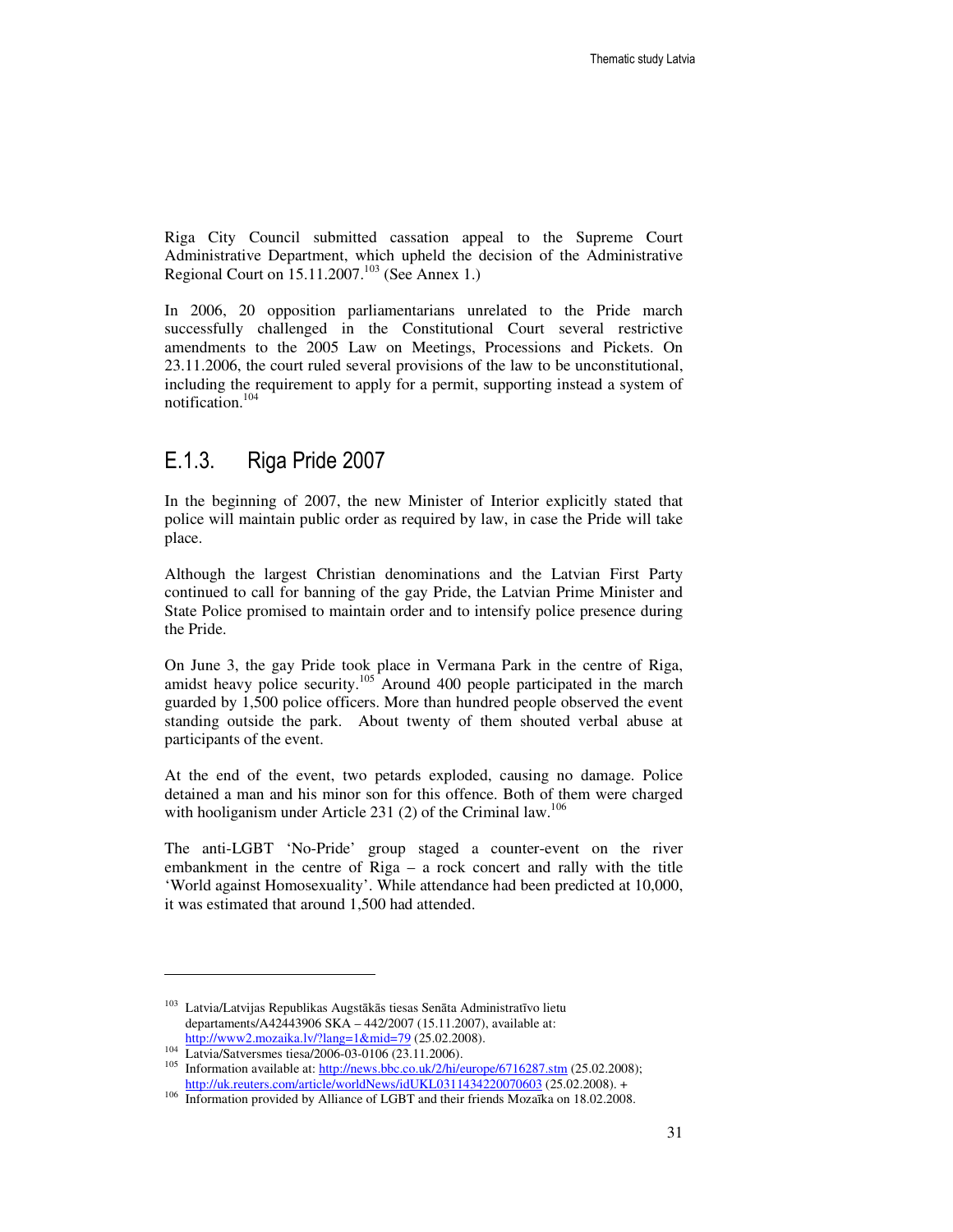Riga City Council submitted cassation appeal to the Supreme Court Administrative Department, which upheld the decision of the Administrative Regional Court on 15.11.2007.[103] (See Annex 1.)

In 2006, 20 opposition parliamentarians unrelated to the Pride march successfully challenged in the Constitutional Court several restrictive amendments to the 2005 Law on Meetings, Processions and Pickets. On 23.11.2006, the court ruled several provisions of the law to be unconstitutional, including the requirement to apply for a permit, supporting instead a system of notification.[104]

## E.1.3. Riga Pride 2007

In the beginning of 2007, the new Minister of Interior explicitly stated that police will maintain public order as required by law, in case the Pride will take place.

Although the largest Christian denominations and the Latvian First Party continued to call for banning of the gay Pride, the Latvian Prime Minister and State Police promised to maintain order and to intensify police presence during the Pride.

On June 3, the gay Pride took place in Vermana Park in the centre of Riga, amidst heavy police security.[105] Around 400 people participated in the march guarded by 1,500 police officers. More than hundred people observed the event standing outside the park. About twenty of them shouted verbal abuse at participants of the event.

At the end of the event, two petards exploded, causing no damage. Police detained a man and his minor son for this offence. Both of them were charged with hooliganism under Article 231 (2) of the Criminal law.[106]

The anti-LGBT 'No-Pride' group staged a counter-event on the river embankment in the centre of Riga – a rock concert and rally with the title 'World against Homosexuality'. While attendance had been predicted at 10,000, it was estimated that around 1,500 had attended.

---

[103] Latvia/Latvijas Republikas Augstākās tiesas Senāta Administratīvo lietu departaments/A42443906 SKA – 442/2007 (15.11.2007), available at: http://www2.mozaika.lv/?lang=1&mid=79 (25.02.2008).

[104] Latvia/Satversmes tiesa/2006-03-0106 (23.11.2006).

[105] Information available at: http://news.bbc.co.uk/2/hi/europe/6716287.stm (25.02.2008); http://uk.reuters.com/article/worldNews/idUKL0311434220070603 (25.02.2008). +

[106] Information provided by Alliance of LGBT and their friends Mozaīka on 18.02.2008.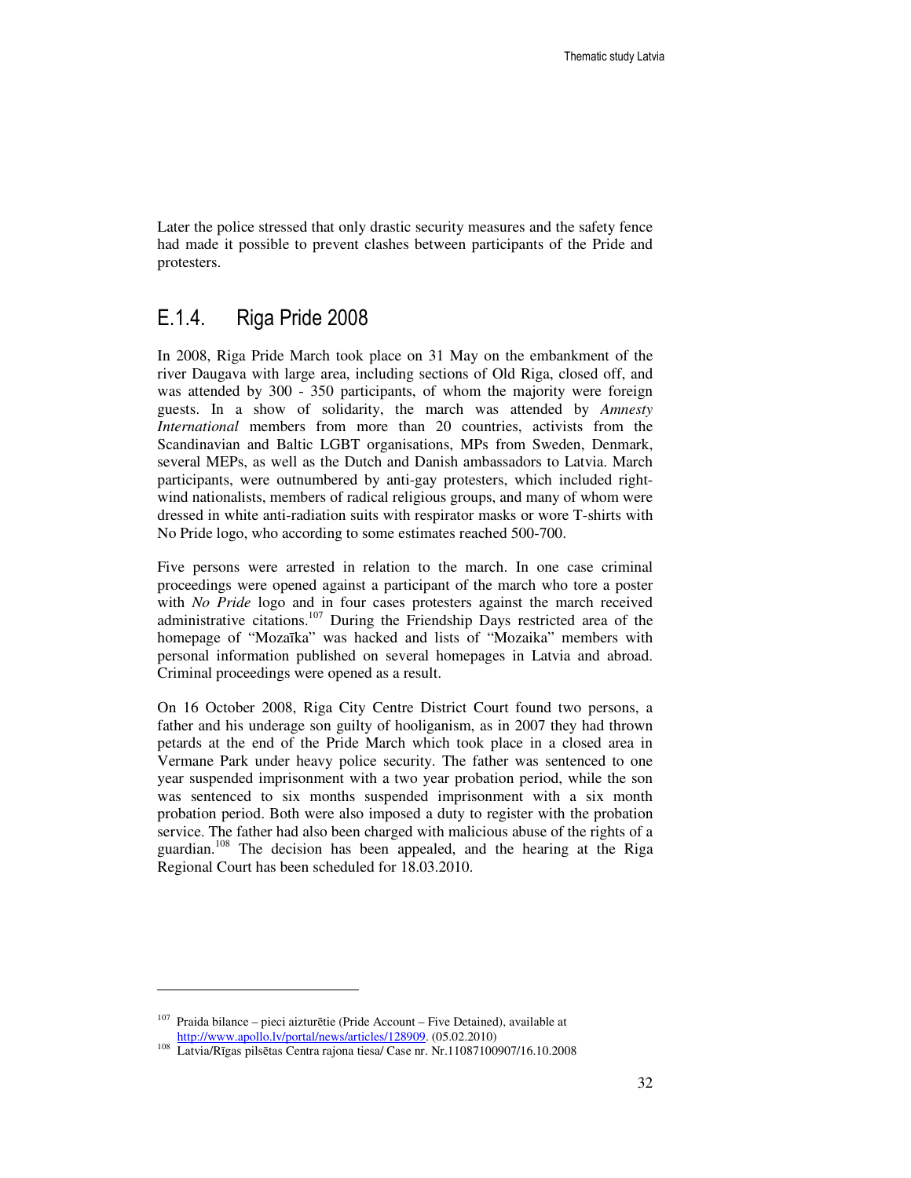Later the police stressed that only drastic security measures and the safety fence had made it possible to prevent clashes between participants of the Pride and protesters.

### E.1.4. Riga Pride 2008

In 2008, Riga Pride March took place on 31 May on the embankment of the river Daugava with large area, including sections of Old Riga, closed off, and was attended by 300 - 350 participants, of whom the majority were foreign guests. In a show of solidarity, the march was attended by *Amnesty International* members from more than 20 countries, activists from the Scandinavian and Baltic LGBT organisations, MPs from Sweden, Denmark, several MEPs, as well as the Dutch and Danish ambassadors to Latvia. March participants, were outnumbered by anti-gay protesters, which included right-wind nationalists, members of radical religious groups, and many of whom were dressed in white anti-radiation suits with respirator masks or wore T-shirts with No Pride logo, who according to some estimates reached 500-700.

Five persons were arrested in relation to the march. In one case criminal proceedings were opened against a participant of the march who tore a poster with *No Pride* logo and in four cases protesters against the march received administrative citations.[107] During the Friendship Days restricted area of the homepage of "Mozaīka" was hacked and lists of "Mozaika" members with personal information published on several homepages in Latvia and abroad. Criminal proceedings were opened as a result.

On 16 October 2008, Riga City Centre District Court found two persons, a father and his underage son guilty of hooliganism, as in 2007 they had thrown petards at the end of the Pride March which took place in a closed area in Vermane Park under heavy police security. The father was sentenced to one year suspended imprisonment with a two year probation period, while the son was sentenced to six months suspended imprisonment with a six month probation period. Both were also imposed a duty to register with the probation service. The father had also been charged with malicious abuse of the rights of a guardian.[108] The decision has been appealed, and the hearing at the Riga Regional Court has been scheduled for 18.03.2010.

---

[107] Praida bilance – pieci aizturētie (Pride Account – Five Detained), available at http://www.apollo.lv/portal/news/articles/128909. (05.02.2010)

[108] Latvia/Rīgas pilsētas Centra rajona tiesa/ Case nr. Nr.11087100907/16.10.2008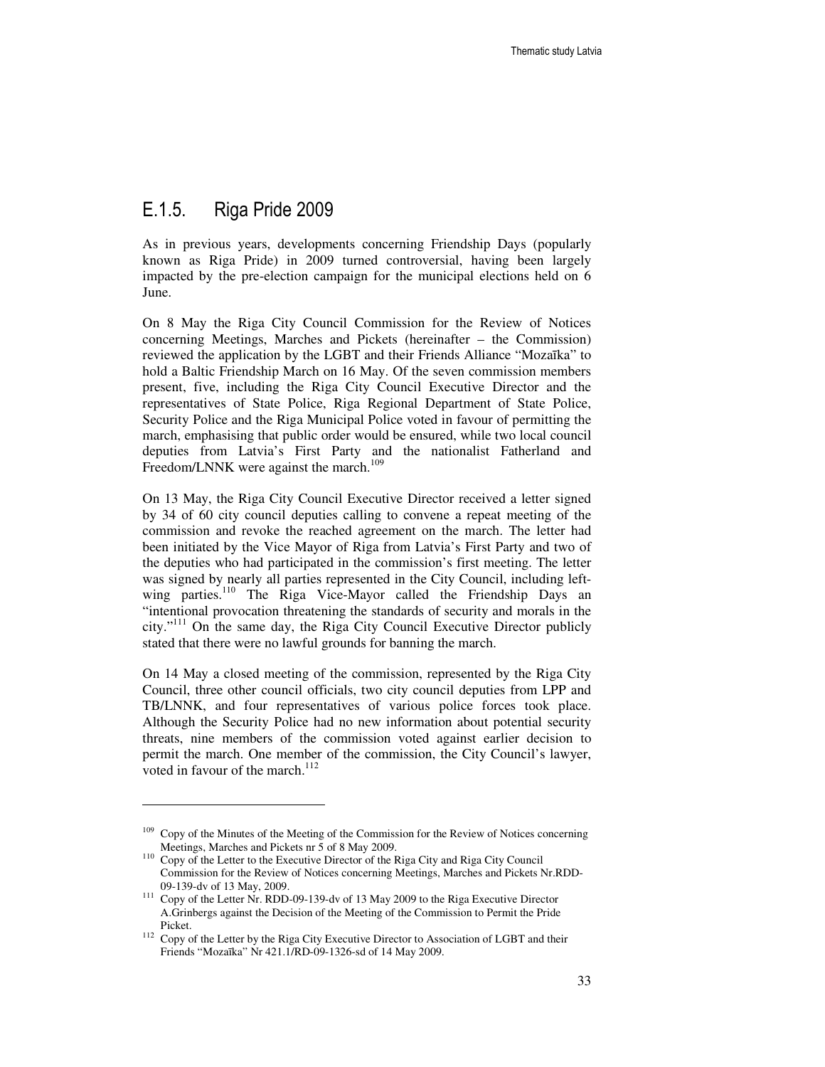### E.1.5. Riga Pride 2009

As in previous years, developments concerning Friendship Days (popularly known as Riga Pride) in 2009 turned controversial, having been largely impacted by the pre-election campaign for the municipal elections held on 6 June.

On 8 May the Riga City Council Commission for the Review of Notices concerning Meetings, Marches and Pickets (hereinafter – the Commission) reviewed the application by the LGBT and their Friends Alliance "Mozaīka" to hold a Baltic Friendship March on 16 May. Of the seven commission members present, five, including the Riga City Council Executive Director and the representatives of State Police, Riga Regional Department of State Police, Security Police and the Riga Municipal Police voted in favour of permitting the march, emphasising that public order would be ensured, while two local council deputies from Latvia's First Party and the nationalist Fatherland and Freedom/LNNK were against the march.[109]

On 13 May, the Riga City Council Executive Director received a letter signed by 34 of 60 city council deputies calling to convene a repeat meeting of the commission and revoke the reached agreement on the march. The letter had been initiated by the Vice Mayor of Riga from Latvia's First Party and two of the deputies who had participated in the commission's first meeting. The letter was signed by nearly all parties represented in the City Council, including left-wing parties.[110] The Riga Vice-Mayor called the Friendship Days an "intentional provocation threatening the standards of security and morals in the city."[111] On the same day, the Riga City Council Executive Director publicly stated that there were no lawful grounds for banning the march.

On 14 May a closed meeting of the commission, represented by the Riga City Council, three other council officials, two city council deputies from LPP and TB/LNNK, and four representatives of various police forces took place. Although the Security Police had no new information about potential security threats, nine members of the commission voted against earlier decision to permit the march. One member of the commission, the City Council's lawyer, voted in favour of the march.[112]

---

[109] Copy of the Minutes of the Meeting of the Commission for the Review of Notices concerning Meetings, Marches and Pickets nr 5 of 8 May 2009.

[110] Copy of the Letter to the Executive Director of the Riga City and Riga City Council Commission for the Review of Notices concerning Meetings, Marches and Pickets Nr.RDD-09-139-dv of 13 May, 2009.

[111] Copy of the Letter Nr. RDD-09-139-dv of 13 May 2009 to the Riga Executive Director A.Grinbergs against the Decision of the Meeting of the Commission to Permit the Pride Picket.

[112] Copy of the Letter by the Riga City Executive Director to Association of LGBT and their Friends "Mozaīka" Nr 421.1/RD-09-1326-sd of 14 May 2009.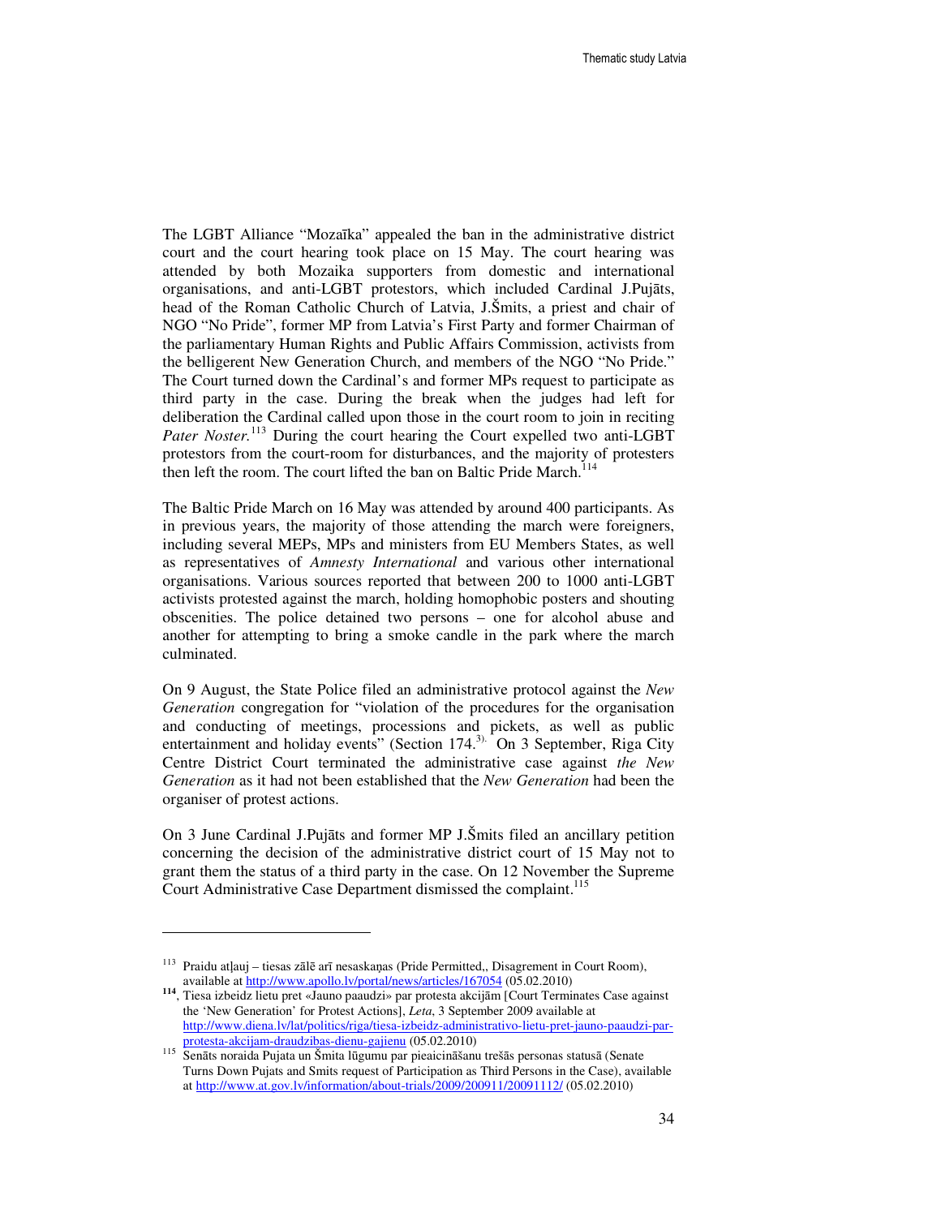The LGBT Alliance "Mozaīka" appealed the ban in the administrative district court and the court hearing took place on 15 May. The court hearing was attended by both Mozaika supporters from domestic and international organisations, and anti-LGBT protestors, which included Cardinal J.Pujāts, head of the Roman Catholic Church of Latvia, J.Šmits, a priest and chair of NGO "No Pride", former MP from Latvia's First Party and former Chairman of the parliamentary Human Rights and Public Affairs Commission, activists from the belligerent New Generation Church, and members of the NGO "No Pride." The Court turned down the Cardinal's and former MPs request to participate as third party in the case. During the break when the judges had left for deliberation the Cardinal called upon those in the court room to join in reciting *Pater Noster.*[113] During the court hearing the Court expelled two anti-LGBT protestors from the court-room for disturbances, and the majority of protesters then left the room. The court lifted the ban on Baltic Pride March.[114]

The Baltic Pride March on 16 May was attended by around 400 participants. As in previous years, the majority of those attending the march were foreigners, including several MEPs, MPs and ministers from EU Members States, as well as representatives of *Amnesty International* and various other international organisations. Various sources reported that between 200 to 1000 anti-LGBT activists protested against the march, holding homophobic posters and shouting obscenities. The police detained two persons – one for alcohol abuse and another for attempting to bring a smoke candle in the park where the march culminated.

On 9 August, the State Police filed an administrative protocol against the *New Generation* congregation for "violation of the procedures for the organisation and conducting of meetings, processions and pickets, as well as public entertainment and holiday events" (Section 174.[3)]. On 3 September, Riga City Centre District Court terminated the administrative case against *the New Generation* as it had not been established that the *New Generation* had been the organiser of protest actions.

On 3 June Cardinal J.Pujāts and former MP J.Šmits filed an ancillary petition concerning the decision of the administrative district court of 15 May not to grant them the status of a third party in the case. On 12 November the Supreme Court Administrative Case Department dismissed the complaint.[115]

---

[113] Praidu atļauj – tiesas zālē arī nesaskaņas (Pride Permitted,, Disagreement in Court Room), available at http://www.apollo.lv/portal/news/articles/167054 (05.02.2010)

[114], Tiesa izbeidz lietu pret «Jauno paaudzi» par protesta akcijām [Court Terminates Case against the 'New Generation' for Protest Actions], *Leta*, 3 September 2009 available at http://www.diena.lv/lat/politics/riga/tiesa-izbeidz-administrativo-lietu-pret-jauno-paaudzi-par-protesta-akcijam-draudzibas-dienu-gajienu (05.02.2010)

[115] Senāts noraida Pujata un Šmita lūgumu par pieaicināšanu trešās personas statusā (Senate Turns Down Pujats and Smits request of Participation as Third Persons in the Case), available at http://www.at.gov.lv/information/about-trials/2009/200911/20091112/ (05.02.2010)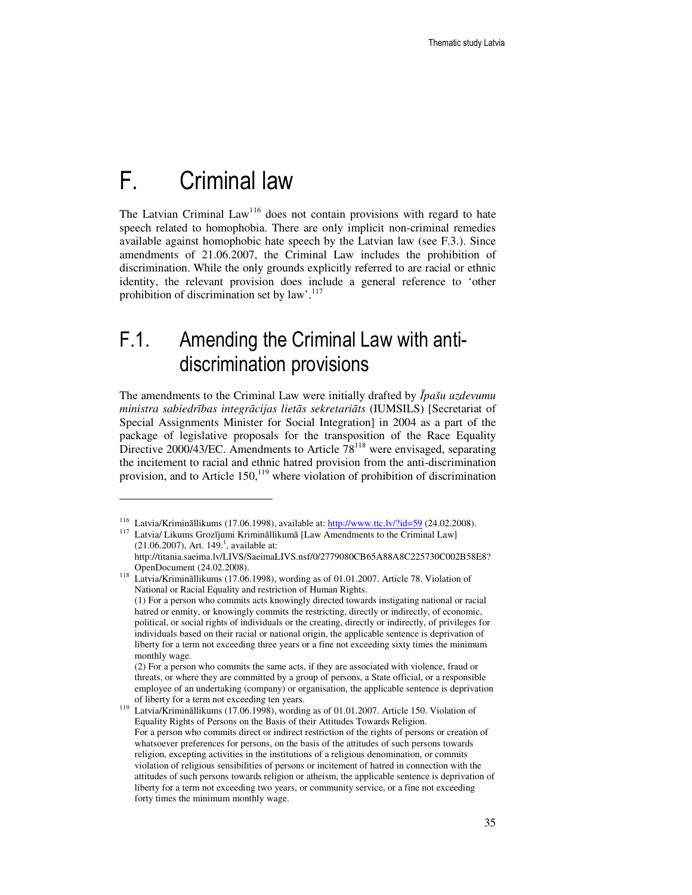# F. Criminal law

The Latvian Criminal Law[116] does not contain provisions with regard to hate speech related to homophobia. There are only implicit non-criminal remedies available against homophobic hate speech by the Latvian law (see F.3.). Since amendments of 21.06.2007, the Criminal Law includes the prohibition of discrimination. While the only grounds explicitly referred to are racial or ethnic identity, the relevant provision does include a general reference to 'other prohibition of discrimination set by law'.[117]

## F.1. Amending the Criminal Law with anti-discrimination provisions

The amendments to the Criminal Law were initially drafted by *Īpašu uzdevumu ministra sabiedrības integrācijas lietās sekretariāts* (IUMSILS) [Secretariat of Special Assignments Minister for Social Integration] in 2004 as a part of the package of legislative proposals for the transposition of the Race Equality Directive 2000/43/EC. Amendments to Article 78[118] were envisaged, separating the incitement to racial and ethnic hatred provision from the anti-discrimination provision, and to Article 150,[119] where violation of prohibition of discrimination

---

[116] Latvia/Krimināllikums (17.06.1998), available at: http://www.ttc.lv/?id=59 (24.02.2008).

[117] Latvia/ Likums Grozījumi Krimināllikumā [Law Amendments to the Criminal Law] (21.06.2007), Art. 149.[1], available at: http://titania.saeima.lv/LIVS/SaeimaLIVS.nsf/0/2779080CB65A88A8C225730C002B58E8?OpenDocument (24.02.2008).

[118] Latvia/Krimināllikums (17.06.1998), wording as of 01.01.2007. Article 78. Violation of National or Racial Equality and restriction of Human Rights.
(1) For a person who commits acts knowingly directed towards instigating national or racial hatred or enmity, or knowingly commits the restricting, directly or indirectly, of economic, political, or social rights of individuals or the creating, directly or indirectly, of privileges for individuals based on their racial or national origin, the applicable sentence is deprivation of liberty for a term not exceeding three years or a fine not exceeding sixty times the minimum monthly wage.
(2) For a person who commits the same acts, if they are associated with violence, fraud or threats, or where they are committed by a group of persons, a State official, or a responsible employee of an undertaking (company) or organisation, the applicable sentence is deprivation of liberty for a term not exceeding ten years.

[119] Latvia/Krimināllikums (17.06.1998), wording as of 01.01.2007. Article 150. Violation of Equality Rights of Persons on the Basis of their Attitudes Towards Religion.
For a person who commits direct or indirect restriction of the rights of persons or creation of whatsoever preferences for persons, on the basis of the attitudes of such persons towards religion, excepting activities in the institutions of a religious denomination, or commits violation of religious sensibilities of persons or incitement of hatred in connection with the attitudes of such persons towards religion or atheism, the applicable sentence is deprivation of liberty for a term not exceeding two years, or community service, or a fine not exceeding forty times the minimum monthly wage.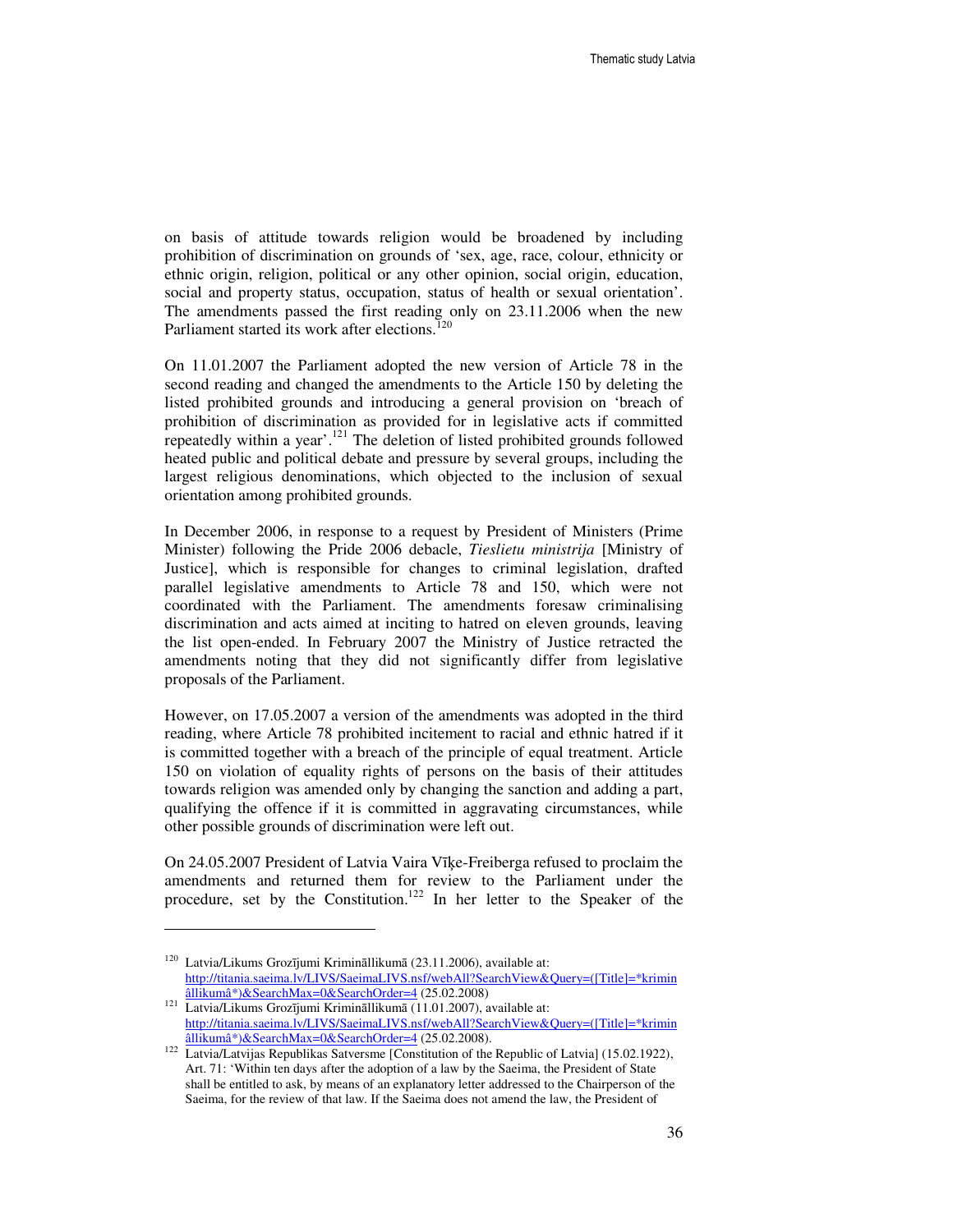on basis of attitude towards religion would be broadened by including prohibition of discrimination on grounds of 'sex, age, race, colour, ethnicity or ethnic origin, religion, political or any other opinion, social origin, education, social and property status, occupation, status of health or sexual orientation'. The amendments passed the first reading only on 23.11.2006 when the new Parliament started its work after elections.[120]

On 11.01.2007 the Parliament adopted the new version of Article 78 in the second reading and changed the amendments to the Article 150 by deleting the listed prohibited grounds and introducing a general provision on 'breach of prohibition of discrimination as provided for in legislative acts if committed repeatedly within a year'.[121] The deletion of listed prohibited grounds followed heated public and political debate and pressure by several groups, including the largest religious denominations, which objected to the inclusion of sexual orientation among prohibited grounds.

In December 2006, in response to a request by President of Ministers (Prime Minister) following the Pride 2006 debacle, *Tieslietu ministrija* [Ministry of Justice], which is responsible for changes to criminal legislation, drafted parallel legislative amendments to Article 78 and 150, which were not coordinated with the Parliament. The amendments foresaw criminalising discrimination and acts aimed at inciting to hatred on eleven grounds, leaving the list open-ended. In February 2007 the Ministry of Justice retracted the amendments noting that they did not significantly differ from legislative proposals of the Parliament.

However, on 17.05.2007 a version of the amendments was adopted in the third reading, where Article 78 prohibited incitement to racial and ethnic hatred if it is committed together with a breach of the principle of equal treatment. Article 150 on violation of equality rights of persons on the basis of their attitudes towards religion was amended only by changing the sanction and adding a part, qualifying the offence if it is committed in aggravating circumstances, while other possible grounds of discrimination were left out.

On 24.05.2007 President of Latvia Vaira Vīķe-Freiberga refused to proclaim the amendments and returned them for review to the Parliament under the procedure, set by the Constitution.[122] In her letter to the Speaker of the

---

[120] Latvia/Likums Grozījumi Krimināllikumā (23.11.2006), available at: http://titania.saeima.lv/LIVS/SaeimaLIVS.nsf/webAll?SearchView&Query=([Title]=*kriminâllikumâ*)&SearchMax=0&SearchOrder=4 (25.02.2008)

[121] Latvia/Likums Grozījumi Krimināllikumā (11.01.2007), available at: http://titania.saeima.lv/LIVS/SaeimaLIVS.nsf/webAll?SearchView&Query=([Title]=*kriminâllikumâ*)&SearchMax=0&SearchOrder=4 (25.02.2008).

[122] Latvia/Latvijas Republikas Satversme [Constitution of the Republic of Latvia] (15.02.1922), Art. 71: 'Within ten days after the adoption of a law by the Saeima, the President of State shall be entitled to ask, by means of an explanatory letter addressed to the Chairperson of the Saeima, for the review of that law. If the Saeima does not amend the law, the President of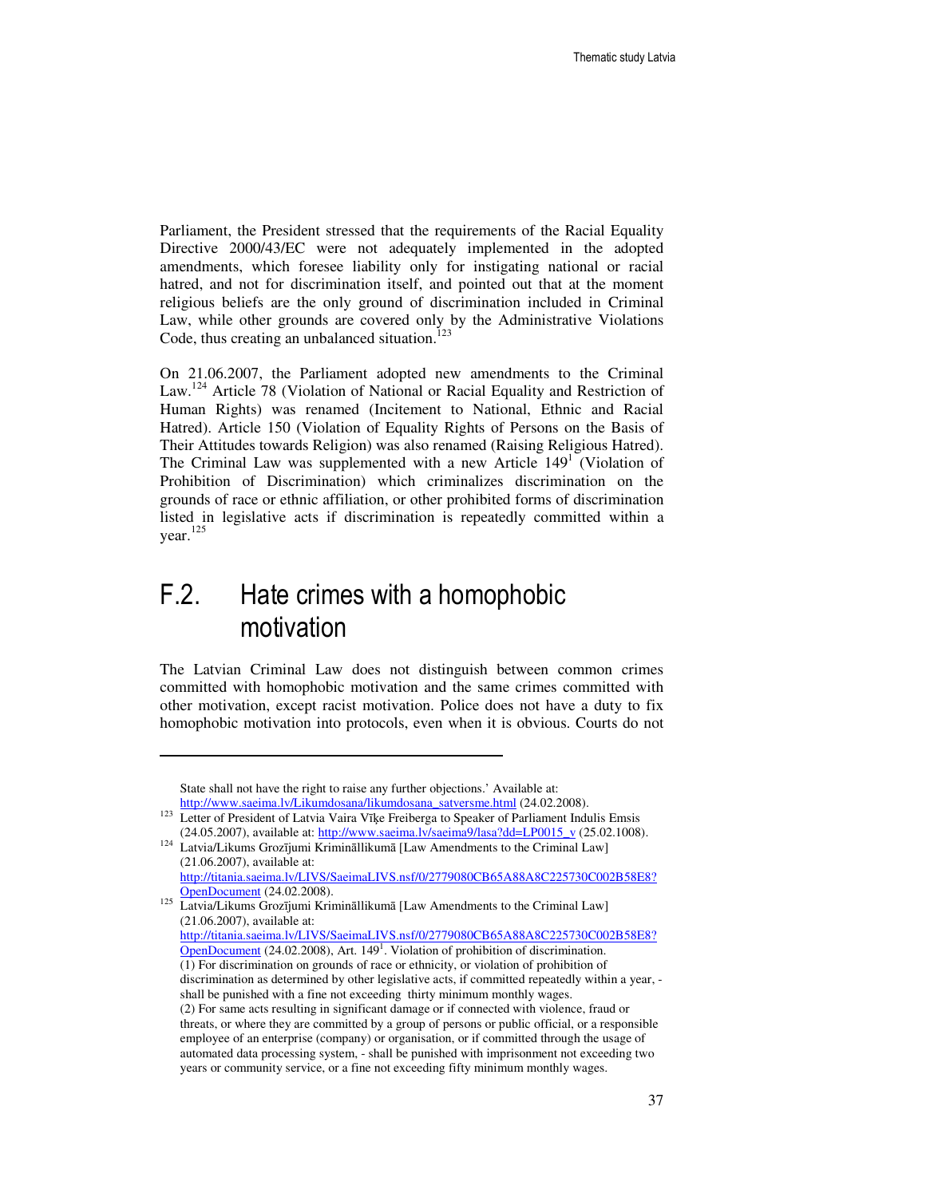Parliament, the President stressed that the requirements of the Racial Equality Directive 2000/43/EC were not adequately implemented in the adopted amendments, which foresee liability only for instigating national or racial hatred, and not for discrimination itself, and pointed out that at the moment religious beliefs are the only ground of discrimination included in Criminal Law, while other grounds are covered only by the Administrative Violations Code, thus creating an unbalanced situation.[123]

On 21.06.2007, the Parliament adopted new amendments to the Criminal Law.[124] Article 78 (Violation of National or Racial Equality and Restriction of Human Rights) was renamed (Incitement to National, Ethnic and Racial Hatred). Article 150 (Violation of Equality Rights of Persons on the Basis of Their Attitudes towards Religion) was also renamed (Raising Religious Hatred). The Criminal Law was supplemented with a new Article 149[1] (Violation of Prohibition of Discrimination) which criminalizes discrimination on the grounds of race or ethnic affiliation, or other prohibited forms of discrimination listed in legislative acts if discrimination is repeatedly committed within a year.[125]

## F.2. Hate crimes with a homophobic motivation

The Latvian Criminal Law does not distinguish between common crimes committed with homophobic motivation and the same crimes committed with other motivation, except racist motivation. Police does not have a duty to fix homophobic motivation into protocols, even when it is obvious. Courts do not

---

State shall not have the right to raise any further objections.' Available at: http://www.saeima.lv/Likumdosana/likumdosana_satversme.html (24.02.2008).

[123] Letter of President of Latvia Vaira Vīķe Freiberga to Speaker of Parliament Indulis Emsis (24.05.2007), available at: http://www.saeima.lv/saeima9/lasa?dd=LP0015_v (25.02.1008).

[124] Latvia/Likums Grozījumi Krimināllikumā [Law Amendments to the Criminal Law] (21.06.2007), available at: http://titania.saeima.lv/LIVS/SaeimaLIVS.nsf/0/2779080CB65A88A8C225730C002B58E8?OpenDocument (24.02.2008).

[125] Latvia/Likums Grozījumi Krimināllikumā [Law Amendments to the Criminal Law] (21.06.2007), available at: http://titania.saeima.lv/LIVS/SaeimaLIVS.nsf/0/2779080CB65A88A8C225730C002B58E8?OpenDocument (24.02.2008), Art. 149[1]. Violation of prohibition of discrimination.
(1) For discrimination on grounds of race or ethnicity, or violation of prohibition of discrimination as determined by other legislative acts, if committed repeatedly within a year, - shall be punished with a fine not exceeding thirty minimum monthly wages.
(2) For same acts resulting in significant damage or if connected with violence, fraud or threats, or where they are committed by a group of persons or public official, or a responsible employee of an enterprise (company) or organisation, or if committed through the usage of automated data processing system, - shall be punished with imprisonment not exceeding two years or community service, or a fine not exceeding fifty minimum monthly wages.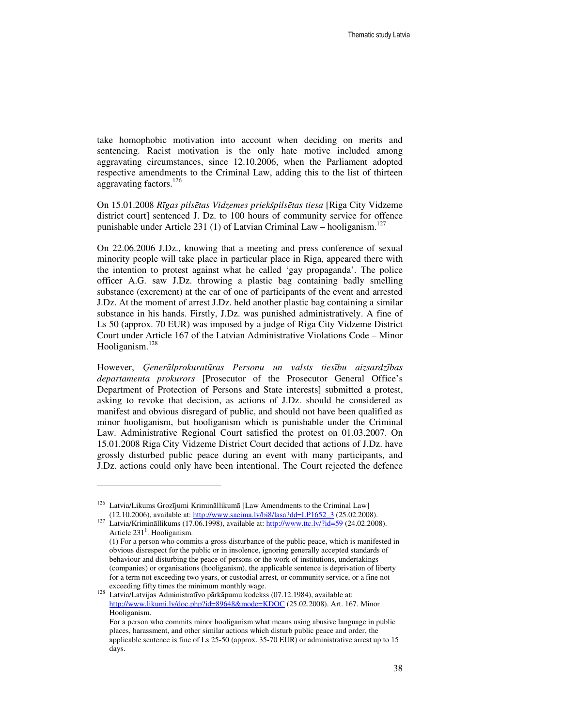take homophobic motivation into account when deciding on merits and sentencing. Racist motivation is the only hate motive included among aggravating circumstances, since 12.10.2006, when the Parliament adopted respective amendments to the Criminal Law, adding this to the list of thirteen aggravating factors.[126]

On 15.01.2008 *Rīgas pilsētas Vidzemes priekšpilsētas tiesa* [Riga City Vidzeme district court] sentenced J. Dz. to 100 hours of community service for offence punishable under Article 231 (1) of Latvian Criminal Law – hooliganism.[127]

On 22.06.2006 J.Dz., knowing that a meeting and press conference of sexual minority people will take place in particular place in Riga, appeared there with the intention to protest against what he called 'gay propaganda'. The police officer A.G. saw J.Dz. throwing a plastic bag containing badly smelling substance (excrement) at the car of one of participants of the event and arrested J.Dz. At the moment of arrest J.Dz. held another plastic bag containing a similar substance in his hands. Firstly, J.Dz. was punished administratively. A fine of Ls 50 (approx. 70 EUR) was imposed by a judge of Riga City Vidzeme District Court under Article 167 of the Latvian Administrative Violations Code – Minor Hooliganism.[128]

However, *Ģenerālprokuratūras Personu un valsts tiesību aizsardzības departamenta prokurors* [Prosecutor of the Prosecutor General Office's Department of Protection of Persons and State interests] submitted a protest, asking to revoke that decision, as actions of J.Dz. should be considered as manifest and obvious disregard of public, and should not have been qualified as minor hooliganism, but hooliganism which is punishable under the Criminal Law. Administrative Regional Court satisfied the protest on 01.03.2007. On 15.01.2008 Riga City Vidzeme District Court decided that actions of J.Dz. have grossly disturbed public peace during an event with many participants, and J.Dz. actions could only have been intentional. The Court rejected the defence

---

[126] Latvia/Likums Grozījumi Krimināllikumā [Law Amendments to the Criminal Law] (12.10.2006), available at: http://www.saeima.lv/bi8/lasa?dd=LP1652_3 (25.02.2008).

[127] Latvia/Krimināllikums (17.06.1998), available at: http://www.ttc.lv/?id=59 (24.02.2008). Article 231[1]. Hooliganism.
(1) For a person who commits a gross disturbance of the public peace, which is manifested in obvious disrespect for the public or in insolence, ignoring generally accepted standards of behaviour and disturbing the peace of persons or the work of institutions, undertakings (companies) or organisations (hooliganism), the applicable sentence is deprivation of liberty for a term not exceeding two years, or custodial arrest, or community service, or a fine not exceeding fifty times the minimum monthly wage.

[128] Latvia/Latvijas Administratīvo pārkāpumu kodekss (07.12.1984), available at: http://www.likumi.lv/doc.php?id=89648&mode=KDOC (25.02.2008). Art. 167. Minor Hooliganism.
For a person who commits minor hooliganism what means using abusive language in public places, harassment, and other similar actions which disturb public peace and order, the applicable sentence is fine of Ls 25-50 (approx. 35-70 EUR) or administrative arrest up to 15 days.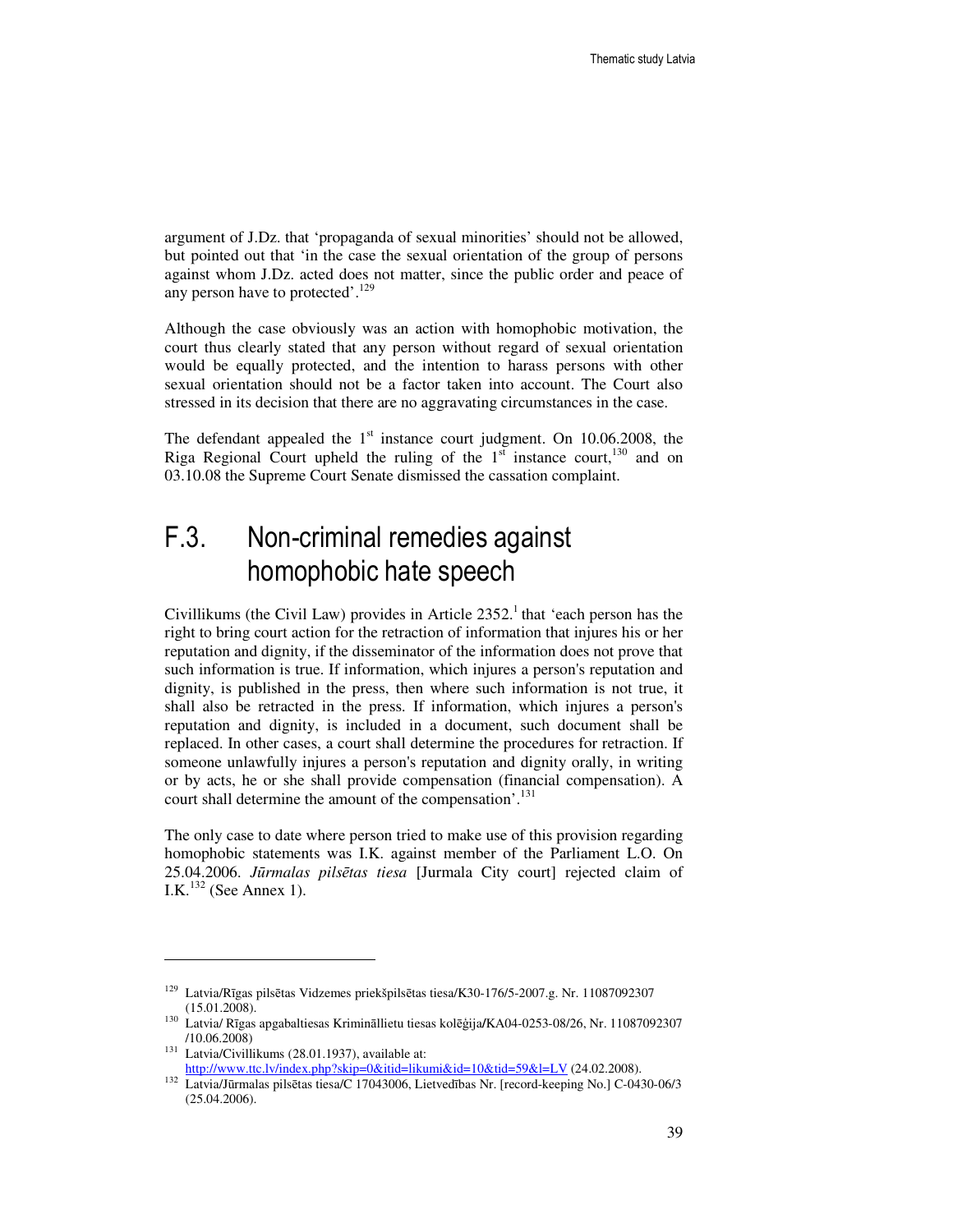argument of J.Dz. that 'propaganda of sexual minorities' should not be allowed, but pointed out that 'in the case the sexual orientation of the group of persons against whom J.Dz. acted does not matter, since the public order and peace of any person have to protected'.[129]

Although the case obviously was an action with homophobic motivation, the court thus clearly stated that any person without regard of sexual orientation would be equally protected, and the intention to harass persons with other sexual orientation should not be a factor taken into account. The Court also stressed in its decision that there are no aggravating circumstances in the case.

The defendant appealed the 1st instance court judgment. On 10.06.2008, the Riga Regional Court upheld the ruling of the 1st instance court,[130] and on 03.10.08 the Supreme Court Senate dismissed the cassation complaint.

## F.3. Non-criminal remedies against homophobic hate speech

Civillikums (the Civil Law) provides in Article 2352.[1] that 'each person has the right to bring court action for the retraction of information that injures his or her reputation and dignity, if the disseminator of the information does not prove that such information is true. If information, which injures a person's reputation and dignity, is published in the press, then where such information is not true, it shall also be retracted in the press. If information, which injures a person's reputation and dignity, is included in a document, such document shall be replaced. In other cases, a court shall determine the procedures for retraction. If someone unlawfully injures a person's reputation and dignity orally, in writing or by acts, he or she shall provide compensation (financial compensation). A court shall determine the amount of the compensation'.[131]

The only case to date where person tried to make use of this provision regarding homophobic statements was I.K. against member of the Parliament L.O. On 25.04.2006. *Jūrmalas pilsētas tiesa* [Jurmala City court] rejected claim of I.K.[132] (See Annex 1).

---

[129] Latvia/Rīgas pilsētas Vidzemes priekšpilsētas tiesa/K30-176/5-2007.g. Nr. 11087092307 (15.01.2008).

[130] Latvia/ Rīgas apgabaltiesas Krimināllietu tiesas kolēģija/KA04-0253-08/26, Nr. 11087092307 /10.06.2008)

[131] Latvia/Civillikums (28.01.1937), available at: http://www.ttc.lv/index.php?skip=0&itid=likumi&id=10&tid=59&l=LV (24.02.2008).

[132] Latvia/Jūrmalas pilsētas tiesa/C 17043006, Lietvedības Nr. [record-keeping No.] C-0430-06/3 (25.04.2006).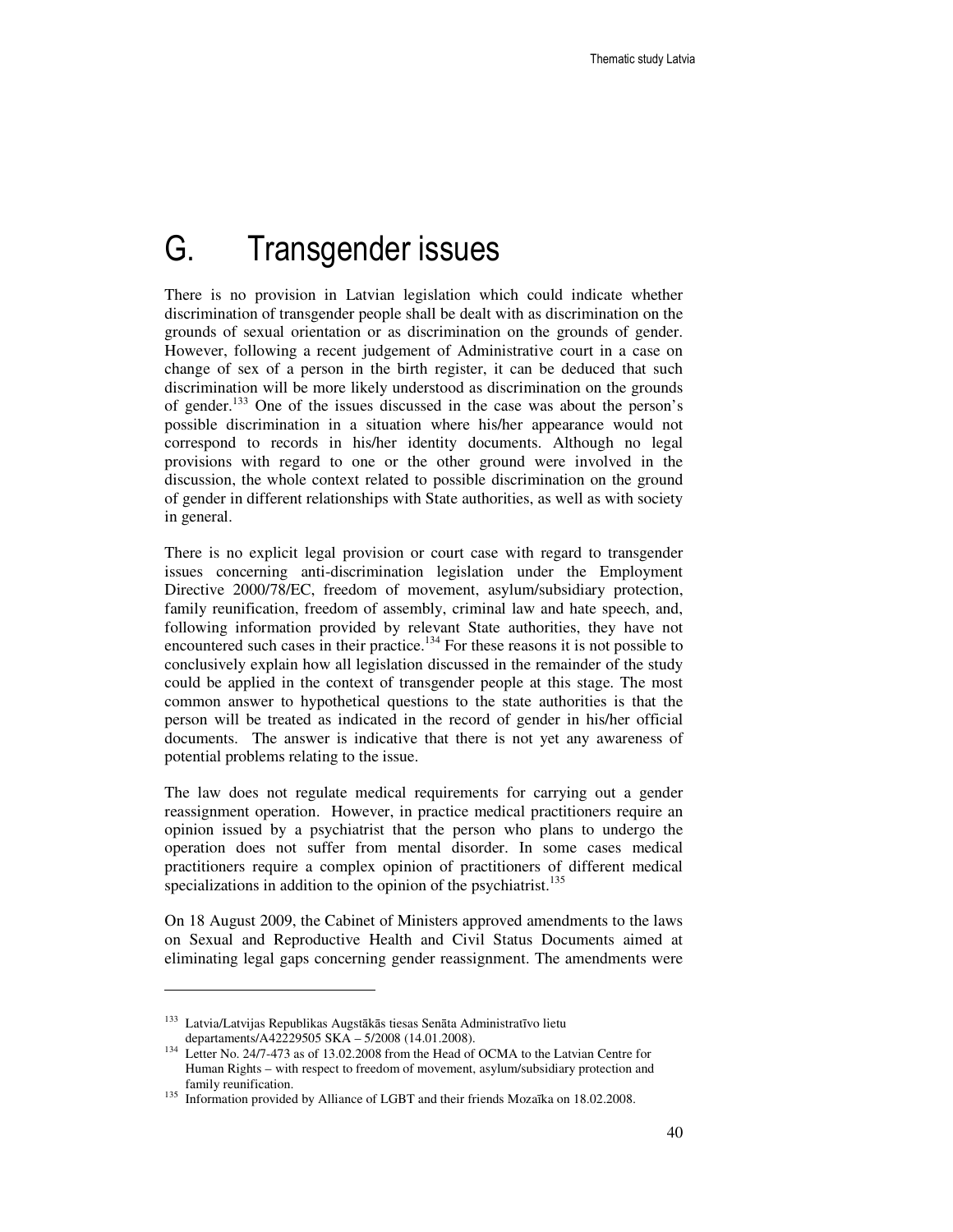# G. Transgender issues

There is no provision in Latvian legislation which could indicate whether discrimination of transgender people shall be dealt with as discrimination on the grounds of sexual orientation or as discrimination on the grounds of gender. However, following a recent judgement of Administrative court in a case on change of sex of a person in the birth register, it can be deduced that such discrimination will be more likely understood as discrimination on the grounds of gender.[133] One of the issues discussed in the case was about the person's possible discrimination in a situation where his/her appearance would not correspond to records in his/her identity documents. Although no legal provisions with regard to one or the other ground were involved in the discussion, the whole context related to possible discrimination on the ground of gender in different relationships with State authorities, as well as with society in general.

There is no explicit legal provision or court case with regard to transgender issues concerning anti-discrimination legislation under the Employment Directive 2000/78/EC, freedom of movement, asylum/subsidiary protection, family reunification, freedom of assembly, criminal law and hate speech, and, following information provided by relevant State authorities, they have not encountered such cases in their practice.[134] For these reasons it is not possible to conclusively explain how all legislation discussed in the remainder of the study could be applied in the context of transgender people at this stage. The most common answer to hypothetical questions to the state authorities is that the person will be treated as indicated in the record of gender in his/her official documents. The answer is indicative that there is not yet any awareness of potential problems relating to the issue.

The law does not regulate medical requirements for carrying out a gender reassignment operation. However, in practice medical practitioners require an opinion issued by a psychiatrist that the person who plans to undergo the operation does not suffer from mental disorder. In some cases medical practitioners require a complex opinion of practitioners of different medical specializations in addition to the opinion of the psychiatrist.[135]

On 18 August 2009, the Cabinet of Ministers approved amendments to the laws on Sexual and Reproductive Health and Civil Status Documents aimed at eliminating legal gaps concerning gender reassignment. The amendments were

---

[133] Latvia/Latvijas Republikas Augstākās tiesas Senāta Administratīvo lietu departaments/A42229505 SKA – 5/2008 (14.01.2008).

[134] Letter No. 24/7-473 as of 13.02.2008 from the Head of OCMA to the Latvian Centre for Human Rights – with respect to freedom of movement, asylum/subsidiary protection and family reunification.

[135] Information provided by Alliance of LGBT and their friends Mozaīka on 18.02.2008.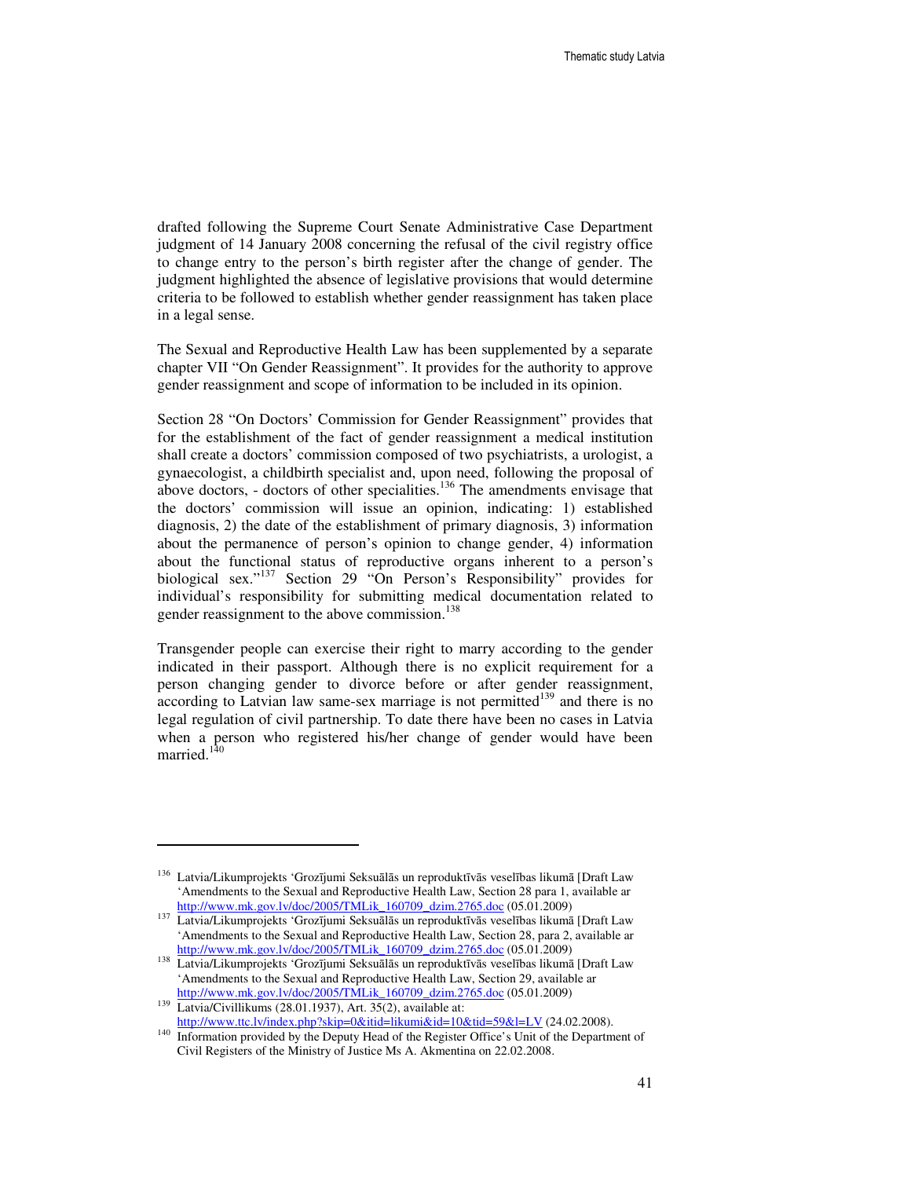drafted following the Supreme Court Senate Administrative Case Department judgment of 14 January 2008 concerning the refusal of the civil registry office to change entry to the person's birth register after the change of gender. The judgment highlighted the absence of legislative provisions that would determine criteria to be followed to establish whether gender reassignment has taken place in a legal sense.

The Sexual and Reproductive Health Law has been supplemented by a separate chapter VII "On Gender Reassignment". It provides for the authority to approve gender reassignment and scope of information to be included in its opinion.

Section 28 "On Doctors' Commission for Gender Reassignment" provides that for the establishment of the fact of gender reassignment a medical institution shall create a doctors' commission composed of two psychiatrists, a urologist, a gynaecologist, a childbirth specialist and, upon need, following the proposal of above doctors, - doctors of other specialities.[136] The amendments envisage that the doctors' commission will issue an opinion, indicating: 1) established diagnosis, 2) the date of the establishment of primary diagnosis, 3) information about the permanence of person's opinion to change gender, 4) information about the functional status of reproductive organs inherent to a person's biological sex."[137] Section 29 "On Person's Responsibility" provides for individual's responsibility for submitting medical documentation related to gender reassignment to the above commission.[138]

Transgender people can exercise their right to marry according to the gender indicated in their passport. Although there is no explicit requirement for a person changing gender to divorce before or after gender reassignment, according to Latvian law same-sex marriage is not permitted[139] and there is no legal regulation of civil partnership. To date there have been no cases in Latvia when a person who registered his/her change of gender would have been married.[140]

---

[136] Latvia/Likumprojekts 'Grozījumi Seksuālās un reproduktīvās veselības likumā [Draft Law 'Amendments to the Sexual and Reproductive Health Law, Section 28 para 1, available ar http://www.mk.gov.lv/doc/2005/TMLik_160709_dzim.2765.doc (05.01.2009)

[137] Latvia/Likumprojekts 'Grozījumi Seksuālās un reproduktīvās veselības likumā [Draft Law 'Amendments to the Sexual and Reproductive Health Law, Section 28, para 2, available ar http://www.mk.gov.lv/doc/2005/TMLik_160709_dzim.2765.doc (05.01.2009)

[138] Latvia/Likumprojekts 'Grozījumi Seksuālās un reproduktīvās veselības likumā [Draft Law 'Amendments to the Sexual and Reproductive Health Law, Section 29, available ar http://www.mk.gov.lv/doc/2005/TMLik_160709_dzim.2765.doc (05.01.2009)

[139] Latvia/Civillikums (28.01.1937), Art. 35(2), available at: http://www.ttc.lv/index.php?skip=0&itid=likumi&id=10&tid=59&l=LV (24.02.2008).

[140] Information provided by the Deputy Head of the Register Office's Unit of the Department of Civil Registers of the Ministry of Justice Ms A. Akmentina on 22.02.2008.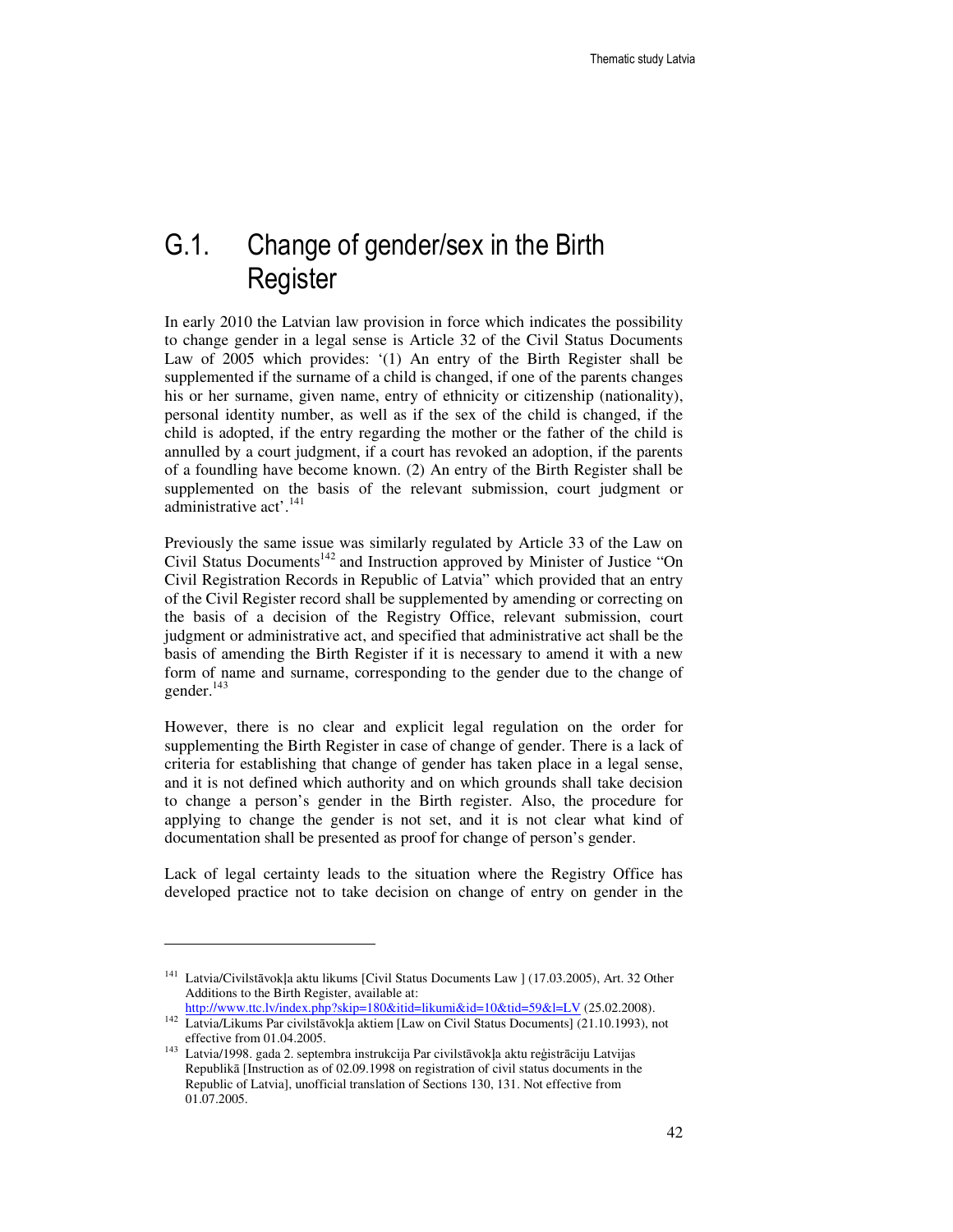# G.1. Change of gender/sex in the Birth Register

In early 2010 the Latvian law provision in force which indicates the possibility to change gender in a legal sense is Article 32 of the Civil Status Documents Law of 2005 which provides: '(1) An entry of the Birth Register shall be supplemented if the surname of a child is changed, if one of the parents changes his or her surname, given name, entry of ethnicity or citizenship (nationality), personal identity number, as well as if the sex of the child is changed, if the child is adopted, if the entry regarding the mother or the father of the child is annulled by a court judgment, if a court has revoked an adoption, if the parents of a foundling have become known. (2) An entry of the Birth Register shall be supplemented on the basis of the relevant submission, court judgment or administrative act'.[141]

Previously the same issue was similarly regulated by Article 33 of the Law on Civil Status Documents[142] and Instruction approved by Minister of Justice "On Civil Registration Records in Republic of Latvia" which provided that an entry of the Civil Register record shall be supplemented by amending or correcting on the basis of a decision of the Registry Office, relevant submission, court judgment or administrative act, and specified that administrative act shall be the basis of amending the Birth Register if it is necessary to amend it with a new form of name and surname, corresponding to the gender due to the change of gender.[143]

However, there is no clear and explicit legal regulation on the order for supplementing the Birth Register in case of change of gender. There is a lack of criteria for establishing that change of gender has taken place in a legal sense, and it is not defined which authority and on which grounds shall take decision to change a person's gender in the Birth register. Also, the procedure for applying to change the gender is not set, and it is not clear what kind of documentation shall be presented as proof for change of person's gender.

Lack of legal certainty leads to the situation where the Registry Office has developed practice not to take decision on change of entry on gender in the

---

[141] Latvia/Civilstāvokļa aktu likums [Civil Status Documents Law ] (17.03.2005), Art. 32 Other Additions to the Birth Register, available at: http://www.ttc.lv/index.php?skip=180&itid=likumi&id=10&tid=59&l=LV (25.02.2008).

[142] Latvia/Likums Par civilstāvokļa aktiem [Law on Civil Status Documents] (21.10.1993), not effective from 01.04.2005.

[143] Latvia/1998. gada 2. septembra instrukcija Par civilstāvokļa aktu reģistrāciju Latvijas Republikā [Instruction as of 02.09.1998 on registration of civil status documents in the Republic of Latvia], unofficial translation of Sections 130, 131. Not effective from 01.07.2005.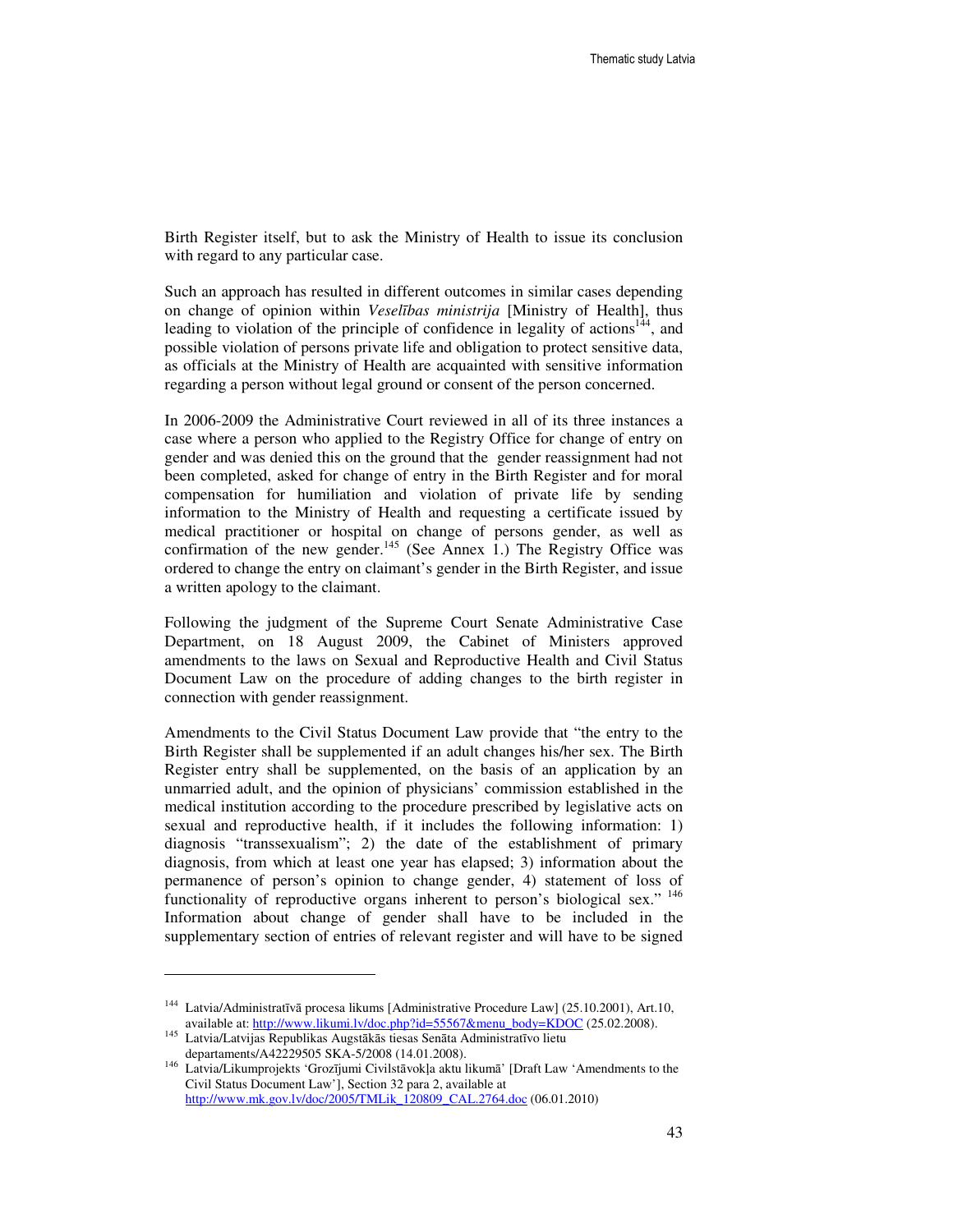Birth Register itself, but to ask the Ministry of Health to issue its conclusion with regard to any particular case.

Such an approach has resulted in different outcomes in similar cases depending on change of opinion within *Veselības ministrija* [Ministry of Health], thus leading to violation of the principle of confidence in legality of actions[144], and possible violation of persons private life and obligation to protect sensitive data, as officials at the Ministry of Health are acquainted with sensitive information regarding a person without legal ground or consent of the person concerned.

In 2006-2009 the Administrative Court reviewed in all of its three instances a case where a person who applied to the Registry Office for change of entry on gender and was denied this on the ground that the gender reassignment had not been completed, asked for change of entry in the Birth Register and for moral compensation for humiliation and violation of private life by sending information to the Ministry of Health and requesting a certificate issued by medical practitioner or hospital on change of persons gender, as well as confirmation of the new gender.[145] (See Annex 1.) The Registry Office was ordered to change the entry on claimant's gender in the Birth Register, and issue a written apology to the claimant.

Following the judgment of the Supreme Court Senate Administrative Case Department, on 18 August 2009, the Cabinet of Ministers approved amendments to the laws on Sexual and Reproductive Health and Civil Status Document Law on the procedure of adding changes to the birth register in connection with gender reassignment.

Amendments to the Civil Status Document Law provide that "the entry to the Birth Register shall be supplemented if an adult changes his/her sex. The Birth Register entry shall be supplemented, on the basis of an application by an unmarried adult, and the opinion of physicians' commission established in the medical institution according to the procedure prescribed by legislative acts on sexual and reproductive health, if it includes the following information: 1) diagnosis "transsexualism"; 2) the date of the establishment of primary diagnosis, from which at least one year has elapsed; 3) information about the permanence of person's opinion to change gender, 4) statement of loss of functionality of reproductive organs inherent to person's biological sex." [146] Information about change of gender shall have to be included in the supplementary section of entries of relevant register and will have to be signed

---

[144] Latvia/Administratīvā procesa likums [Administrative Procedure Law] (25.10.2001), Art.10, available at: http://www.likumi.lv/doc.php?id=55567&menu_body=KDOC (25.02.2008).

[145] Latvia/Latvijas Republikas Augstākās tiesas Senāta Administratīvo lietu departaments/A42229505 SKA-5/2008 (14.01.2008).

[146] Latvia/Likumprojekts 'Grozījumi Civilstāvokļa aktu likumā' [Draft Law 'Amendments to the Civil Status Document Law'], Section 32 para 2, available at http://www.mk.gov.lv/doc/2005/TMLik_120809_CAL.2764.doc (06.01.2010)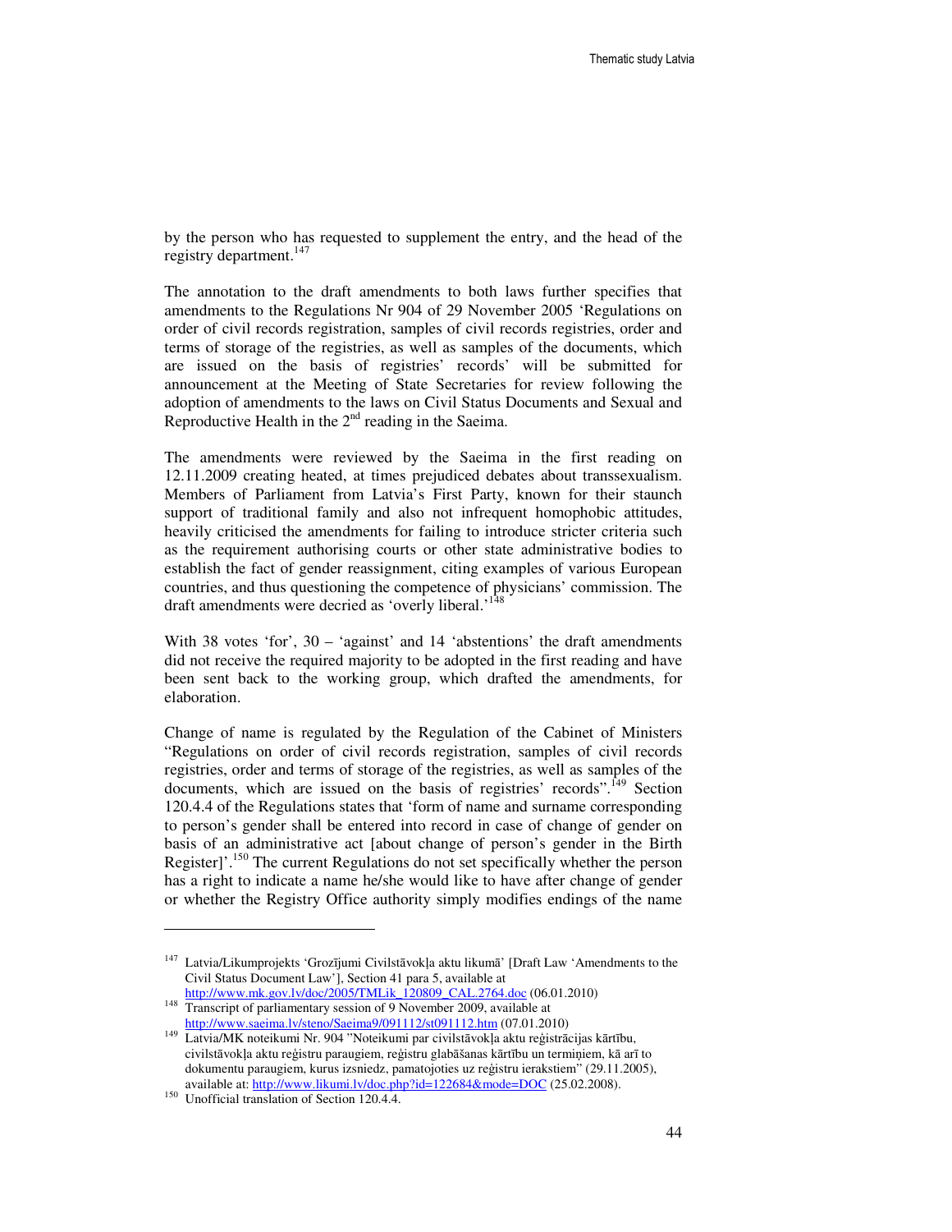by the person who has requested to supplement the entry, and the head of the registry department.[147]

The annotation to the draft amendments to both laws further specifies that amendments to the Regulations Nr 904 of 29 November 2005 'Regulations on order of civil records registration, samples of civil records registries, order and terms of storage of the registries, as well as samples of the documents, which are issued on the basis of registries' records' will be submitted for announcement at the Meeting of State Secretaries for review following the adoption of amendments to the laws on Civil Status Documents and Sexual and Reproductive Health in the 2nd reading in the Saeima.

The amendments were reviewed by the Saeima in the first reading on 12.11.2009 creating heated, at times prejudiced debates about transsexualism. Members of Parliament from Latvia's First Party, known for their staunch support of traditional family and also not infrequent homophobic attitudes, heavily criticised the amendments for failing to introduce stricter criteria such as the requirement authorising courts or other state administrative bodies to establish the fact of gender reassignment, citing examples of various European countries, and thus questioning the competence of physicians' commission. The draft amendments were decried as 'overly liberal.'[148]

With 38 votes 'for', 30 – 'against' and 14 'abstentions' the draft amendments did not receive the required majority to be adopted in the first reading and have been sent back to the working group, which drafted the amendments, for elaboration.

Change of name is regulated by the Regulation of the Cabinet of Ministers "Regulations on order of civil records registration, samples of civil records registries, order and terms of storage of the registries, as well as samples of the documents, which are issued on the basis of registries' records".[149] Section 120.4.4 of the Regulations states that 'form of name and surname corresponding to person's gender shall be entered into record in case of change of gender on basis of an administrative act [about change of person's gender in the Birth Register]'.[150] The current Regulations do not set specifically whether the person has a right to indicate a name he/she would like to have after change of gender or whether the Registry Office authority simply modifies endings of the name

---

[147] Latvia/Likumprojekts 'Grozījumi Civilstāvokļa aktu likumā' [Draft Law 'Amendments to the Civil Status Document Law'], Section 41 para 5, available at http://www.mk.gov.lv/doc/2005/TMLik_120809_CAL.2764.doc (06.01.2010)

[148] Transcript of parliamentary session of 9 November 2009, available at http://www.saeima.lv/steno/Saeima9/091112/st091112.htm (07.01.2010)

[149] Latvia/MK noteikumi Nr. 904 "Noteikumi par civilstāvokļa aktu reģistrācijas kārtību, civilstāvokļa aktu reģistru paraugiem, reģistru glabāšanas kārtību un termiņiem, kā arī to dokumentu paraugiem, kurus izsniedz, pamatojoties uz reģistru ierakstiem" (29.11.2005), available at: http://www.likumi.lv/doc.php?id=122684&mode=DOC (25.02.2008).

[150] Unofficial translation of Section 120.4.4.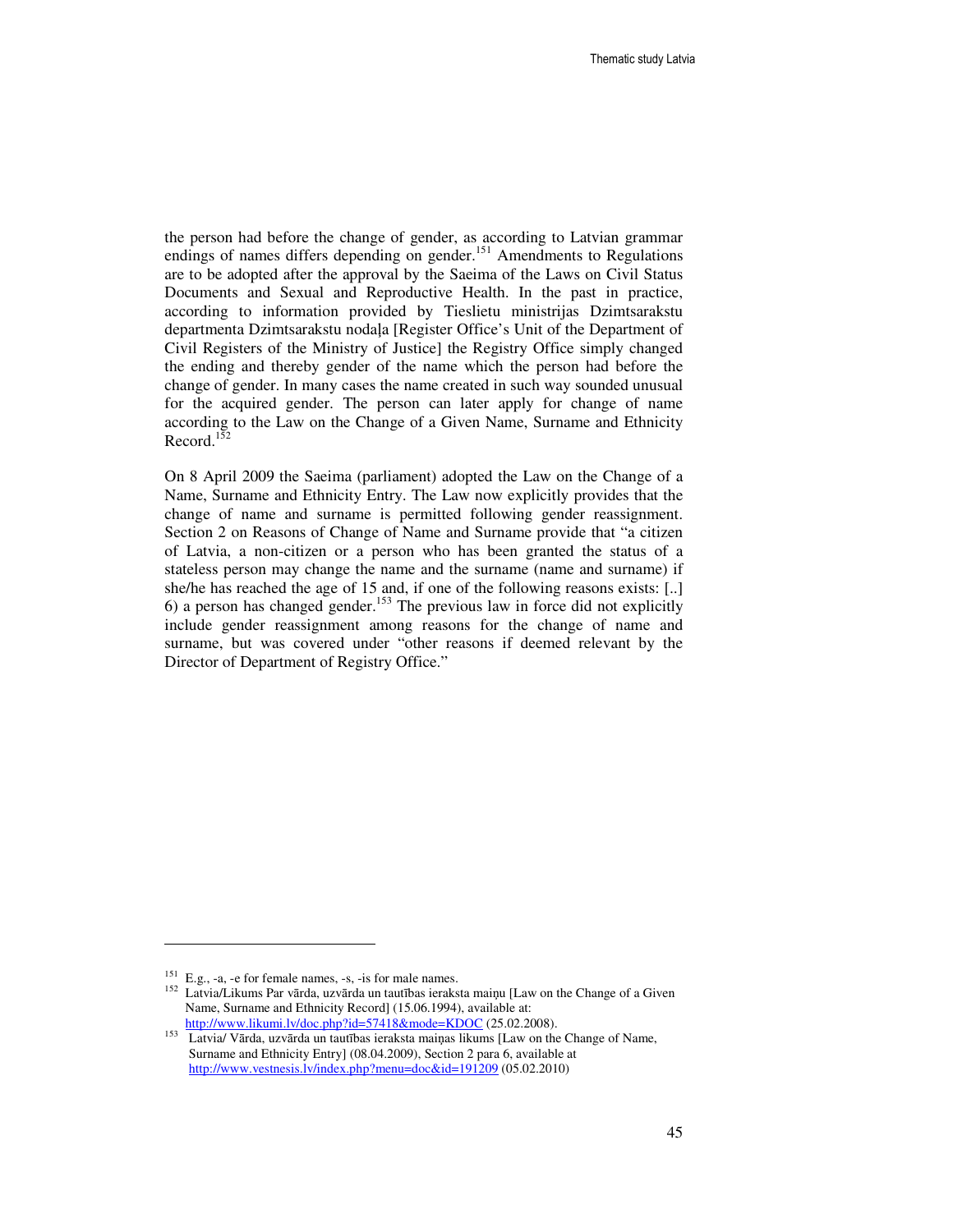the person had before the change of gender, as according to Latvian grammar endings of names differs depending on gender.[151] Amendments to Regulations are to be adopted after the approval by the Saeima of the Laws on Civil Status Documents and Sexual and Reproductive Health. In the past in practice, according to information provided by Tieslietu ministrijas Dzimtsarakstu departmenta Dzimtsarakstu nodaļa [Register Office's Unit of the Department of Civil Registers of the Ministry of Justice] the Registry Office simply changed the ending and thereby gender of the name which the person had before the change of gender. In many cases the name created in such way sounded unusual for the acquired gender. The person can later apply for change of name according to the Law on the Change of a Given Name, Surname and Ethnicity Record.[152]

On 8 April 2009 the Saeima (parliament) adopted the Law on the Change of a Name, Surname and Ethnicity Entry. The Law now explicitly provides that the change of name and surname is permitted following gender reassignment. Section 2 on Reasons of Change of Name and Surname provide that "a citizen of Latvia, a non-citizen or a person who has been granted the status of a stateless person may change the name and the surname (name and surname) if she/he has reached the age of 15 and, if one of the following reasons exists: [..] 6) a person has changed gender.[153] The previous law in force did not explicitly include gender reassignment among reasons for the change of name and surname, but was covered under "other reasons if deemed relevant by the Director of Department of Registry Office."

---

[151] E.g., -a, -e for female names, -s, -is for male names.

[152] Latvia/Likums Par vārda, uzvārda un tautības ieraksta maiņu [Law on the Change of a Given Name, Surname and Ethnicity Record] (15.06.1994), available at: http://www.likumi.lv/doc.php?id=57418&mode=KDOC (25.02.2008).

[153] Latvia/ Vārda, uzvārda un tautības ieraksta maiņas likums [Law on the Change of Name, Surname and Ethnicity Entry] (08.04.2009), Section 2 para 6, available at http://www.vestnesis.lv/index.php?menu=doc&id=191209 (05.02.2010)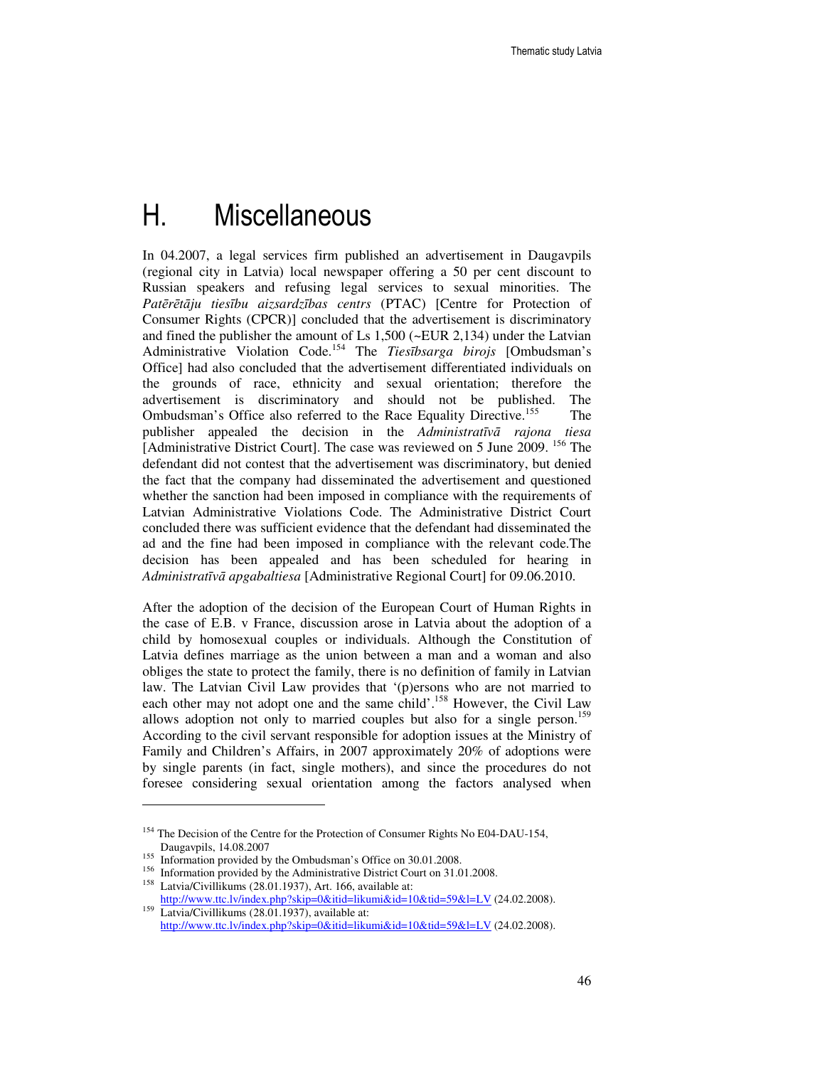# H. Miscellaneous

In 04.2007, a legal services firm published an advertisement in Daugavpils (regional city in Latvia) local newspaper offering a 50 per cent discount to Russian speakers and refusing legal services to sexual minorities. The *Patērētāju tiesību aizsardzības centrs* (PTAC) [Centre for Protection of Consumer Rights (CPCR)] concluded that the advertisement is discriminatory and fined the publisher the amount of Ls 1,500 (~EUR 2,134) under the Latvian Administrative Violation Code.[154] The *Tiesībsarga birojs* [Ombudsman's Office] had also concluded that the advertisement differentiated individuals on the grounds of race, ethnicity and sexual orientation; therefore the advertisement is discriminatory and should not be published. The Ombudsman's Office also referred to the Race Equality Directive.[155] The publisher appealed the decision in the *Administratīvā rajona tiesa* [Administrative District Court]. The case was reviewed on 5 June 2009. [156] The defendant did not contest that the advertisement was discriminatory, but denied the fact that the company had disseminated the advertisement and questioned whether the sanction had been imposed in compliance with the requirements of Latvian Administrative Violations Code. The Administrative District Court concluded there was sufficient evidence that the defendant had disseminated the ad and the fine had been imposed in compliance with the relevant code.The decision has been appealed and has been scheduled for hearing in *Administratīvā apgabaltiesa* [Administrative Regional Court] for 09.06.2010.

After the adoption of the decision of the European Court of Human Rights in the case of E.B. v France, discussion arose in Latvia about the adoption of a child by homosexual couples or individuals. Although the Constitution of Latvia defines marriage as the union between a man and a woman and also obliges the state to protect the family, there is no definition of family in Latvian law. The Latvian Civil Law provides that '(p)ersons who are not married to each other may not adopt one and the same child'.[158] However, the Civil Law allows adoption not only to married couples but also for a single person.[159] According to the civil servant responsible for adoption issues at the Ministry of Family and Children's Affairs, in 2007 approximately 20% of adoptions were by single parents (in fact, single mothers), and since the procedures do not foresee considering sexual orientation among the factors analysed when

---

[154] The Decision of the Centre for the Protection of Consumer Rights No E04-DAU-154, Daugavpils, 14.08.2007

[155] Information provided by the Ombudsman's Office on 30.01.2008.

[156] Information provided by the Administrative District Court on 31.01.2008.

[158] Latvia/Civillikums (28.01.1937), Art. 166, available at: http://www.ttc.lv/index.php?skip=0&itid=likumi&id=10&tid=59&l=LV (24.02.2008).

[159] Latvia/Civillikums (28.01.1937), available at: http://www.ttc.lv/index.php?skip=0&itid=likumi&id=10&tid=59&l=LV (24.02.2008).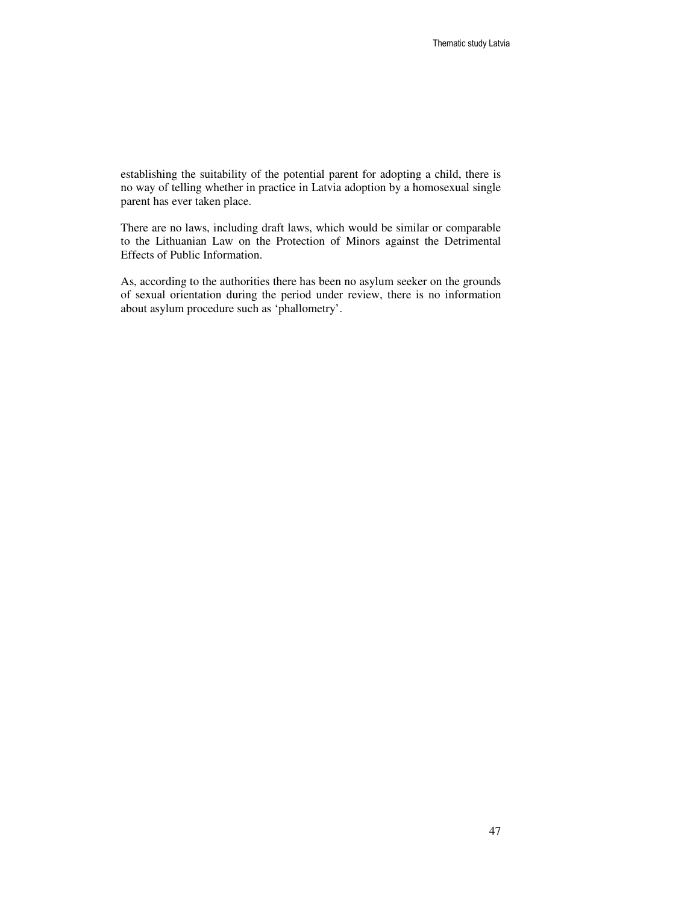establishing the suitability of the potential parent for adopting a child, there is no way of telling whether in practice in Latvia adoption by a homosexual single parent has ever taken place.

There are no laws, including draft laws, which would be similar or comparable to the Lithuanian Law on the Protection of Minors against the Detrimental Effects of Public Information.

As, according to the authorities there has been no asylum seeker on the grounds of sexual orientation during the period under review, there is no information about asylum procedure such as 'phallometry'.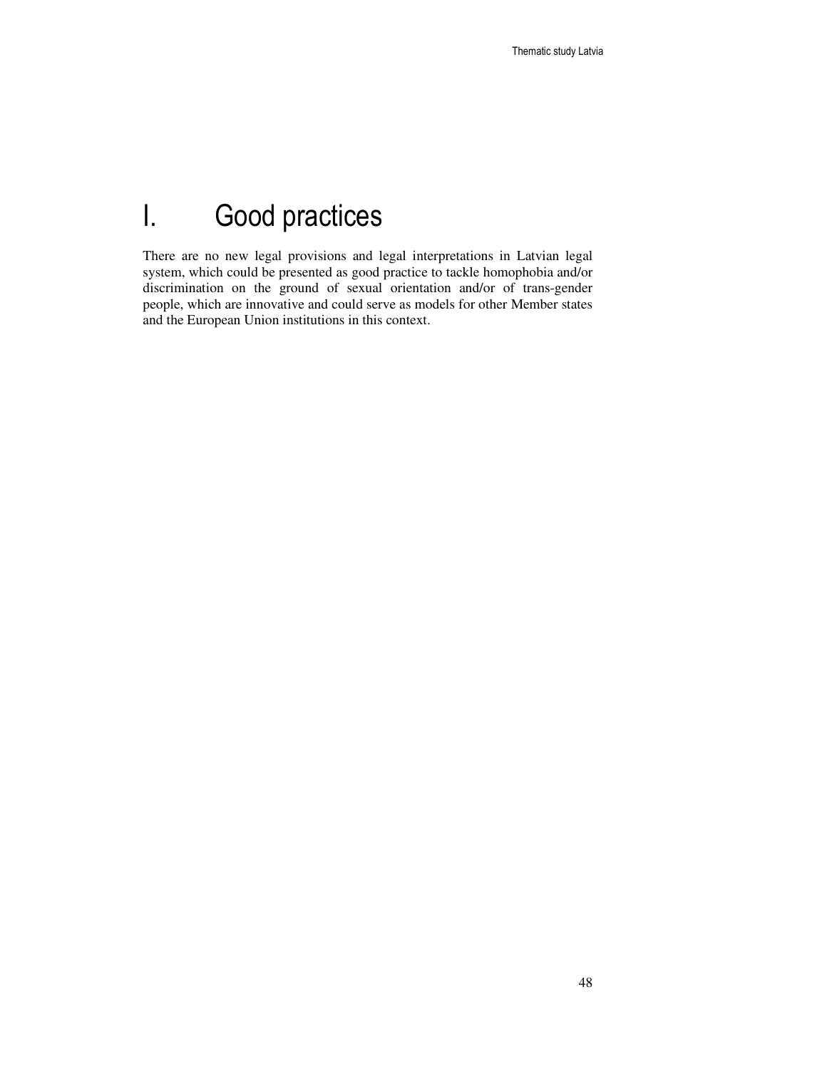# I. Good practices

There are no new legal provisions and legal interpretations in Latvian legal system, which could be presented as good practice to tackle homophobia and/or discrimination on the ground of sexual orientation and/or of trans-gender people, which are innovative and could serve as models for other Member states and the European Union institutions in this context.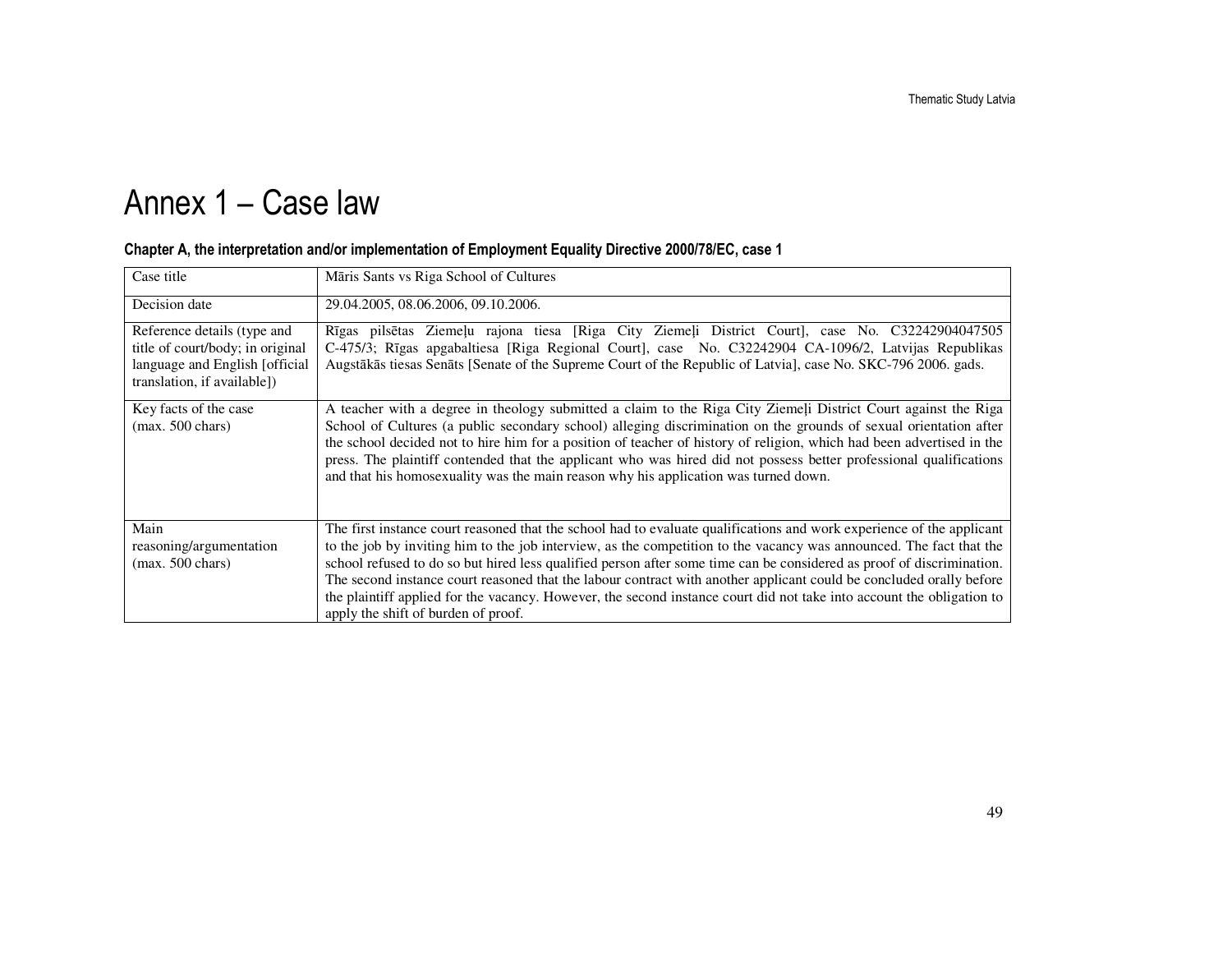# Annex 1 – Case law

### Chapter A, the interpretation and/or implementation of Employment Equality Directive 2000/78/EC, case 1

| Case title | Māris Sants vs Riga School of Cultures |
|---|---|
| Decision date | 29.04.2005, 08.06.2006, 09.10.2006. |
| Reference details (type and title of court/body; in original language and English [official translation, if available]) | Rīgas pilsētas Ziemeļu rajona tiesa [Riga City Ziemeļi District Court], case No. C32242904047505 C-475/3; Rīgas apgabaltiesa [Riga Regional Court], case No. C32242904 CA-1096/2, Latvijas Republikas Augstākās tiesas Senāts [Senate of the Supreme Court of the Republic of Latvia], case No. SKC-796 2006. gads. |
| Key facts of the case (max. 500 chars) | A teacher with a degree in theology submitted a claim to the Riga City Ziemeļi District Court against the Riga School of Cultures (a public secondary school) alleging discrimination on the grounds of sexual orientation after the school decided not to hire him for a position of teacher of history of religion, which had been advertised in the press. The plaintiff contended that the applicant who was hired did not possess better professional qualifications and that his homosexuality was the main reason why his application was turned down. |
| Main reasoning/argumentation (max. 500 chars) | The first instance court reasoned that the school had to evaluate qualifications and work experience of the applicant to the job by inviting him to the job interview, as the competition to the vacancy was announced. The fact that the school refused to do so but hired less qualified person after some time can be considered as proof of discrimination. The second instance court reasoned that the labour contract with another applicant could be concluded orally before the plaintiff applied for the vacancy. However, the second instance court did not take into account the obligation to apply the shift of burden of proof. |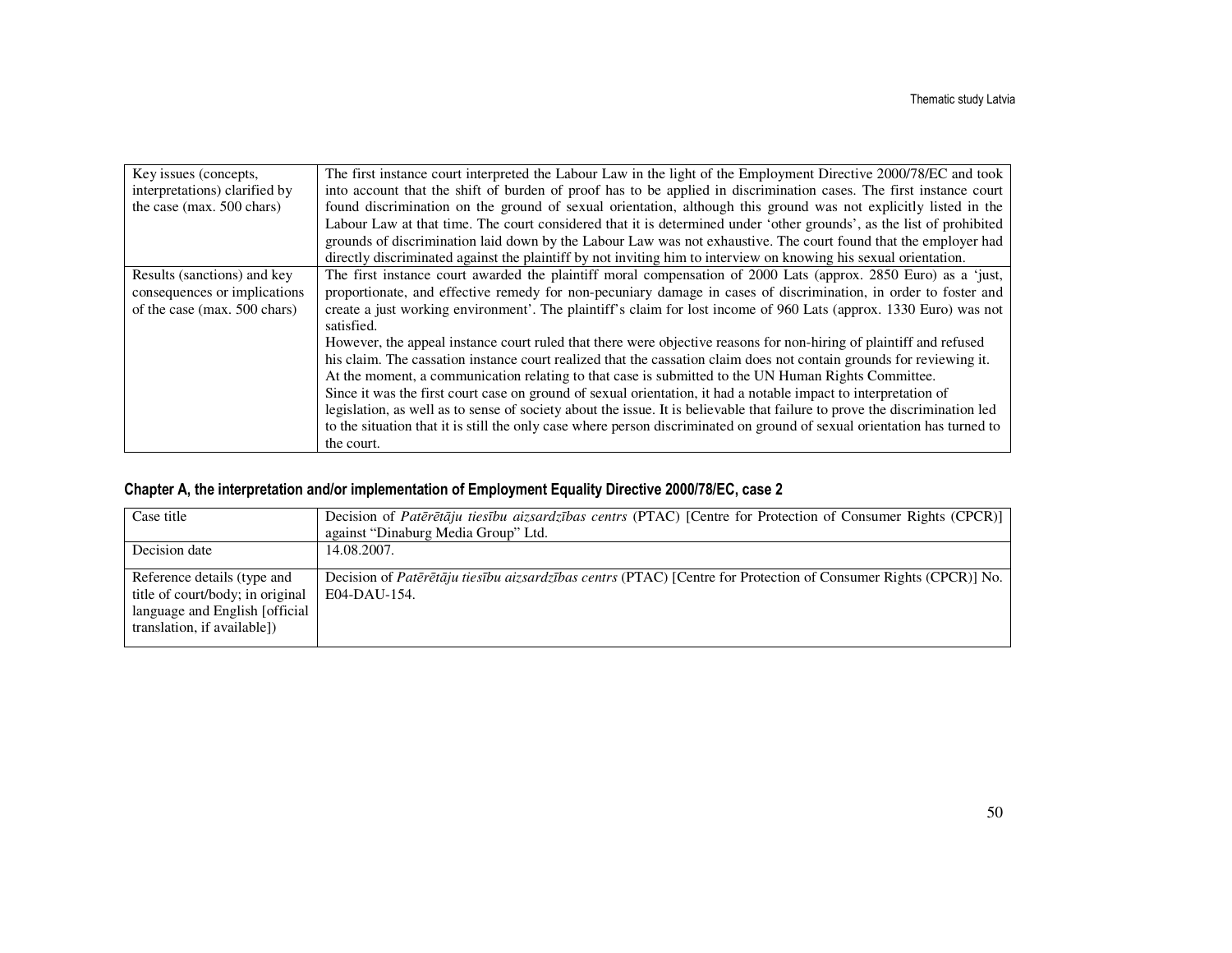| | |
|---|---|
| Key issues (concepts, interpretations) clarified by the case (max. 500 chars) | The first instance court interpreted the Labour Law in the light of the Employment Directive 2000/78/EC and took into account that the shift of burden of proof has to be applied in discrimination cases. The first instance court found discrimination on the ground of sexual orientation, although this ground was not explicitly listed in the Labour Law at that time. The court considered that it is determined under 'other grounds', as the list of prohibited grounds of discrimination laid down by the Labour Law was not exhaustive. The court found that the employer had directly discriminated against the plaintiff by not inviting him to interview on knowing his sexual orientation. |
| Results (sanctions) and key consequences or implications of the case (max. 500 chars) | The first instance court awarded the plaintiff moral compensation of 2000 Lats (approx. 2850 Euro) as a 'just, proportionate, and effective remedy for non-pecuniary damage in cases of discrimination, in order to foster and create a just working environment'. The plaintiff's claim for lost income of 960 Lats (approx. 1330 Euro) was not satisfied.<br>However, the appeal instance court ruled that there were objective reasons for non-hiring of plaintiff and refused his claim. The cassation instance court realized that the cassation claim does not contain grounds for reviewing it. At the moment, a communication relating to that case is submitted to the UN Human Rights Committee.<br>Since it was the first court case on ground of sexual orientation, it had a notable impact to interpretation of legislation, as well as to sense of society about the issue. It is believable that failure to prove the discrimination led to the situation that it is still the only case where person discriminated on ground of sexual orientation has turned to the court. |

### Chapter A, the interpretation and/or implementation of Employment Equality Directive 2000/78/EC, case 2

| | |
|---|---|
| Case title | Decision of *Patērētāju tiesību aizsardzības centrs* (PTAC) [Centre for Protection of Consumer Rights (CPCR)] against "Dinaburg Media Group" Ltd. |
| Decision date | 14.08.2007. |
| Reference details (type and title of court/body; in original language and English [official translation, if available]) | Decision of *Patērētāju tiesību aizsardzības centrs* (PTAC) [Centre for Protection of Consumer Rights (CPCR)] No. E04-DAU-154. |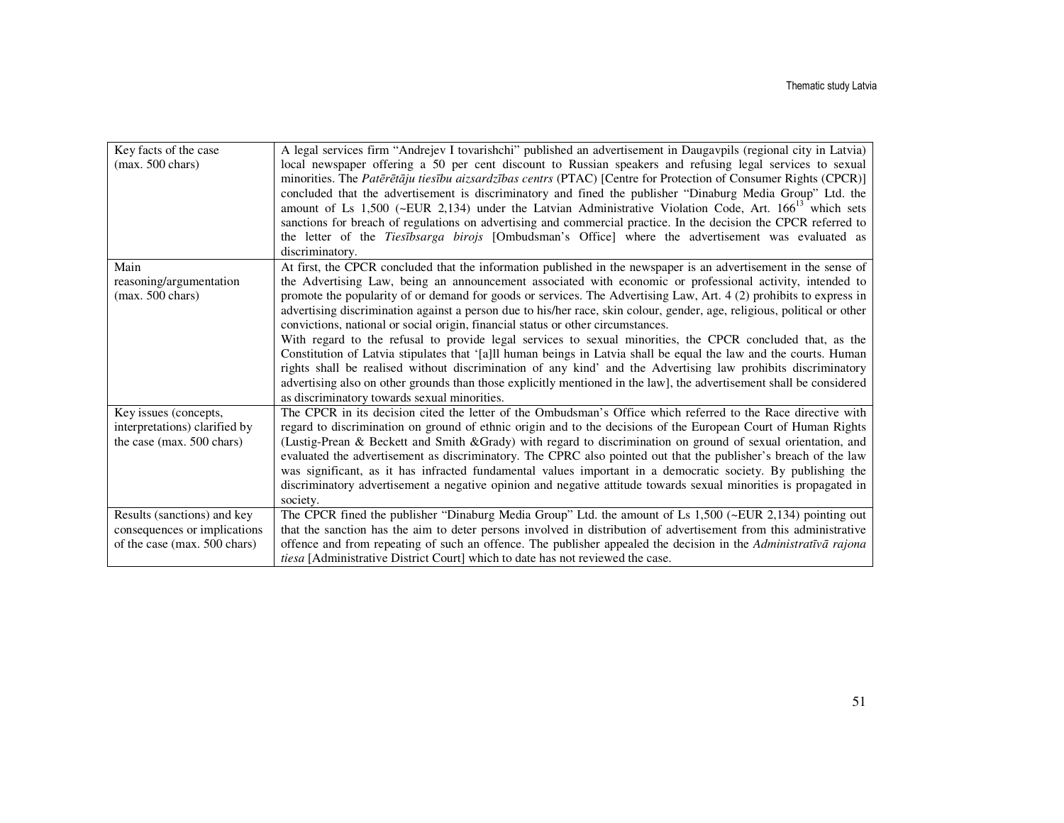| | |
|---|---|
| Key facts of the case (max. 500 chars) | A legal services firm "Andrejev I tovarishchi" published an advertisement in Daugavpils (regional city in Latvia) local newspaper offering a 50 per cent discount to Russian speakers and refusing legal services to sexual minorities. The *Patērētāju tiesību aizsardzības centrs* (PTAC) [Centre for Protection of Consumer Rights (CPCR)] concluded that the advertisement is discriminatory and fined the publisher "Dinaburg Media Group" Ltd. the amount of Ls 1,500 (~EUR 2,134) under the Latvian Administrative Violation Code, Art. 166[13] which sets sanctions for breach of regulations on advertising and commercial practice. In the decision the CPCR referred to the letter of the *Tiesībsarga birojs* [Ombudsman's Office] where the advertisement was evaluated as discriminatory. |
| Main reasoning/argumentation (max. 500 chars) | At first, the CPCR concluded that the information published in the newspaper is an advertisement in the sense of the Advertising Law, being an announcement associated with economic or professional activity, intended to promote the popularity of or demand for goods or services. The Advertising Law, Art. 4 (2) prohibits to express in advertising discrimination against a person due to his/her race, skin colour, gender, age, religious, political or other convictions, national or social origin, financial status or other circumstances.<br>With regard to the refusal to provide legal services to sexual minorities, the CPCR concluded that, as the Constitution of Latvia stipulates that '[a]ll human beings in Latvia shall be equal the law and the courts. Human rights shall be realised without discrimination of any kind' and the Advertising law prohibits discriminatory advertising also on other grounds than those explicitly mentioned in the law], the advertisement shall be considered as discriminatory towards sexual minorities. |
| Key issues (concepts, interpretations) clarified by the case (max. 500 chars) | The CPCR in its decision cited the letter of the Ombudsman's Office which referred to the Race directive with regard to discrimination on ground of ethnic origin and to the decisions of the European Court of Human Rights (Lustig-Prean & Beckett and Smith &Grady) with regard to discrimination on ground of sexual orientation, and evaluated the advertisement as discriminatory. The CPRC also pointed out that the publisher's breach of the law was significant, as it has infracted fundamental values important in a democratic society. By publishing the discriminatory advertisement a negative opinion and negative attitude towards sexual minorities is propagated in society. |
| Results (sanctions) and key consequences or implications of the case (max. 500 chars) | The CPCR fined the publisher "Dinaburg Media Group" Ltd. the amount of Ls 1,500 (~EUR 2,134) pointing out that the sanction has the aim to deter persons involved in distribution of advertisement from this administrative offence and from repeating of such an offence. The publisher appealed the decision in the *Administratīvā rajona tiesa* [Administrative District Court] which to date has not reviewed the case. |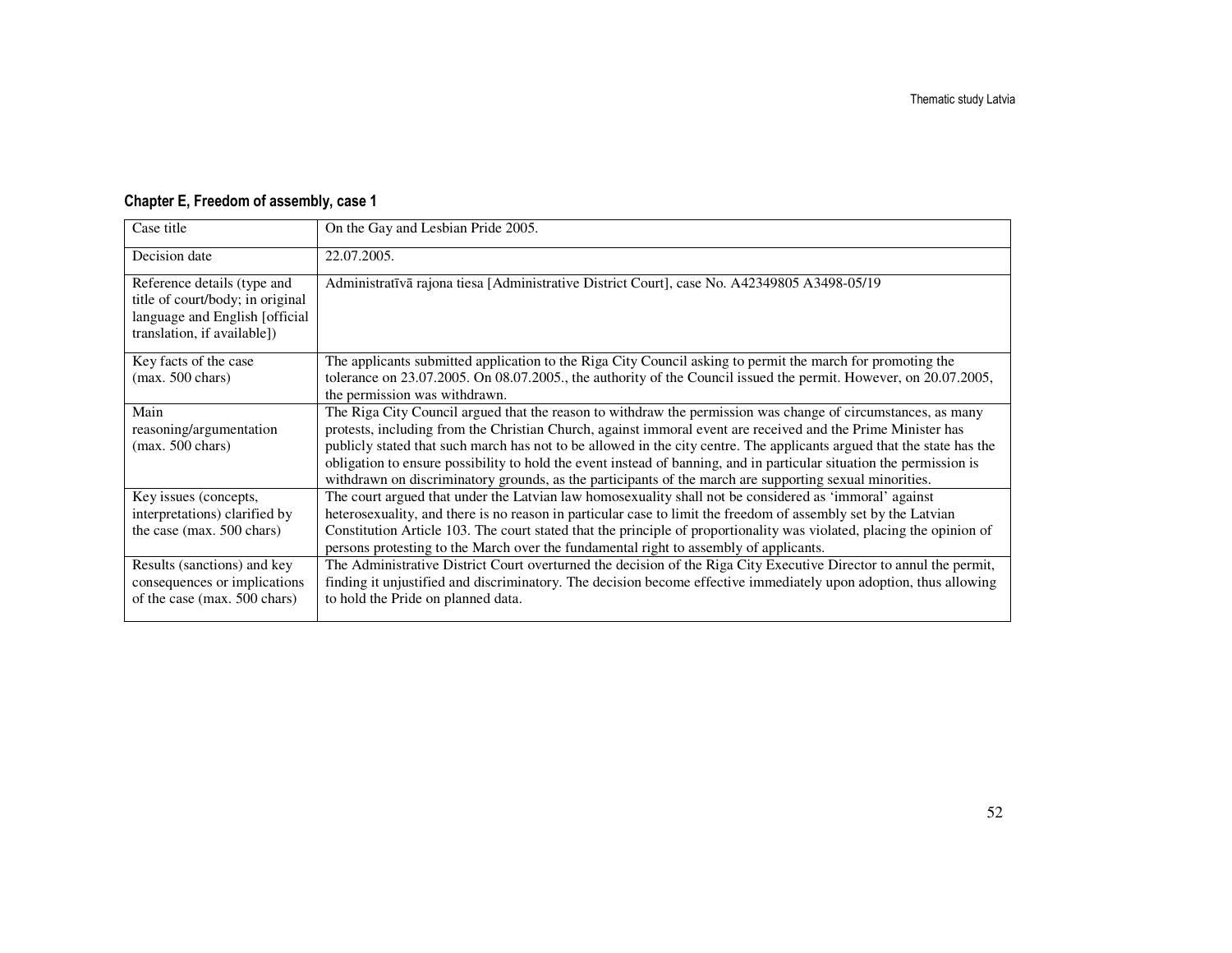## Chapter E, Freedom of assembly, case 1

| Case title | On the Gay and Lesbian Pride 2005. |
|---|---|
| Decision date | 22.07.2005. |
| Reference details (type and title of court/body; in original language and English [official translation, if available]) | Administratīvā rajona tiesa [Administrative District Court], case No. A42349805 A3498-05/19 |
| Key facts of the case (max. 500 chars) | The applicants submitted application to the Riga City Council asking to permit the march for promoting the tolerance on 23.07.2005. On 08.07.2005., the authority of the Council issued the permit. However, on 20.07.2005, the permission was withdrawn. |
| Main reasoning/argumentation (max. 500 chars) | The Riga City Council argued that the reason to withdraw the permission was change of circumstances, as many protests, including from the Christian Church, against immoral event are received and the Prime Minister has publicly stated that such march has not to be allowed in the city centre. The applicants argued that the state has the obligation to ensure possibility to hold the event instead of banning, and in particular situation the permission is withdrawn on discriminatory grounds, as the participants of the march are supporting sexual minorities. |
| Key issues (concepts, interpretations) clarified by the case (max. 500 chars) | The court argued that under the Latvian law homosexuality shall not be considered as 'immoral' against heterosexuality, and there is no reason in particular case to limit the freedom of assembly set by the Latvian Constitution Article 103. The court stated that the principle of proportionality was violated, placing the opinion of persons protesting to the March over the fundamental right to assembly of applicants. |
| Results (sanctions) and key consequences or implications of the case (max. 500 chars) | The Administrative District Court overturned the decision of the Riga City Executive Director to annul the permit, finding it unjustified and discriminatory. The decision become effective immediately upon adoption, thus allowing to hold the Pride on planned data. |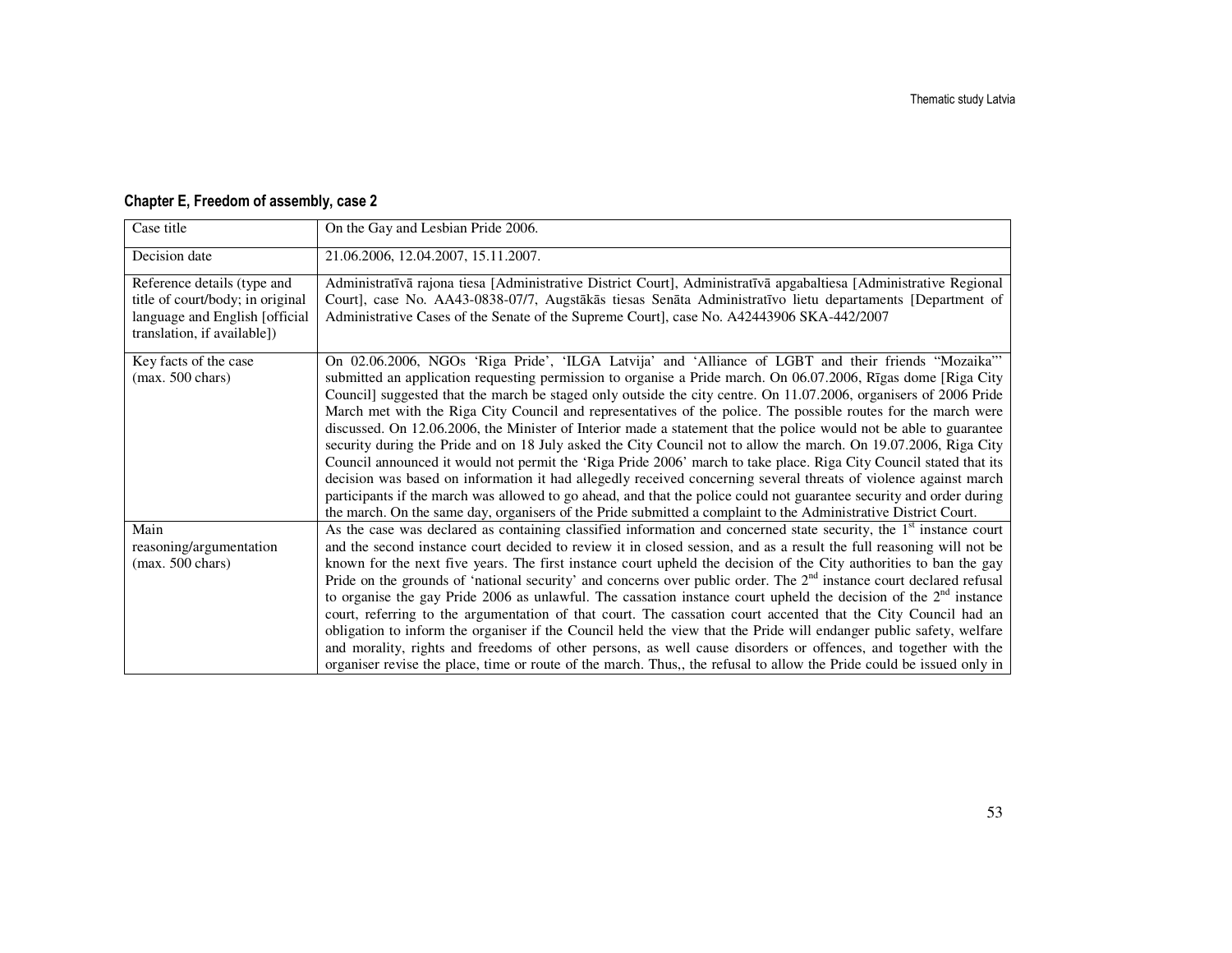### Chapter E, Freedom of assembly, case 2

| Case title | On the Gay and Lesbian Pride 2006. |
|---|---|
| Decision date | 21.06.2006, 12.04.2007, 15.11.2007. |
| Reference details (type and title of court/body; in original language and English [official translation, if available]) | Administratīvā rajona tiesa [Administrative District Court], Administratīvā apgabaltiesa [Administrative Regional Court], case No. AA43-0838-07/7, Augstākās tiesas Senāta Administratīvo lietu departaments [Department of Administrative Cases of the Senate of the Supreme Court], case No. A42443906 SKA-442/2007 |
| Key facts of the case (max. 500 chars) | On 02.06.2006, NGOs 'Riga Pride', 'ILGA Latvija' and 'Alliance of LGBT and their friends "Mozaika"' submitted an application requesting permission to organise a Pride march. On 06.07.2006, Rīgas dome [Riga City Council] suggested that the march be staged only outside the city centre. On 11.07.2006, organisers of 2006 Pride March met with the Riga City Council and representatives of the police. The possible routes for the march were discussed. On 12.06.2006, the Minister of Interior made a statement that the police would not be able to guarantee security during the Pride and on 18 July asked the City Council not to allow the march. On 19.07.2006, Riga City Council announced it would not permit the 'Riga Pride 2006' march to take place. Riga City Council stated that its decision was based on information it had allegedly received concerning several threats of violence against march participants if the march was allowed to go ahead, and that the police could not guarantee security and order during the march. On the same day, organisers of the Pride submitted a complaint to the Administrative District Court. |
| Main reasoning/argumentation (max. 500 chars) | As the case was declared as containing classified information and concerned state security, the 1st instance court and the second instance court decided to review it in closed session, and as a result the full reasoning will not be known for the next five years. The first instance court upheld the decision of the City authorities to ban the gay Pride on the grounds of 'national security' and concerns over public order. The 2nd instance court declared refusal to organise the gay Pride 2006 as unlawful. The cassation instance court upheld the decision of the 2nd instance court, referring to the argumentation of that court. The cassation court accented that the City Council had an obligation to inform the organiser if the Council held the view that the Pride will endanger public safety, welfare and morality, rights and freedoms of other persons, as well cause disorders or offences, and together with the organiser revise the place, time or route of the march. Thus,, the refusal to allow the Pride could be issued only in |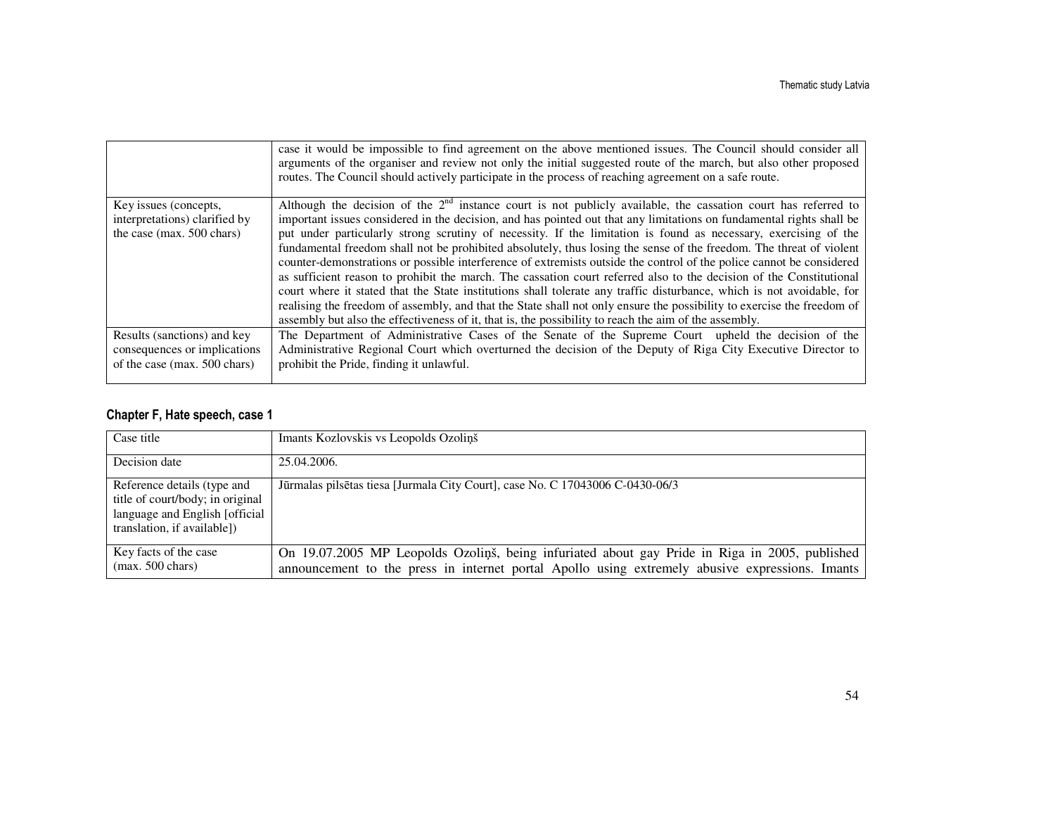| | |
|---|---|
| | case it would be impossible to find agreement on the above mentioned issues. The Council should consider all arguments of the organiser and review not only the initial suggested route of the march, but also other proposed routes. The Council should actively participate in the process of reaching agreement on a safe route. |
| Key issues (concepts, interpretations) clarified by the case (max. 500 chars) | Although the decision of the 2nd instance court is not publicly available, the cassation court has referred to important issues considered in the decision, and has pointed out that any limitations on fundamental rights shall be put under particularly strong scrutiny of necessity. If the limitation is found as necessary, exercising of the fundamental freedom shall not be prohibited absolutely, thus losing the sense of the freedom. The threat of violent counter-demonstrations or possible interference of extremists outside the control of the police cannot be considered as sufficient reason to prohibit the march. The cassation court referred also to the decision of the Constitutional court where it stated that the State institutions shall tolerate any traffic disturbance, which is not avoidable, for realising the freedom of assembly, and that the State shall not only ensure the possibility to exercise the freedom of assembly but also the effectiveness of it, that is, the possibility to reach the aim of the assembly. |
| Results (sanctions) and key consequences or implications of the case (max. 500 chars) | The Department of Administrative Cases of the Senate of the Supreme Court upheld the decision of the Administrative Regional Court which overturned the decision of the Deputy of Riga City Executive Director to prohibit the Pride, finding it unlawful. |

### Chapter F, Hate speech, case 1

| | |
|---|---|
| Case title | Imants Kozlovskis vs Leopolds Ozoliņš |
| Decision date | 25.04.2006. |
| Reference details (type and title of court/body; in original language and English [official translation, if available]) | Jūrmalas pilsētas tiesa [Jurmala City Court], case No. C 17043006 C-0430-06/3 |
| Key facts of the case (max. 500 chars) | On 19.07.2005 MP Leopolds Ozoliņš, being infuriated about gay Pride in Riga in 2005, published announcement to the press in internet portal Apollo using extremely abusive expressions. Imants |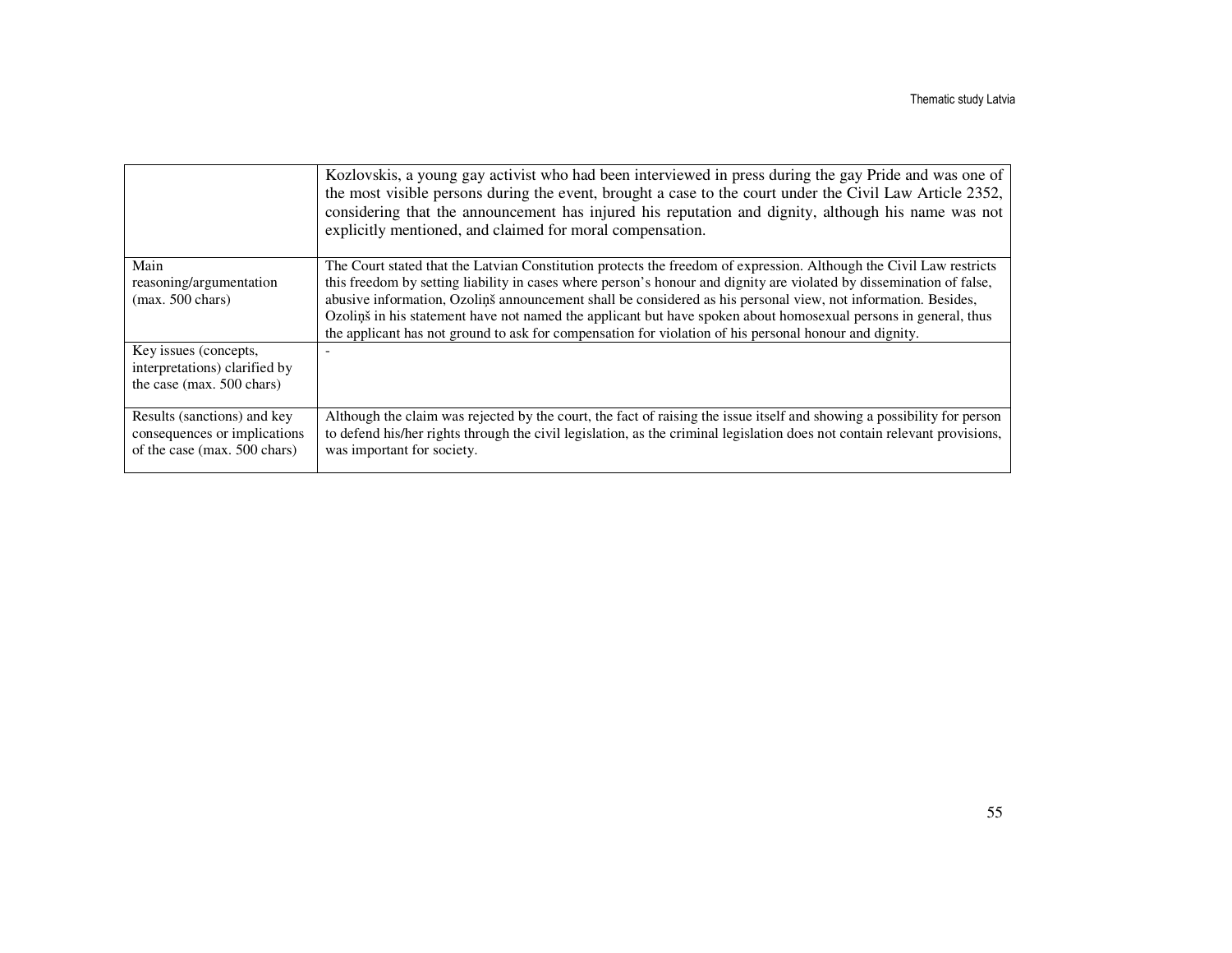| | |
|---|---|
| | Kozlovskis, a young gay activist who had been interviewed in press during the gay Pride and was one of the most visible persons during the event, brought a case to the court under the Civil Law Article 2352, considering that the announcement has injured his reputation and dignity, although his name was not explicitly mentioned, and claimed for moral compensation. |
| Main reasoning/argumentation (max. 500 chars) | The Court stated that the Latvian Constitution protects the freedom of expression. Although the Civil Law restricts this freedom by setting liability in cases where person's honour and dignity are violated by dissemination of false, abusive information, Ozoliņš announcement shall be considered as his personal view, not information. Besides, Ozoliņš in his statement have not named the applicant but have spoken about homosexual persons in general, thus the applicant has not ground to ask for compensation for violation of his personal honour and dignity. |
| Key issues (concepts, interpretations) clarified by the case (max. 500 chars) | - |
| Results (sanctions) and key consequences or implications of the case (max. 500 chars) | Although the claim was rejected by the court, the fact of raising the issue itself and showing a possibility for person to defend his/her rights through the civil legislation, as the criminal legislation does not contain relevant provisions, was important for society. |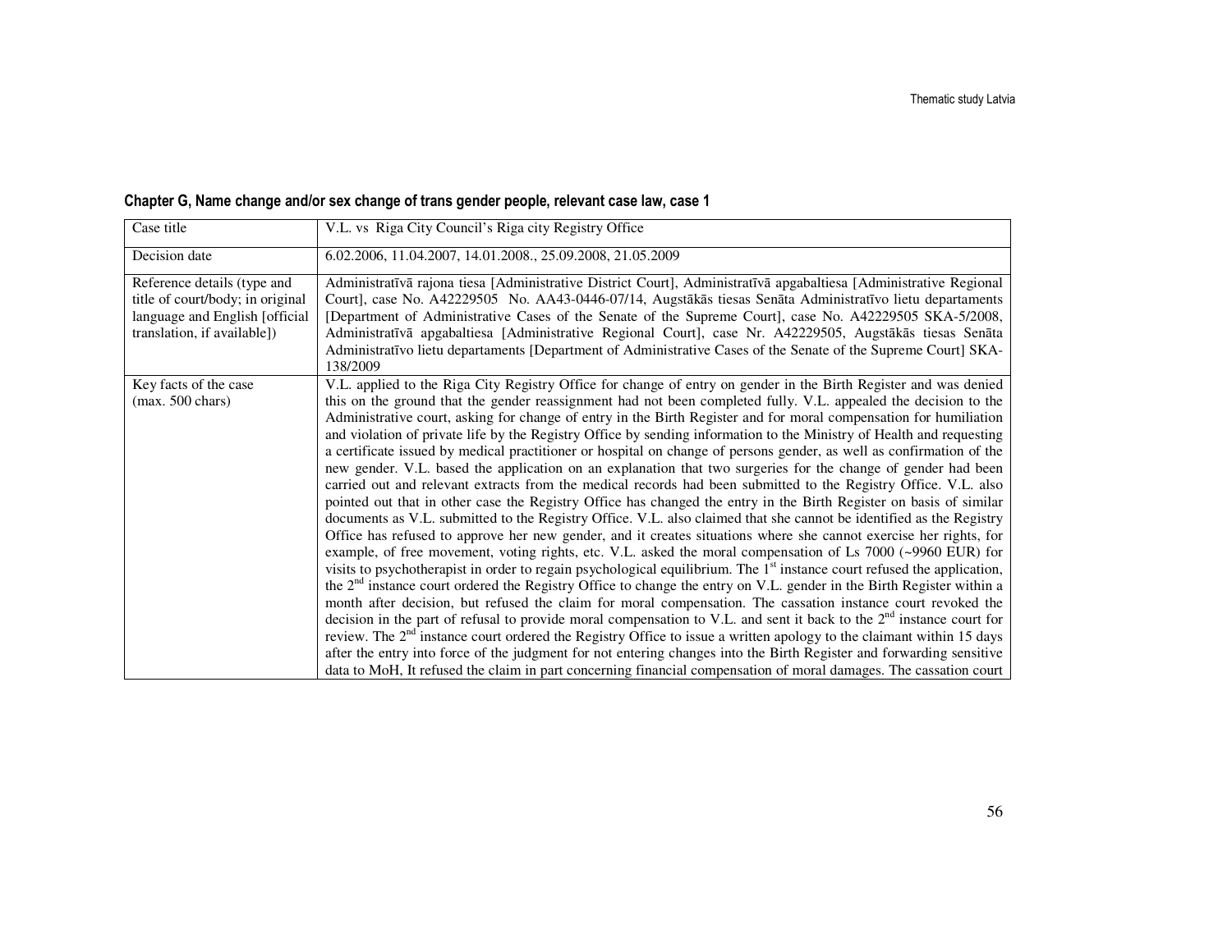**Chapter G, Name change and/or sex change of trans gender people, relevant case law, case 1**

| Case title | V.L. vs Riga City Council's Riga city Registry Office |
|---|---|
| Decision date | 6.02.2006, 11.04.2007, 14.01.2008., 25.09.2008, 21.05.2009 |
| Reference details (type and title of court/body; in original language and English [official translation, if available]) | Administratīvā rajona tiesa [Administrative District Court], Administratīvā apgabaltiesa [Administrative Regional Court], case No. A42229505 No. AA43-0446-07/14, Augstākās tiesas Senāta Administratīvo lietu departaments [Department of Administrative Cases of the Senate of the Supreme Court], case No. A42229505 SKA-5/2008, Administratīvā apgabaltiesa [Administrative Regional Court], case Nr. A42229505, Augstākās tiesas Senāta Administratīvo lietu departaments [Department of Administrative Cases of the Senate of the Supreme Court] SKA-138/2009 |
| Key facts of the case (max. 500 chars) | V.L. applied to the Riga City Registry Office for change of entry on gender in the Birth Register and was denied this on the ground that the gender reassignment had not been completed fully. V.L. appealed the decision to the Administrative court, asking for change of entry in the Birth Register and for moral compensation for humiliation and violation of private life by the Registry Office by sending information to the Ministry of Health and requesting a certificate issued by medical practitioner or hospital on change of persons gender, as well as confirmation of the new gender. V.L. based the application on an explanation that two surgeries for the change of gender had been carried out and relevant extracts from the medical records had been submitted to the Registry Office. V.L. also pointed out that in other case the Registry Office has changed the entry in the Birth Register on basis of similar documents as V.L. submitted to the Registry Office. V.L. also claimed that she cannot be identified as the Registry Office has refused to approve her new gender, and it creates situations where she cannot exercise her rights, for example, of free movement, voting rights, etc. V.L. asked the moral compensation of Ls 7000 (~9960 EUR) for visits to psychotherapist in order to regain psychological equilibrium. The 1st instance court refused the application, the 2nd instance court ordered the Registry Office to change the entry on V.L. gender in the Birth Register within a month after decision, but refused the claim for moral compensation. The cassation instance court revoked the decision in the part of refusal to provide moral compensation to V.L. and sent it back to the 2nd instance court for review. The 2nd instance court ordered the Registry Office to issue a written apology to the claimant within 15 days after the entry into force of the judgment for not entering changes into the Birth Register and forwarding sensitive data to MoH, It refused the claim in part concerning financial compensation of moral damages. The cassation court |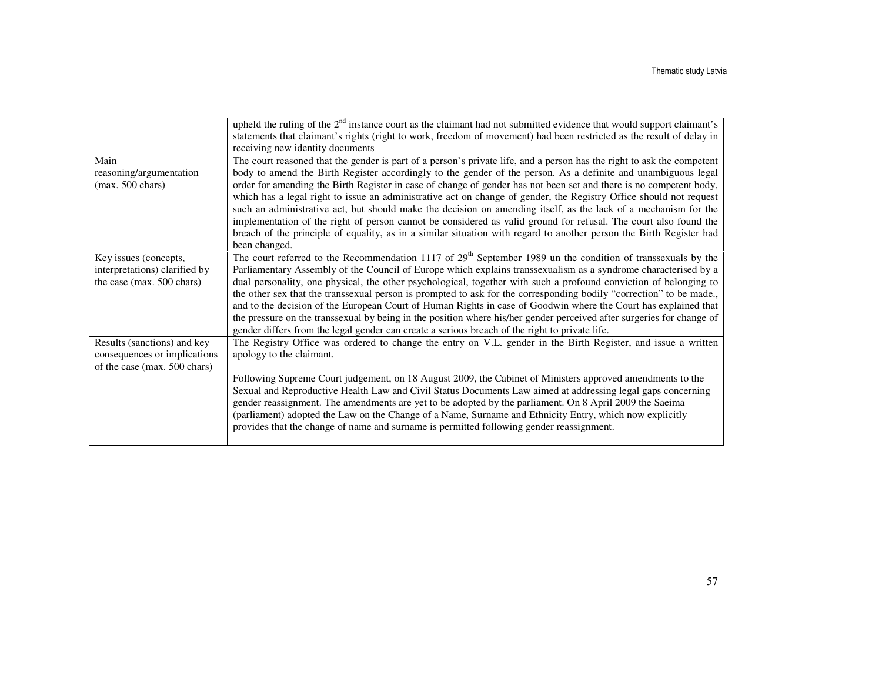| | |
|---|---|
| | upheld the ruling of the 2nd instance court as the claimant had not submitted evidence that would support claimant's statements that claimant's rights (right to work, freedom of movement) had been restricted as the result of delay in receiving new identity documents |
| Main reasoning/argumentation (max. 500 chars) | The court reasoned that the gender is part of a person's private life, and a person has the right to ask the competent body to amend the Birth Register accordingly to the gender of the person. As a definite and unambiguous legal order for amending the Birth Register in case of change of gender has not been set and there is no competent body, which has a legal right to issue an administrative act on change of gender, the Registry Office should not request such an administrative act, but should make the decision on amending itself, as the lack of a mechanism for the implementation of the right of person cannot be considered as valid ground for refusal. The court also found the breach of the principle of equality, as in a similar situation with regard to another person the Birth Register had been changed. |
| Key issues (concepts, interpretations) clarified by the case (max. 500 chars) | The court referred to the Recommendation 1117 of 29th September 1989 un the condition of transsexuals by the Parliamentary Assembly of the Council of Europe which explains transsexualism as a syndrome characterised by a dual personality, one physical, the other psychological, together with such a profound conviction of belonging to the other sex that the transsexual person is prompted to ask for the corresponding bodily "correction" to be made., and to the decision of the European Court of Human Rights in case of Goodwin where the Court has explained that the pressure on the transsexual by being in the position where his/her gender perceived after surgeries for change of gender differs from the legal gender can create a serious breach of the right to private life. |
| Results (sanctions) and key consequences or implications of the case (max. 500 chars) | The Registry Office was ordered to change the entry on V.L. gender in the Birth Register, and issue a written apology to the claimant.<br><br>Following Supreme Court judgement, on 18 August 2009, the Cabinet of Ministers approved amendments to the Sexual and Reproductive Health Law and Civil Status Documents Law aimed at addressing legal gaps concerning gender reassignment. The amendments are yet to be adopted by the parliament. On 8 April 2009 the Saeima (parliament) adopted the Law on the Change of a Name, Surname and Ethnicity Entry, which now explicitly provides that the change of name and surname is permitted following gender reassignment. |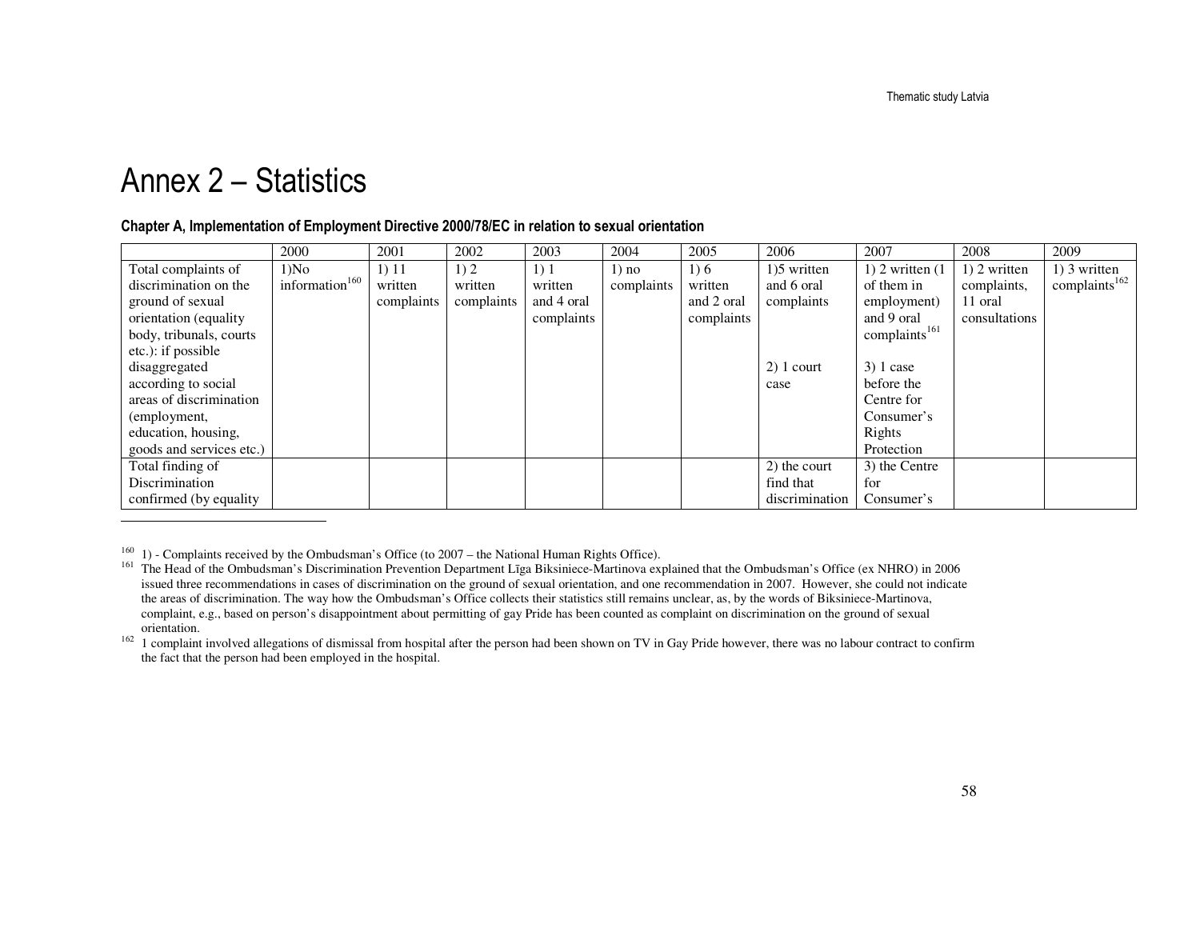# Annex 2 – Statistics

### Chapter A, Implementation of Employment Directive 2000/78/EC in relation to sexual orientation

| | 2000 | 2001 | 2002 | 2003 | 2004 | 2005 | 2006 | 2007 | 2008 | 2009 |
|---|---|---|---|---|---|---|---|---|---|---|
| Total complaints of discrimination on the ground of sexual orientation (equality body, tribunals, courts etc.): if possible disaggregated according to social areas of discrimination (employment, education, housing, goods and services etc.) | 1)No information[160] | 1) 11 written complaints | 1) 2 written complaints | 1) 1 written and 4 oral complaints | 1) no complaints | 1) 6 written and 2 oral complaints | 1)5 written and 6 oral complaints<br><br>2) 1 court case | 1) 2 written (1 of them in employment) and 9 oral complaints[161]<br><br>3) 1 case before the Centre for Consumer's Rights Protection | 1) 2 written complaints, 11 oral consultations | 1) 3 written complaints[162] |
| Total finding of Discrimination confirmed (by equality | | | | | | | 2) the court find that discrimination | 3) the Centre for Consumer's | | |

[160] 1) - Complaints received by the Ombudsman's Office (to 2007 – the National Human Rights Office).

[161] The Head of the Ombudsman's Discrimination Prevention Department Līga Biksiniece-Martinova explained that the Ombudsman's Office (ex NHRO) in 2006 issued three recommendations in cases of discrimination on the ground of sexual orientation, and one recommendation in 2007. However, she could not indicate the areas of discrimination. The way how the Ombudsman's Office collects their statistics still remains unclear, as, by the words of Biksiniece-Martinova, complaint, e.g., based on person's disappointment about permitting of gay Pride has been counted as complaint on discrimination on the ground of sexual orientation.

[162] 1 complaint involved allegations of dismissal from hospital after the person had been shown on TV in Gay Pride however, there was no labour contract to confirm the fact that the person had been employed in the hospital.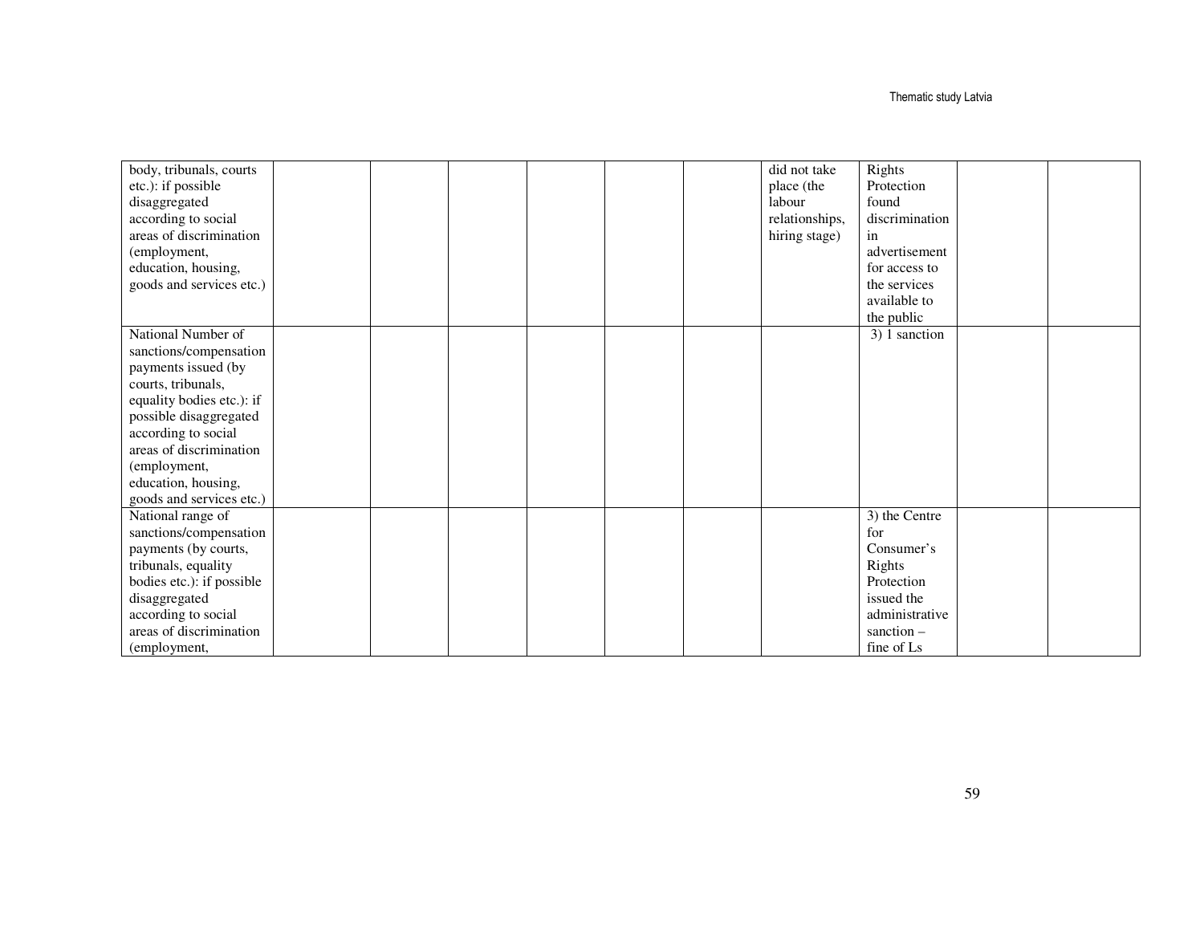| | | | | | | | | | | |
|---|---|---|---|---|---|---|---|---|---|---|
| body, tribunals, courts etc.): if possible disaggregated according to social areas of discrimination (employment, education, housing, goods and services etc.) | | | | | | | did not take place (the labour relationships, hiring stage) | Rights Protection found discrimination in advertisement for access to the services available to the public | | |
| National Number of sanctions/compensation payments issued (by courts, tribunals, equality bodies etc.): if possible disaggregated according to social areas of discrimination (employment, education, housing, goods and services etc.) | | | | | | | | 3) 1 sanction | | |
| National range of sanctions/compensation payments (by courts, tribunals, equality bodies etc.): if possible disaggregated according to social areas of discrimination (employment, | | | | | | | | 3) the Centre for Consumer's Rights Protection issued the administrative sanction – fine of Ls | | |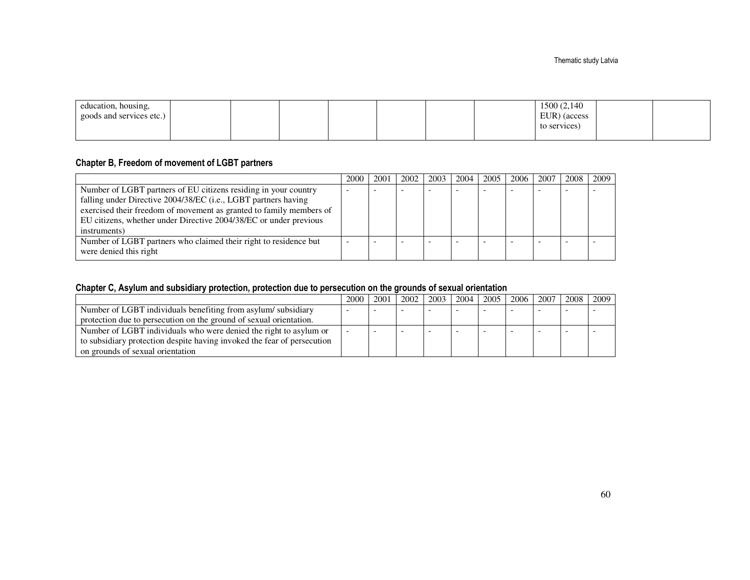| | | | | | | | | | | |
|---|---|---|---|---|---|---|---|---|---|---|
| education, housing, goods and services etc.) | | | | | | | | 1500 (2,140 EUR) (access to services) | | |

### Chapter B, Freedom of movement of LGBT partners

| | 2000 | 2001 | 2002 | 2003 | 2004 | 2005 | 2006 | 2007 | 2008 | 2009 |
|---|---|---|---|---|---|---|---|---|---|---|
| Number of LGBT partners of EU citizens residing in your country falling under Directive 2004/38/EC (i.e., LGBT partners having exercised their freedom of movement as granted to family members of EU citizens, whether under Directive 2004/38/EC or under previous instruments) | - | - | - | - | - | - | - | - | - | - |
| Number of LGBT partners who claimed their right to residence but were denied this right | - | - | - | - | - | - | - | - | - | - |

### Chapter C, Asylum and subsidiary protection, protection due to persecution on the grounds of sexual orientation

| | 2000 | 2001 | 2002 | 2003 | 2004 | 2005 | 2006 | 2007 | 2008 | 2009 |
|---|---|---|---|---|---|---|---|---|---|---|
| Number of LGBT individuals benefiting from asylum/ subsidiary protection due to persecution on the ground of sexual orientation. | - | - | - | - | - | - | - | - | - | - |
| Number of LGBT individuals who were denied the right to asylum or to subsidiary protection despite having invoked the fear of persecution on grounds of sexual orientation | - | - | - | - | - | - | - | - | - | - |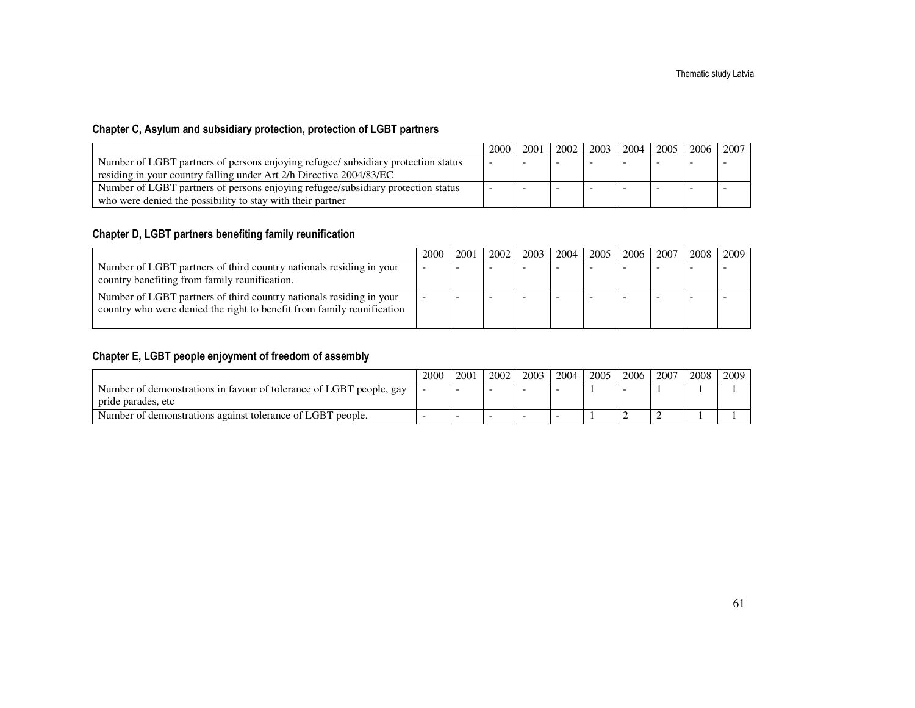### Chapter C, Asylum and subsidiary protection, protection of LGBT partners

| | 2000 | 2001 | 2002 | 2003 | 2004 | 2005 | 2006 | 2007 |
|---|---|---|---|---|---|---|---|---|
| Number of LGBT partners of persons enjoying refugee/ subsidiary protection status residing in your country falling under Art 2/h Directive 2004/83/EC | - | - | - | - | - | - | - | - |
| Number of LGBT partners of persons enjoying refugee/subsidiary protection status who were denied the possibility to stay with their partner | - | - | - | - | - | - | - | - |

### Chapter D, LGBT partners benefiting family reunification

| | 2000 | 2001 | 2002 | 2003 | 2004 | 2005 | 2006 | 2007 | 2008 | 2009 |
|---|---|---|---|---|---|---|---|---|---|---|
| Number of LGBT partners of third country nationals residing in your country benefiting from family reunification. | - | - | - | - | - | - | - | - | - | - |
| Number of LGBT partners of third country nationals residing in your country who were denied the right to benefit from family reunification | - | - | - | - | - | - | - | - | - | - |

### Chapter E, LGBT people enjoyment of freedom of assembly

| | 2000 | 2001 | 2002 | 2003 | 2004 | 2005 | 2006 | 2007 | 2008 | 2009 |
|---|---|---|---|---|---|---|---|---|---|---|
| Number of demonstrations in favour of tolerance of LGBT people, gay pride parades, etc | - | - | - | - | - | 1 | - | 1 | 1 | 1 |
| Number of demonstrations against tolerance of LGBT people. | - | - | - | - | - | 1 | 2 | 2 | 1 | 1 |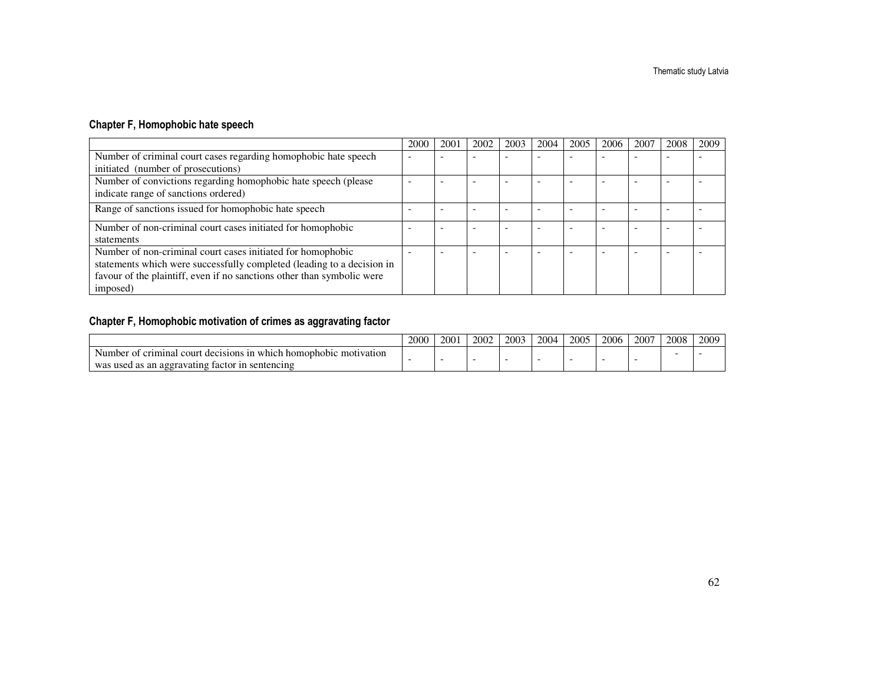### Chapter F, Homophobic hate speech

| | 2000 | 2001 | 2002 | 2003 | 2004 | 2005 | 2006 | 2007 | 2008 | 2009 |
|---|---|---|---|---|---|---|---|---|---|---|
| Number of criminal court cases regarding homophobic hate speech initiated (number of prosecutions) | - | - | - | - | - | - | - | - | - | - |
| Number of convictions regarding homophobic hate speech (please indicate range of sanctions ordered) | - | - | - | - | - | - | - | - | - | - |
| Range of sanctions issued for homophobic hate speech | - | - | - | - | - | - | - | - | - | - |
| Number of non-criminal court cases initiated for homophobic statements | - | - | - | - | - | - | - | - | - | - |
| Number of non-criminal court cases initiated for homophobic statements which were successfully completed (leading to a decision in favour of the plaintiff, even if no sanctions other than symbolic were imposed) | - | - | - | - | - | - | - | - | - | - |

### Chapter F, Homophobic motivation of crimes as aggravating factor

| | 2000 | 2001 | 2002 | 2003 | 2004 | 2005 | 2006 | 2007 | 2008 | 2009 |
|---|---|---|---|---|---|---|---|---|---|---|
| Number of criminal court decisions in which homophobic motivation was used as an aggravating factor in sentencing | - | - | - | - | - | - | - | - | - | - |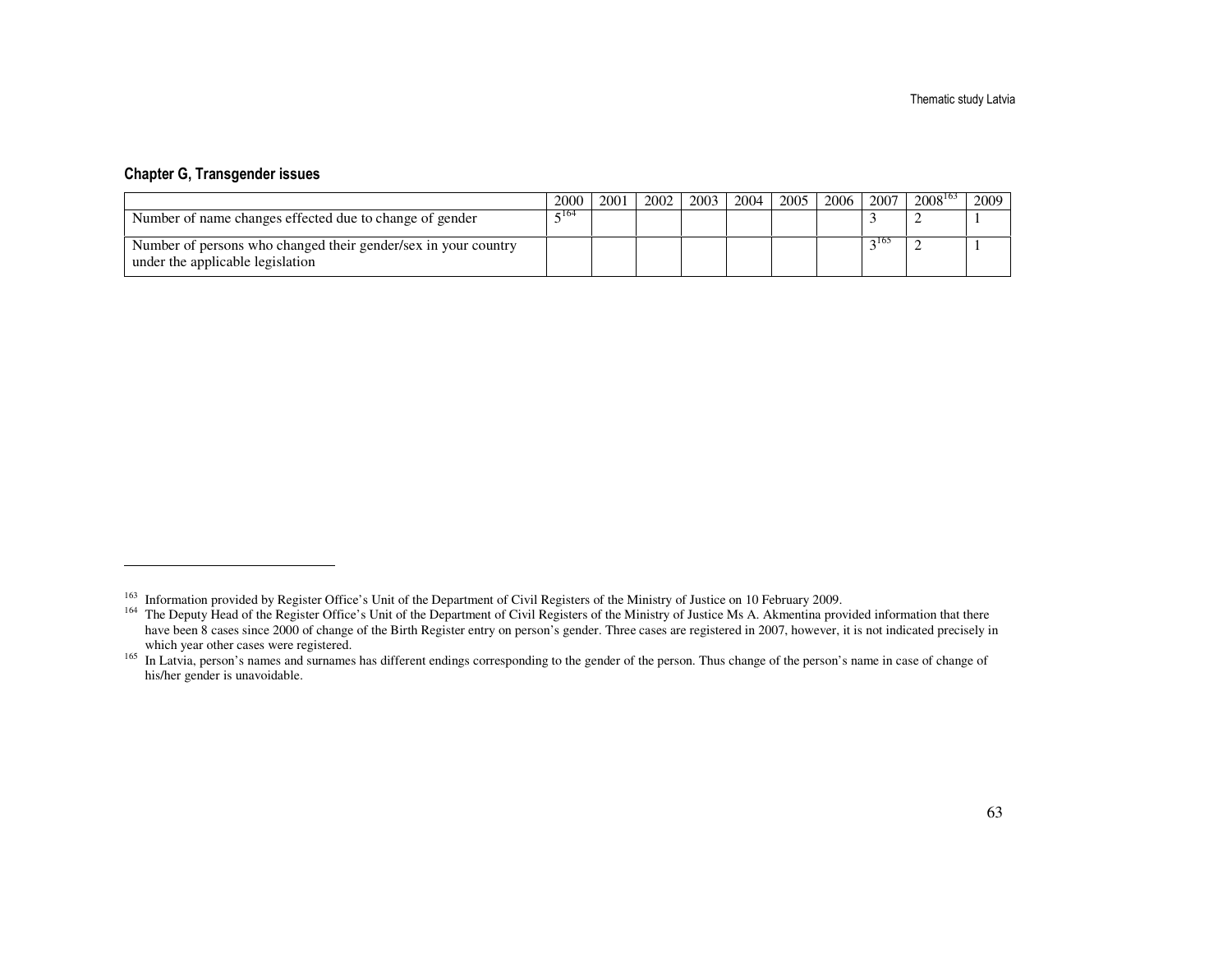## Chapter G, Transgender issues

| | 2000 | 2001 | 2002 | 2003 | 2004 | 2005 | 2006 | 2007 | 2008[163] | 2009 |
|---|---|---|---|---|---|---|---|---|---|---|
| Number of name changes effected due to change of gender | 5[164] | | | | | | | 3 | 2 | 1 |
| Number of persons who changed their gender/sex in your country under the applicable legislation | | | | | | | | 3[165] | 2 | 1 |

---

[163] Information provided by Register Office's Unit of the Department of Civil Registers of the Ministry of Justice on 10 February 2009.

[164] The Deputy Head of the Register Office's Unit of the Department of Civil Registers of the Ministry of Justice Ms A. Akmentina provided information that there have been 8 cases since 2000 of change of the Birth Register entry on person's gender. Three cases are registered in 2007, however, it is not indicated precisely in which year other cases were registered.

[165] In Latvia, person's names and surnames has different endings corresponding to the gender of the person. Thus change of the person's name in case of change of his/her gender is unavoidable.